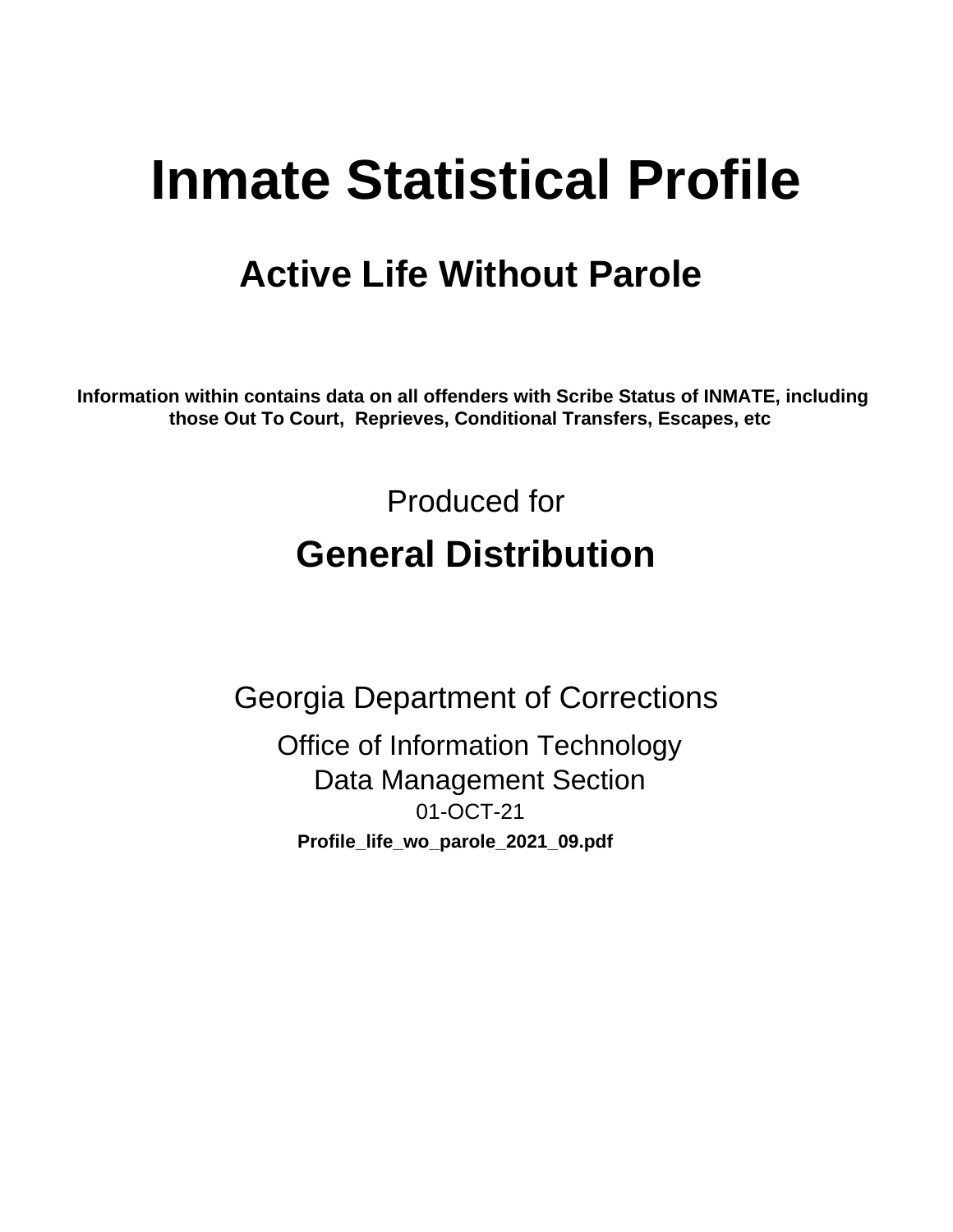# Inmate Statistical Profile

## Active Life Without Parole

**Information within contains data on all offenders with Scribe Status of INMATE, including those Out To Court, Reprieves, Conditional Transfers, Escapes, etc**

Produced for

## General Distribution

Georgia Department of Corrections

Office of Information Technology
Data Management Section
01-OCT-21

**Profile_life_wo_parole_2021_09.pdf**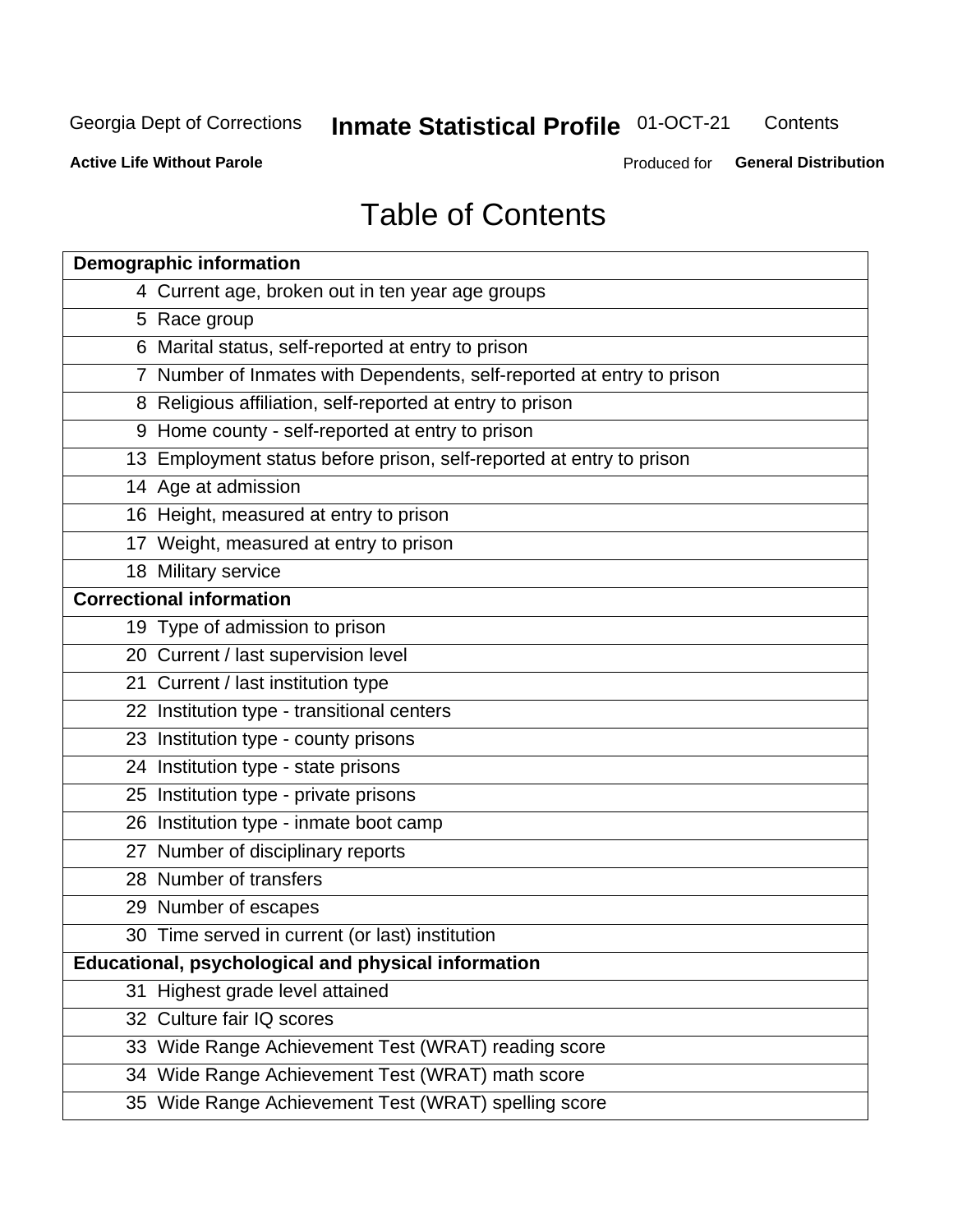# Table of Contents

| Page | Section |
|---|---|
| **Demographic information** | |
| 4 | Current age, broken out in ten year age groups |
| 5 | Race group |
| 6 | Marital status, self-reported at entry to prison |
| 7 | Number of Inmates with Dependents, self-reported at entry to prison |
| 8 | Religious affiliation, self-reported at entry to prison |
| 9 | Home county - self-reported at entry to prison |
| 13 | Employment status before prison, self-reported at entry to prison |
| 14 | Age at admission |
| 16 | Height, measured at entry to prison |
| 17 | Weight, measured at entry to prison |
| 18 | Military service |
| **Correctional information** | |
| 19 | Type of admission to prison |
| 20 | Current / last supervision level |
| 21 | Current / last institution type |
| 22 | Institution type - transitional centers |
| 23 | Institution type - county prisons |
| 24 | Institution type - state prisons |
| 25 | Institution type - private prisons |
| 26 | Institution type - inmate boot camp |
| 27 | Number of disciplinary reports |
| 28 | Number of transfers |
| 29 | Number of escapes |
| 30 | Time served in current (or last) institution |
| **Educational, psychological and physical information** | |
| 31 | Highest grade level attained |
| 32 | Culture fair IQ scores |
| 33 | Wide Range Achievement Test (WRAT) reading score |
| 34 | Wide Range Achievement Test (WRAT) math score |
| 35 | Wide Range Achievement Test (WRAT) spelling score |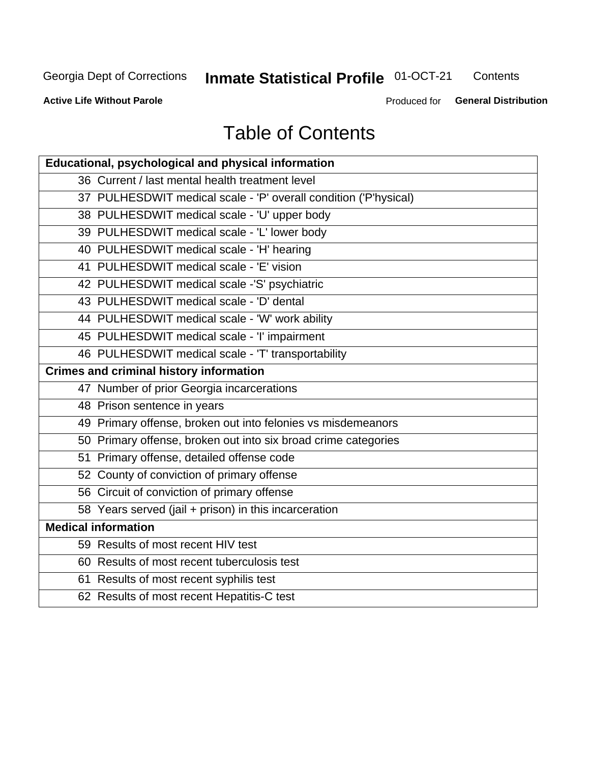Georgia Dept of Corrections **Inmate Statistical Profile** 01-OCT-21 Contents

**Active Life Without Parole** Produced for **General Distribution**

# Table of Contents

| **Educational, psychological and physical information** |
|---|
| 36 Current / last mental health treatment level |
| 37 PULHESDWIT medical scale - 'P' overall condition ('P'hysical) |
| 38 PULHESDWIT medical scale - 'U' upper body |
| 39 PULHESDWIT medical scale - 'L' lower body |
| 40 PULHESDWIT medical scale - 'H' hearing |
| 41 PULHESDWIT medical scale - 'E' vision |
| 42 PULHESDWIT medical scale -'S' psychiatric |
| 43 PULHESDWIT medical scale - 'D' dental |
| 44 PULHESDWIT medical scale - 'W' work ability |
| 45 PULHESDWIT medical scale - 'I' impairment |
| 46 PULHESDWIT medical scale - 'T' transportability |
| **Crimes and criminal history information** |
| 47 Number of prior Georgia incarcerations |
| 48 Prison sentence in years |
| 49 Primary offense, broken out into felonies vs misdemeanors |
| 50 Primary offense, broken out into six broad crime categories |
| 51 Primary offense, detailed offense code |
| 52 County of conviction of primary offense |
| 56 Circuit of conviction of primary offense |
| 58 Years served (jail + prison) in this incarceration |
| **Medical information** |
| 59 Results of most recent HIV test |
| 60 Results of most recent tuberculosis test |
| 61 Results of most recent syphilis test |
| 62 Results of most recent Hepatitis-C test |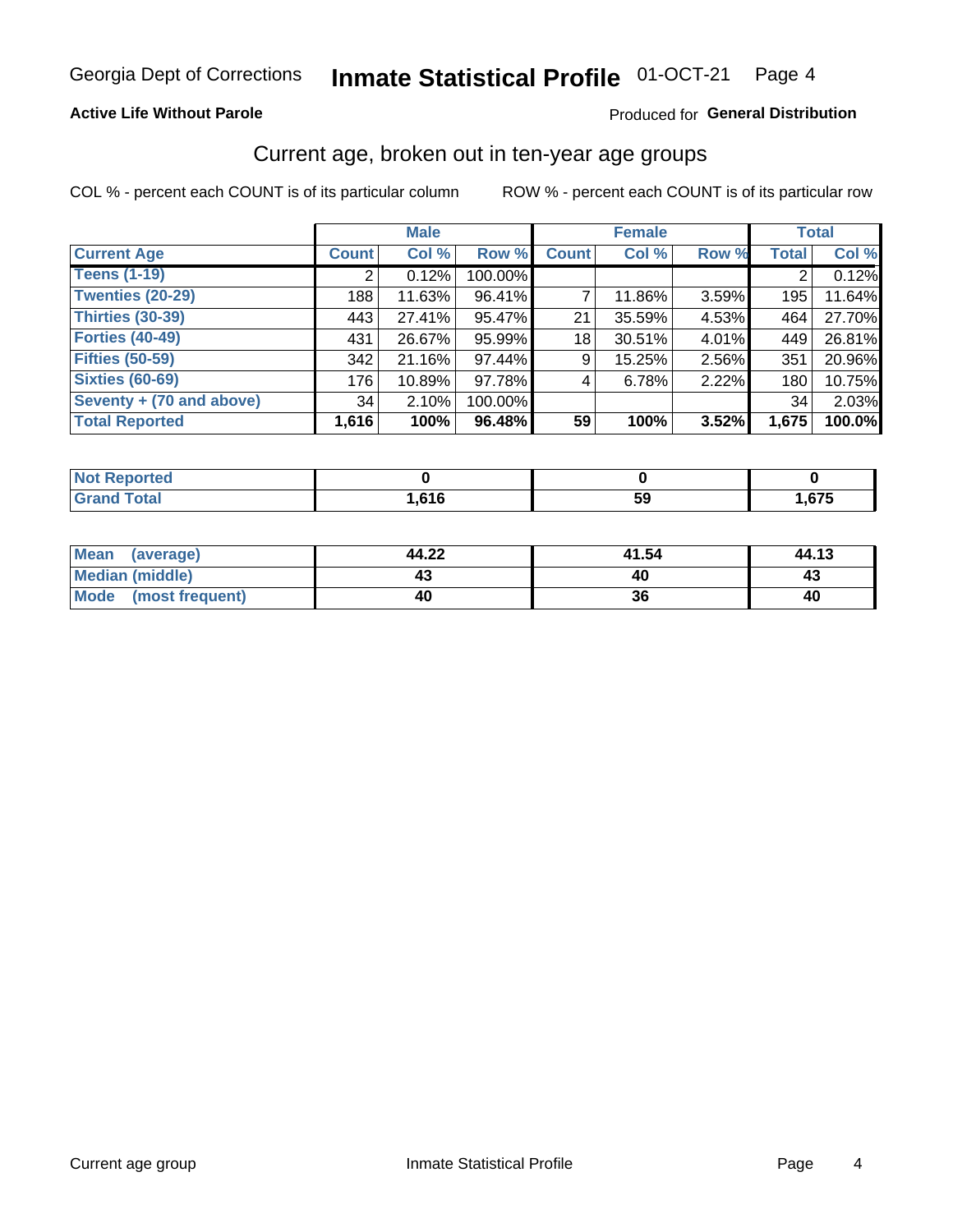Georgia Dept of Corrections **Inmate Statistical Profile** 01-OCT-21

**Active Life Without Parole**

Produced for **General Distribution**

## Current age, broken out in ten-year age groups

COL % - percent each COUNT is of its particular column ROW % - percent each COUNT is of its particular row

| | Male | | | Female | | | Total | |
|---|---|---|---|---|---|---|---|---|
| **Current Age** | **Count** | **Col %** | **Row %** | **Count** | **Col %** | **Row %** | **Total** | **Col %** |
| **Teens (1-19)** | 2 | 0.12% | 100.00% | | | | 2 | 0.12% |
| **Twenties (20-29)** | 188 | 11.63% | 96.41% | 7 | 11.86% | 3.59% | 195 | 11.64% |
| **Thirties (30-39)** | 443 | 27.41% | 95.47% | 21 | 35.59% | 4.53% | 464 | 27.70% |
| **Forties (40-49)** | 431 | 26.67% | 95.99% | 18 | 30.51% | 4.01% | 449 | 26.81% |
| **Fifties (50-59)** | 342 | 21.16% | 97.44% | 9 | 15.25% | 2.56% | 351 | 20.96% |
| **Sixties (60-69)** | 176 | 10.89% | 97.78% | 4 | 6.78% | 2.22% | 180 | 10.75% |
| **Seventy + (70 and above)** | 34 | 2.10% | 100.00% | | | | 34 | 2.03% |
| **Total Reported** | **1,616** | **100%** | **96.48%** | **59** | **100%** | **3.52%** | **1,675** | **100.0%** |

| | Male | Female | Total |
|---|---|---|---|
| **Not Reported** | **0** | **0** | **0** |
| **Grand Total** | **1,616** | **59** | **1,675** |

| | Male | Female | Total |
|---|---|---|---|
| **Mean (average)** | **44.22** | **41.54** | **44.13** |
| **Median (middle)** | **43** | **40** | **43** |
| **Mode (most frequent)** | **40** | **36** | **40** |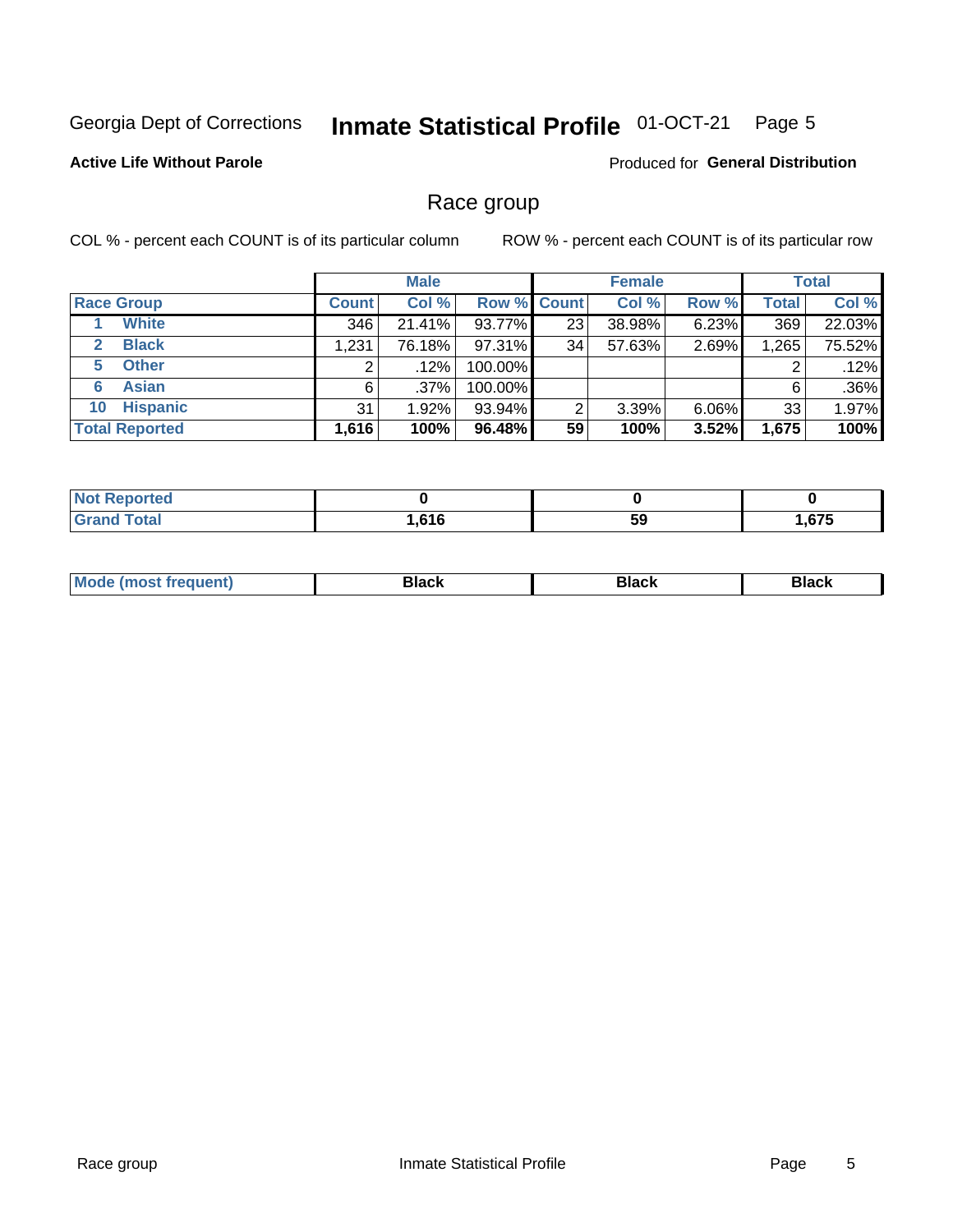Georgia Dept of Corrections **Inmate Statistical Profile** 01-OCT-21

**Active Life Without Parole**

Produced for **General Distribution**

## Race group

COL % - percent each COUNT is of its particular column

ROW % - percent each COUNT is of its particular row

| | Male | | | Female | | | Total | |
|---|---|---|---|---|---|---|---|---|
| **Race Group** | **Count** | **Col %** | **Row %** | **Count** | **Col %** | **Row %** | **Total** | **Col %** |
| 1 **White** | 346 | 21.41% | 93.77% | 23 | 38.98% | 6.23% | 369 | 22.03% |
| 2 **Black** | 1,231 | 76.18% | 97.31% | 34 | 57.63% | 2.69% | 1,265 | 75.52% |
| 5 **Other** | 2 | .12% | 100.00% | | | | 2 | .12% |
| 6 **Asian** | 6 | .37% | 100.00% | | | | 6 | .36% |
| 10 **Hispanic** | 31 | 1.92% | 93.94% | 2 | 3.39% | 6.06% | 33 | 1.97% |
| **Total Reported** | **1,616** | **100%** | **96.48%** | **59** | **100%** | **3.52%** | **1,675** | **100%** |

| | Male | Female | Total |
|---|---|---|---|
| **Not Reported** | **0** | **0** | **0** |
| **Grand Total** | **1,616** | **59** | **1,675** |

| | Male | Female | Total |
|---|---|---|---|
| **Mode (most frequent)** | **Black** | **Black** | **Black** |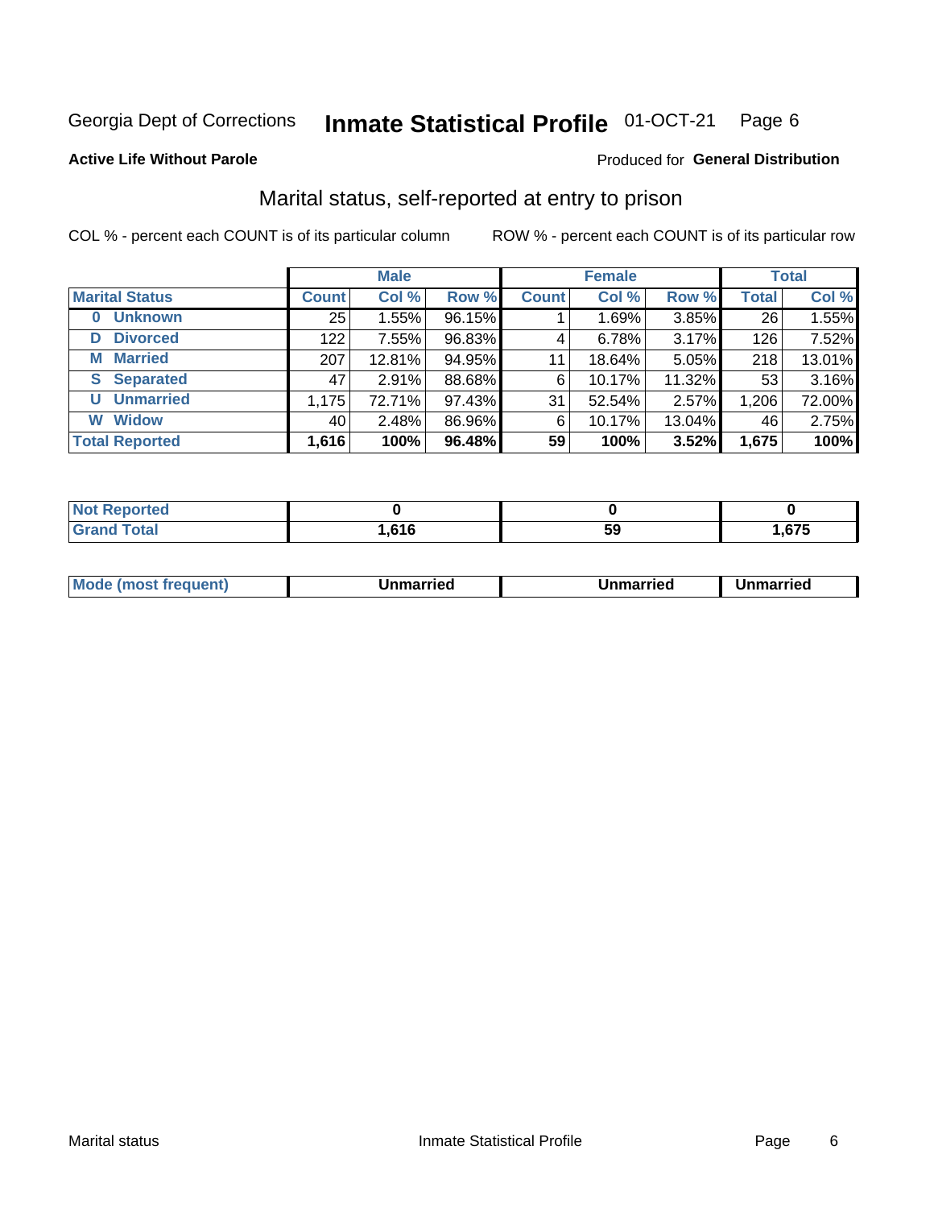Georgia Dept of Corrections **Inmate Statistical Profile** 01-OCT-21

**Active Life Without Parole**

Produced for **General Distribution**

## Marital status, self-reported at entry to prison

COL % - percent each COUNT is of its particular column ROW % - percent each COUNT is of its particular row

| | Male | | | Female | | | Total | |
|---|---|---|---|---|---|---|---|---|
| **Marital Status** | **Count** | **Col %** | **Row %** | **Count** | **Col %** | **Row %** | **Total** | **Col %** |
| 0 Unknown | 25 | 1.55% | 96.15% | 1 | 1.69% | 3.85% | 26 | 1.55% |
| D Divorced | 122 | 7.55% | 96.83% | 4 | 6.78% | 3.17% | 126 | 7.52% |
| M Married | 207 | 12.81% | 94.95% | 11 | 18.64% | 5.05% | 218 | 13.01% |
| S Separated | 47 | 2.91% | 88.68% | 6 | 10.17% | 11.32% | 53 | 3.16% |
| U Unmarried | 1,175 | 72.71% | 97.43% | 31 | 52.54% | 2.57% | 1,206 | 72.00% |
| W Widow | 40 | 2.48% | 86.96% | 6 | 10.17% | 13.04% | 46 | 2.75% |
| **Total Reported** | **1,616** | **100%** | **96.48%** | **59** | **100%** | **3.52%** | **1,675** | **100%** |

| | Male | Female | Total |
|---|---|---|---|
| Not Reported | 0 | 0 | 0 |
| Grand Total | 1,616 | 59 | 1,675 |

| | Male | Female | Total |
|---|---|---|---|
| Mode (most frequent) | Unmarried | Unmarried | Unmarried |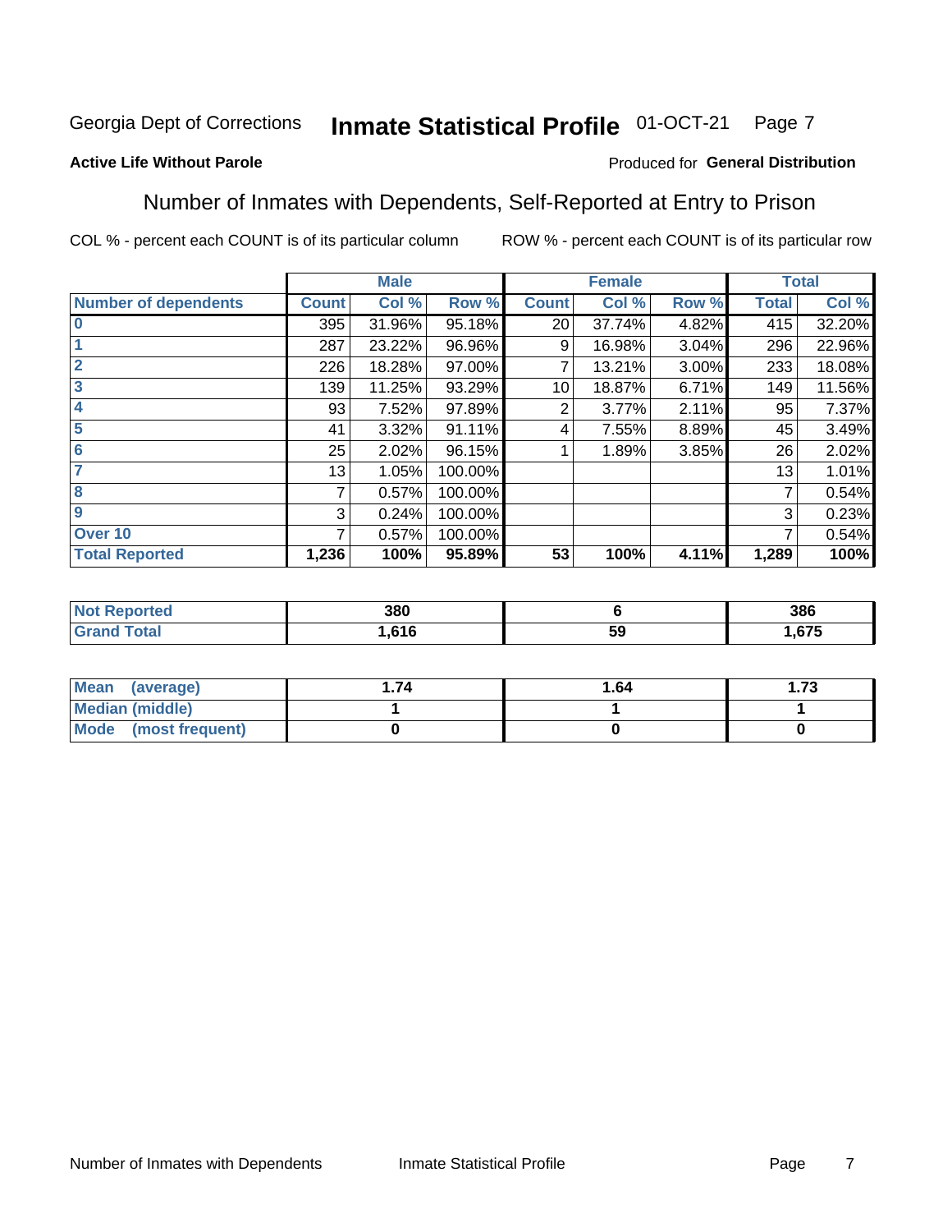Georgia Dept of Corrections **Inmate Statistical Profile** 01-OCT-21 Page 7

**Active Life Without Parole**

Produced for **General Distribution**

## Number of Inmates with Dependents, Self-Reported at Entry to Prison

COL % - percent each COUNT is of its particular column

ROW % - percent each COUNT is of its particular row

| | Male | | | Female | | | Total | |
|---|---|---|---|---|---|---|---|---|
| **Number of dependents** | **Count** | **Col %** | **Row %** | **Count** | **Col %** | **Row %** | **Total** | **Col %** |
| **0** | 395 | 31.96% | 95.18% | 20 | 37.74% | 4.82% | 415 | 32.20% |
| **1** | 287 | 23.22% | 96.96% | 9 | 16.98% | 3.04% | 296 | 22.96% |
| **2** | 226 | 18.28% | 97.00% | 7 | 13.21% | 3.00% | 233 | 18.08% |
| **3** | 139 | 11.25% | 93.29% | 10 | 18.87% | 6.71% | 149 | 11.56% |
| **4** | 93 | 7.52% | 97.89% | 2 | 3.77% | 2.11% | 95 | 7.37% |
| **5** | 41 | 3.32% | 91.11% | 4 | 7.55% | 8.89% | 45 | 3.49% |
| **6** | 25 | 2.02% | 96.15% | 1 | 1.89% | 3.85% | 26 | 2.02% |
| **7** | 13 | 1.05% | 100.00% | | | | 13 | 1.01% |
| **8** | 7 | 0.57% | 100.00% | | | | 7 | 0.54% |
| **9** | 3 | 0.24% | 100.00% | | | | 3 | 0.23% |
| **Over 10** | 7 | 0.57% | 100.00% | | | | 7 | 0.54% |
| **Total Reported** | **1,236** | **100%** | **95.89%** | **53** | **100%** | **4.11%** | **1,289** | **100%** |

| | Male | Female | Total |
|---|---|---|---|
| **Not Reported** | **380** | **6** | **386** |
| **Grand Total** | **1,616** | **59** | **1,675** |

| | Male | Female | Total |
|---|---|---|---|
| **Mean (average)** | **1.74** | **1.64** | **1.73** |
| **Median (middle)** | **1** | **1** | **1** |
| **Mode (most frequent)** | **0** | **0** | **0** |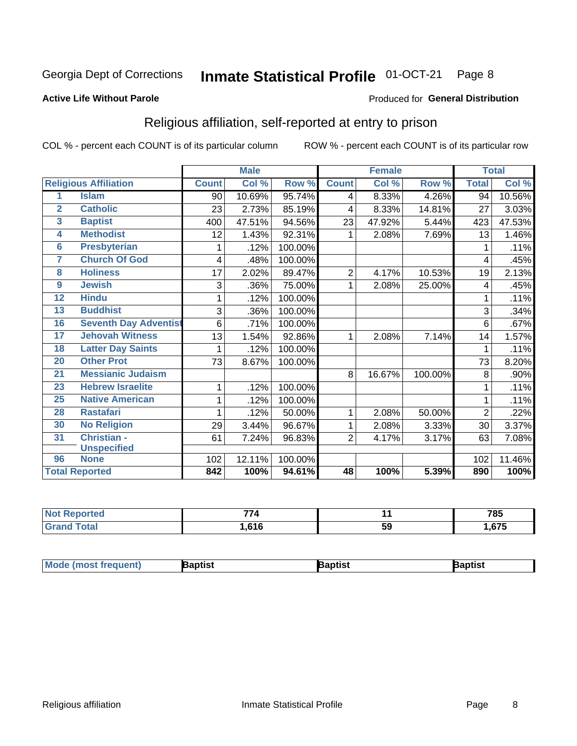Georgia Dept of Corrections **Inmate Statistical Profile** 01-OCT-21

**Active Life Without Parole** Produced for **General Distribution**

## Religious affiliation, self-reported at entry to prison

COL % - percent each COUNT is of its particular column ROW % - percent each COUNT is of its particular row

| Religious Affiliation | | Male | | | Female | | | Total | |
|---|---|---|---|---|---|---|---|---|---|
| | | Count | Col % | Row % | Count | Col % | Row % | Total | Col % |
| 1 | Islam | 90 | 10.69% | 95.74% | 4 | 8.33% | 4.26% | 94 | 10.56% |
| 2 | Catholic | 23 | 2.73% | 85.19% | 4 | 8.33% | 14.81% | 27 | 3.03% |
| 3 | Baptist | 400 | 47.51% | 94.56% | 23 | 47.92% | 5.44% | 423 | 47.53% |
| 4 | Methodist | 12 | 1.43% | 92.31% | 1 | 2.08% | 7.69% | 13 | 1.46% |
| 6 | Presbyterian | 1 | .12% | 100.00% | | | | 1 | .11% |
| 7 | Church Of God | 4 | .48% | 100.00% | | | | 4 | .45% |
| 8 | Holiness | 17 | 2.02% | 89.47% | 2 | 4.17% | 10.53% | 19 | 2.13% |
| 9 | Jewish | 3 | .36% | 75.00% | 1 | 2.08% | 25.00% | 4 | .45% |
| 12 | Hindu | 1 | .12% | 100.00% | | | | 1 | .11% |
| 13 | Buddhist | 3 | .36% | 100.00% | | | | 3 | .34% |
| 16 | Seventh Day Adventist | 6 | .71% | 100.00% | | | | 6 | .67% |
| 17 | Jehovah Witness | 13 | 1.54% | 92.86% | 1 | 2.08% | 7.14% | 14 | 1.57% |
| 18 | Latter Day Saints | 1 | .12% | 100.00% | | | | 1 | .11% |
| 20 | Other Prot | 73 | 8.67% | 100.00% | | | | 73 | 8.20% |
| 21 | Messianic Judaism | | | | 8 | 16.67% | 100.00% | 8 | .90% |
| 23 | Hebrew Israelite | 1 | .12% | 100.00% | | | | 1 | .11% |
| 25 | Native American | 1 | .12% | 100.00% | | | | 1 | .11% |
| 28 | Rastafari | 1 | .12% | 50.00% | 1 | 2.08% | 50.00% | 2 | .22% |
| 30 | No Religion | 29 | 3.44% | 96.67% | 1 | 2.08% | 3.33% | 30 | 3.37% |
| 31 | Christian - Unspecified | 61 | 7.24% | 96.83% | 2 | 4.17% | 3.17% | 63 | 7.08% |
| 96 | None | 102 | 12.11% | 100.00% | | | | 102 | 11.46% |
| **Total Reported** | | **842** | **100%** | **94.61%** | **48** | **100%** | **5.39%** | **890** | **100%** |

| | Male | Female | Total |
|---|---|---|---|
| Not Reported | 774 | 11 | 785 |
| Grand Total | 1,616 | 59 | 1,675 |

| | Male | Female | Total |
|---|---|---|---|
| Mode (most frequent) | Baptist | Baptist | Baptist |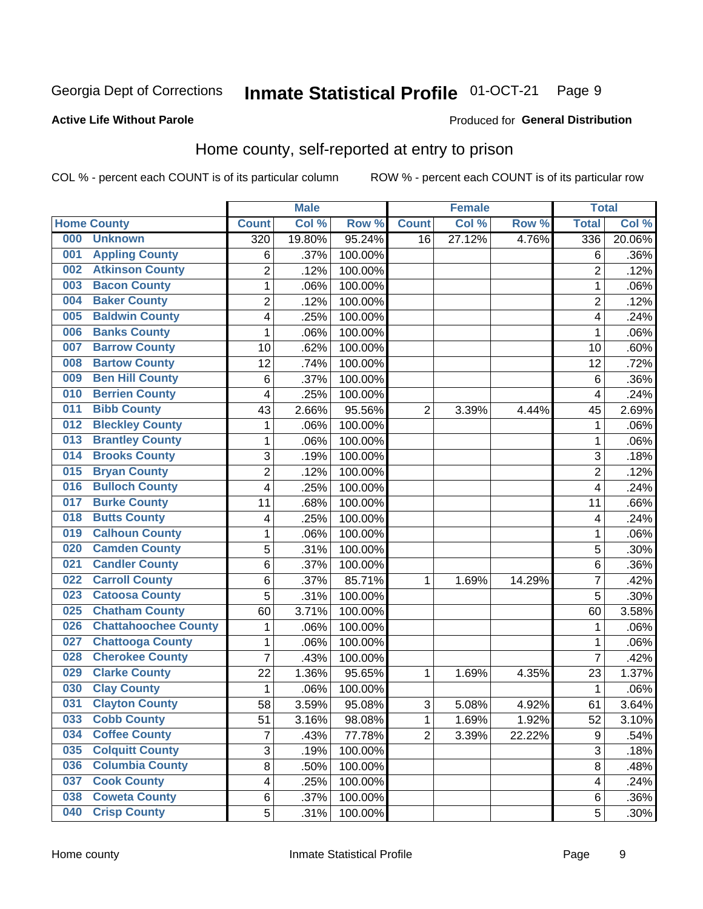Georgia Dept of Corrections **Inmate Statistical Profile** 01-OCT-21 Page 9

**Active Life Without Parole**

Produced for **General Distribution**

# Home county, self-reported at entry to prison

COL % - percent each COUNT is of its particular column ROW % - percent each COUNT is of its particular row

| Home County | | Male | | | Female | | | Total | |
|---|---|---|---|---|---|---|---|---|---|
| | | Count | Col % | Row % | Count | Col % | Row % | Total | Col % |
| 000 | Unknown | 320 | 19.80% | 95.24% | 16 | 27.12% | 4.76% | 336 | 20.06% |
| 001 | Appling County | 6 | .37% | 100.00% | | | | 6 | .36% |
| 002 | Atkinson County | 2 | .12% | 100.00% | | | | 2 | .12% |
| 003 | Bacon County | 1 | .06% | 100.00% | | | | 1 | .06% |
| 004 | Baker County | 2 | .12% | 100.00% | | | | 2 | .12% |
| 005 | Baldwin County | 4 | .25% | 100.00% | | | | 4 | .24% |
| 006 | Banks County | 1 | .06% | 100.00% | | | | 1 | .06% |
| 007 | Barrow County | 10 | .62% | 100.00% | | | | 10 | .60% |
| 008 | Bartow County | 12 | .74% | 100.00% | | | | 12 | .72% |
| 009 | Ben Hill County | 6 | .37% | 100.00% | | | | 6 | .36% |
| 010 | Berrien County | 4 | .25% | 100.00% | | | | 4 | .24% |
| 011 | Bibb County | 43 | 2.66% | 95.56% | 2 | 3.39% | 4.44% | 45 | 2.69% |
| 012 | Bleckley County | 1 | .06% | 100.00% | | | | 1 | .06% |
| 013 | Brantley County | 1 | .06% | 100.00% | | | | 1 | .06% |
| 014 | Brooks County | 3 | .19% | 100.00% | | | | 3 | .18% |
| 015 | Bryan County | 2 | .12% | 100.00% | | | | 2 | .12% |
| 016 | Bulloch County | 4 | .25% | 100.00% | | | | 4 | .24% |
| 017 | Burke County | 11 | .68% | 100.00% | | | | 11 | .66% |
| 018 | Butts County | 4 | .25% | 100.00% | | | | 4 | .24% |
| 019 | Calhoun County | 1 | .06% | 100.00% | | | | 1 | .06% |
| 020 | Camden County | 5 | .31% | 100.00% | | | | 5 | .30% |
| 021 | Candler County | 6 | .37% | 100.00% | | | | 6 | .36% |
| 022 | Carroll County | 6 | .37% | 85.71% | 1 | 1.69% | 14.29% | 7 | .42% |
| 023 | Catoosa County | 5 | .31% | 100.00% | | | | 5 | .30% |
| 025 | Chatham County | 60 | 3.71% | 100.00% | | | | 60 | 3.58% |
| 026 | Chattahoochee County | 1 | .06% | 100.00% | | | | 1 | .06% |
| 027 | Chattooga County | 1 | .06% | 100.00% | | | | 1 | .06% |
| 028 | Cherokee County | 7 | .43% | 100.00% | | | | 7 | .42% |
| 029 | Clarke County | 22 | 1.36% | 95.65% | 1 | 1.69% | 4.35% | 23 | 1.37% |
| 030 | Clay County | 1 | .06% | 100.00% | | | | 1 | .06% |
| 031 | Clayton County | 58 | 3.59% | 95.08% | 3 | 5.08% | 4.92% | 61 | 3.64% |
| 033 | Cobb County | 51 | 3.16% | 98.08% | 1 | 1.69% | 1.92% | 52 | 3.10% |
| 034 | Coffee County | 7 | .43% | 77.78% | 2 | 3.39% | 22.22% | 9 | .54% |
| 035 | Colquitt County | 3 | .19% | 100.00% | | | | 3 | .18% |
| 036 | Columbia County | 8 | .50% | 100.00% | | | | 8 | .48% |
| 037 | Cook County | 4 | .25% | 100.00% | | | | 4 | .24% |
| 038 | Coweta County | 6 | .37% | 100.00% | | | | 6 | .36% |
| 040 | Crisp County | 5 | .31% | 100.00% | | | | 5 | .30% |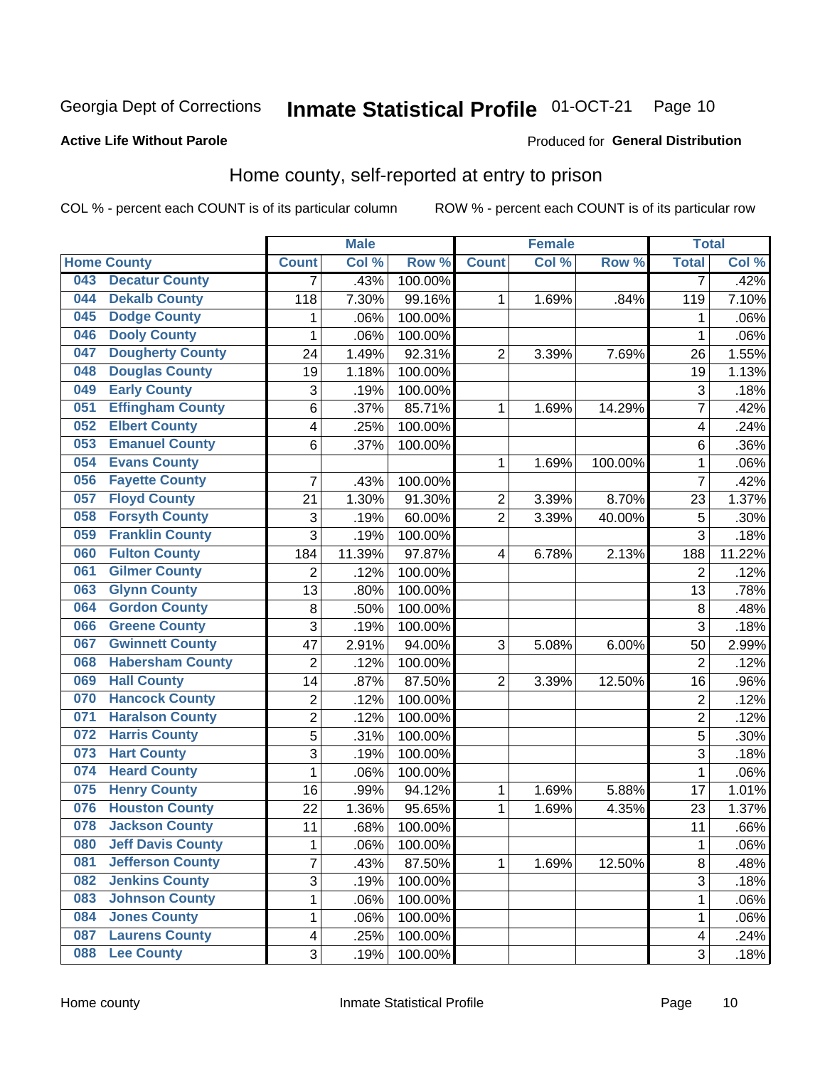Georgia Dept of Corrections **Inmate Statistical Profile** 01-OCT-21 Page 10

**Active Life Without Parole**

Produced for **General Distribution**

## Home county, self-reported at entry to prison

COL % - percent each COUNT is of its particular column    ROW % - percent each COUNT is of its particular row

| Home County | | Male | | | Female | | | Total | |
|---|---|---|---|---|---|---|---|---|---|
| | | Count | Col % | Row % | Count | Col % | Row % | Total | Col % |
| 043 | Decatur County | 7 | .43% | 100.00% | | | | 7 | .42% |
| 044 | Dekalb County | 118 | 7.30% | 99.16% | 1 | 1.69% | .84% | 119 | 7.10% |
| 045 | Dodge County | 1 | .06% | 100.00% | | | | 1 | .06% |
| 046 | Dooly County | 1 | .06% | 100.00% | | | | 1 | .06% |
| 047 | Dougherty County | 24 | 1.49% | 92.31% | 2 | 3.39% | 7.69% | 26 | 1.55% |
| 048 | Douglas County | 19 | 1.18% | 100.00% | | | | 19 | 1.13% |
| 049 | Early County | 3 | .19% | 100.00% | | | | 3 | .18% |
| 051 | Effingham County | 6 | .37% | 85.71% | 1 | 1.69% | 14.29% | 7 | .42% |
| 052 | Elbert County | 4 | .25% | 100.00% | | | | 4 | .24% |
| 053 | Emanuel County | 6 | .37% | 100.00% | | | | 6 | .36% |
| 054 | Evans County | | | | 1 | 1.69% | 100.00% | 1 | .06% |
| 056 | Fayette County | 7 | .43% | 100.00% | | | | 7 | .42% |
| 057 | Floyd County | 21 | 1.30% | 91.30% | 2 | 3.39% | 8.70% | 23 | 1.37% |
| 058 | Forsyth County | 3 | .19% | 60.00% | 2 | 3.39% | 40.00% | 5 | .30% |
| 059 | Franklin County | 3 | .19% | 100.00% | | | | 3 | .18% |
| 060 | Fulton County | 184 | 11.39% | 97.87% | 4 | 6.78% | 2.13% | 188 | 11.22% |
| 061 | Gilmer County | 2 | .12% | 100.00% | | | | 2 | .12% |
| 063 | Glynn County | 13 | .80% | 100.00% | | | | 13 | .78% |
| 064 | Gordon County | 8 | .50% | 100.00% | | | | 8 | .48% |
| 066 | Greene County | 3 | .19% | 100.00% | | | | 3 | .18% |
| 067 | Gwinnett County | 47 | 2.91% | 94.00% | 3 | 5.08% | 6.00% | 50 | 2.99% |
| 068 | Habersham County | 2 | .12% | 100.00% | | | | 2 | .12% |
| 069 | Hall County | 14 | .87% | 87.50% | 2 | 3.39% | 12.50% | 16 | .96% |
| 070 | Hancock County | 2 | .12% | 100.00% | | | | 2 | .12% |
| 071 | Haralson County | 2 | .12% | 100.00% | | | | 2 | .12% |
| 072 | Harris County | 5 | .31% | 100.00% | | | | 5 | .30% |
| 073 | Hart County | 3 | .19% | 100.00% | | | | 3 | .18% |
| 074 | Heard County | 1 | .06% | 100.00% | | | | 1 | .06% |
| 075 | Henry County | 16 | .99% | 94.12% | 1 | 1.69% | 5.88% | 17 | 1.01% |
| 076 | Houston County | 22 | 1.36% | 95.65% | 1 | 1.69% | 4.35% | 23 | 1.37% |
| 078 | Jackson County | 11 | .68% | 100.00% | | | | 11 | .66% |
| 080 | Jeff Davis County | 1 | .06% | 100.00% | | | | 1 | .06% |
| 081 | Jefferson County | 7 | .43% | 87.50% | 1 | 1.69% | 12.50% | 8 | .48% |
| 082 | Jenkins County | 3 | .19% | 100.00% | | | | 3 | .18% |
| 083 | Johnson County | 1 | .06% | 100.00% | | | | 1 | .06% |
| 084 | Jones County | 1 | .06% | 100.00% | | | | 1 | .06% |
| 087 | Laurens County | 4 | .25% | 100.00% | | | | 4 | .24% |
| 088 | Lee County | 3 | .19% | 100.00% | | | | 3 | .18% |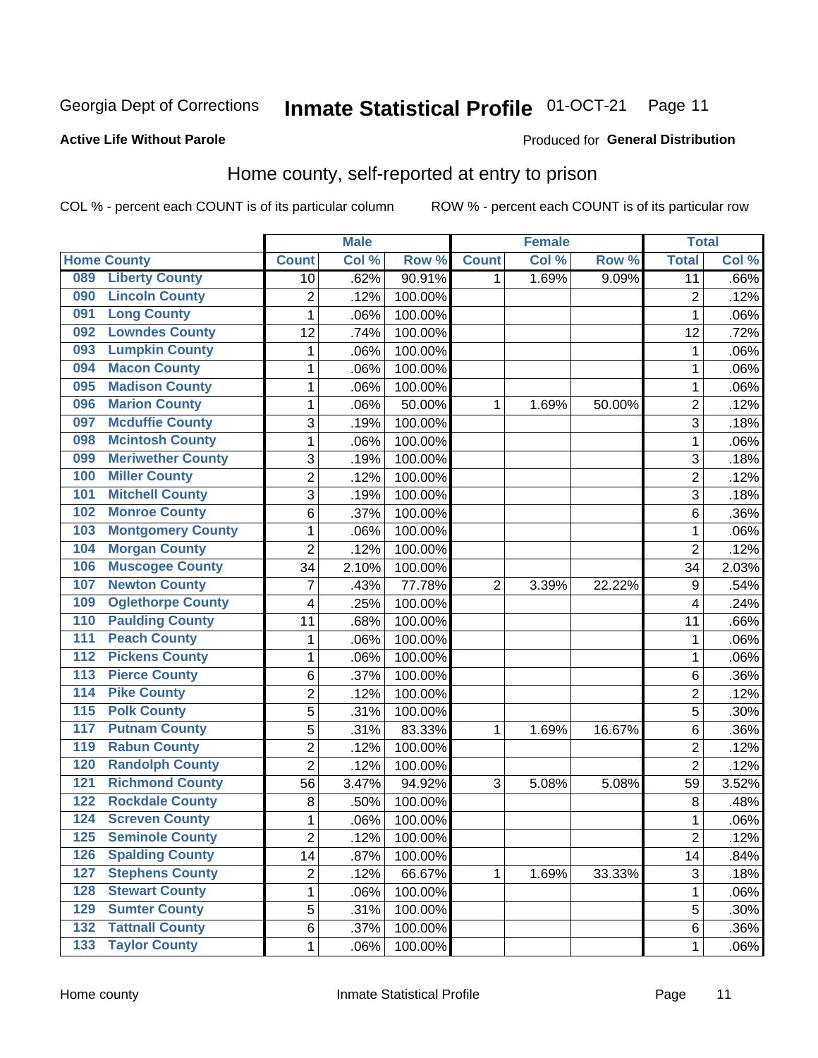Georgia Dept of Corrections **Inmate Statistical Profile** 01-OCT-21

**Active Life Without Parole**

Produced for **General Distribution**

## Home county, self-reported at entry to prison

COL % - percent each COUNT is of its particular column     ROW % - percent each COUNT is of its particular row

| Home County | | Male | | | Female | | | Total | |
|---|---|---|---|---|---|---|---|---|---|
| | | Count | Col % | Row % | Count | Col % | Row % | Total | Col % |
| 089 | Liberty County | 10 | .62% | 90.91% | 1 | 1.69% | 9.09% | 11 | .66% |
| 090 | Lincoln County | 2 | .12% | 100.00% | | | | 2 | .12% |
| 091 | Long County | 1 | .06% | 100.00% | | | | 1 | .06% |
| 092 | Lowndes County | 12 | .74% | 100.00% | | | | 12 | .72% |
| 093 | Lumpkin County | 1 | .06% | 100.00% | | | | 1 | .06% |
| 094 | Macon County | 1 | .06% | 100.00% | | | | 1 | .06% |
| 095 | Madison County | 1 | .06% | 100.00% | | | | 1 | .06% |
| 096 | Marion County | 1 | .06% | 50.00% | 1 | 1.69% | 50.00% | 2 | .12% |
| 097 | Mcduffie County | 3 | .19% | 100.00% | | | | 3 | .18% |
| 098 | Mcintosh County | 1 | .06% | 100.00% | | | | 1 | .06% |
| 099 | Meriwether County | 3 | .19% | 100.00% | | | | 3 | .18% |
| 100 | Miller County | 2 | .12% | 100.00% | | | | 2 | .12% |
| 101 | Mitchell County | 3 | .19% | 100.00% | | | | 3 | .18% |
| 102 | Monroe County | 6 | .37% | 100.00% | | | | 6 | .36% |
| 103 | Montgomery County | 1 | .06% | 100.00% | | | | 1 | .06% |
| 104 | Morgan County | 2 | .12% | 100.00% | | | | 2 | .12% |
| 106 | Muscogee County | 34 | 2.10% | 100.00% | | | | 34 | 2.03% |
| 107 | Newton County | 7 | .43% | 77.78% | 2 | 3.39% | 22.22% | 9 | .54% |
| 109 | Oglethorpe County | 4 | .25% | 100.00% | | | | 4 | .24% |
| 110 | Paulding County | 11 | .68% | 100.00% | | | | 11 | .66% |
| 111 | Peach County | 1 | .06% | 100.00% | | | | 1 | .06% |
| 112 | Pickens County | 1 | .06% | 100.00% | | | | 1 | .06% |
| 113 | Pierce County | 6 | .37% | 100.00% | | | | 6 | .36% |
| 114 | Pike County | 2 | .12% | 100.00% | | | | 2 | .12% |
| 115 | Polk County | 5 | .31% | 100.00% | | | | 5 | .30% |
| 117 | Putnam County | 5 | .31% | 83.33% | 1 | 1.69% | 16.67% | 6 | .36% |
| 119 | Rabun County | 2 | .12% | 100.00% | | | | 2 | .12% |
| 120 | Randolph County | 2 | .12% | 100.00% | | | | 2 | .12% |
| 121 | Richmond County | 56 | 3.47% | 94.92% | 3 | 5.08% | 5.08% | 59 | 3.52% |
| 122 | Rockdale County | 8 | .50% | 100.00% | | | | 8 | .48% |
| 124 | Screven County | 1 | .06% | 100.00% | | | | 1 | .06% |
| 125 | Seminole County | 2 | .12% | 100.00% | | | | 2 | .12% |
| 126 | Spalding County | 14 | .87% | 100.00% | | | | 14 | .84% |
| 127 | Stephens County | 2 | .12% | 66.67% | 1 | 1.69% | 33.33% | 3 | .18% |
| 128 | Stewart County | 1 | .06% | 100.00% | | | | 1 | .06% |
| 129 | Sumter County | 5 | .31% | 100.00% | | | | 5 | .30% |
| 132 | Tattnall County | 6 | .37% | 100.00% | | | | 6 | .36% |
| 133 | Taylor County | 1 | .06% | 100.00% | | | | 1 | .06% |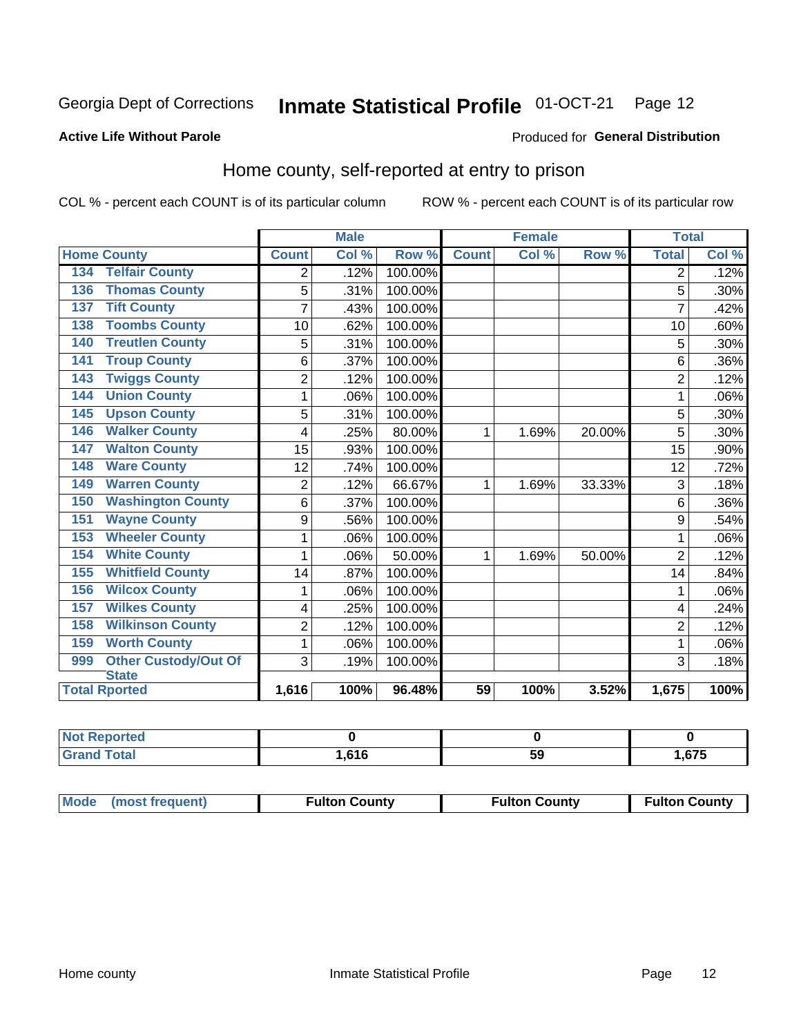Georgia Dept of Corrections **Inmate Statistical Profile** 01-OCT-21 Page 12

**Active Life Without Parole**

Produced for **General Distribution**

## Home county, self-reported at entry to prison

COL % - percent each COUNT is of its particular column ROW % - percent each COUNT is of its particular row

| Home County | | Male | | | Female | | | Total | |
|---|---|---|---|---|---|---|---|---|---|
| | | Count | Col % | Row % | Count | Col % | Row % | Total | Col % |
| 134 | Telfair County | 2 | .12% | 100.00% | | | | 2 | .12% |
| 136 | Thomas County | 5 | .31% | 100.00% | | | | 5 | .30% |
| 137 | Tift County | 7 | .43% | 100.00% | | | | 7 | .42% |
| 138 | Toombs County | 10 | .62% | 100.00% | | | | 10 | .60% |
| 140 | Treutlen County | 5 | .31% | 100.00% | | | | 5 | .30% |
| 141 | Troup County | 6 | .37% | 100.00% | | | | 6 | .36% |
| 143 | Twiggs County | 2 | .12% | 100.00% | | | | 2 | .12% |
| 144 | Union County | 1 | .06% | 100.00% | | | | 1 | .06% |
| 145 | Upson County | 5 | .31% | 100.00% | | | | 5 | .30% |
| 146 | Walker County | 4 | .25% | 80.00% | 1 | 1.69% | 20.00% | 5 | .30% |
| 147 | Walton County | 15 | .93% | 100.00% | | | | 15 | .90% |
| 148 | Ware County | 12 | .74% | 100.00% | | | | 12 | .72% |
| 149 | Warren County | 2 | .12% | 66.67% | 1 | 1.69% | 33.33% | 3 | .18% |
| 150 | Washington County | 6 | .37% | 100.00% | | | | 6 | .36% |
| 151 | Wayne County | 9 | .56% | 100.00% | | | | 9 | .54% |
| 153 | Wheeler County | 1 | .06% | 100.00% | | | | 1 | .06% |
| 154 | White County | 1 | .06% | 50.00% | 1 | 1.69% | 50.00% | 2 | .12% |
| 155 | Whitfield County | 14 | .87% | 100.00% | | | | 14 | .84% |
| 156 | Wilcox County | 1 | .06% | 100.00% | | | | 1 | .06% |
| 157 | Wilkes County | 4 | .25% | 100.00% | | | | 4 | .24% |
| 158 | Wilkinson County | 2 | .12% | 100.00% | | | | 2 | .12% |
| 159 | Worth County | 1 | .06% | 100.00% | | | | 1 | .06% |
| 999 | Other Custody/Out Of State | 3 | .19% | 100.00% | | | | 3 | .18% |
| Total Rported | | 1,616 | 100% | 96.48% | 59 | 100% | 3.52% | 1,675 | 100% |

| | Male | Female | Total |
|---|---|---|---|
| Not Reported | 0 | 0 | 0 |
| Grand Total | 1,616 | 59 | 1,675 |

| | Male | Female | Total |
|---|---|---|---|
| Mode (most frequent) | Fulton County | Fulton County | Fulton County |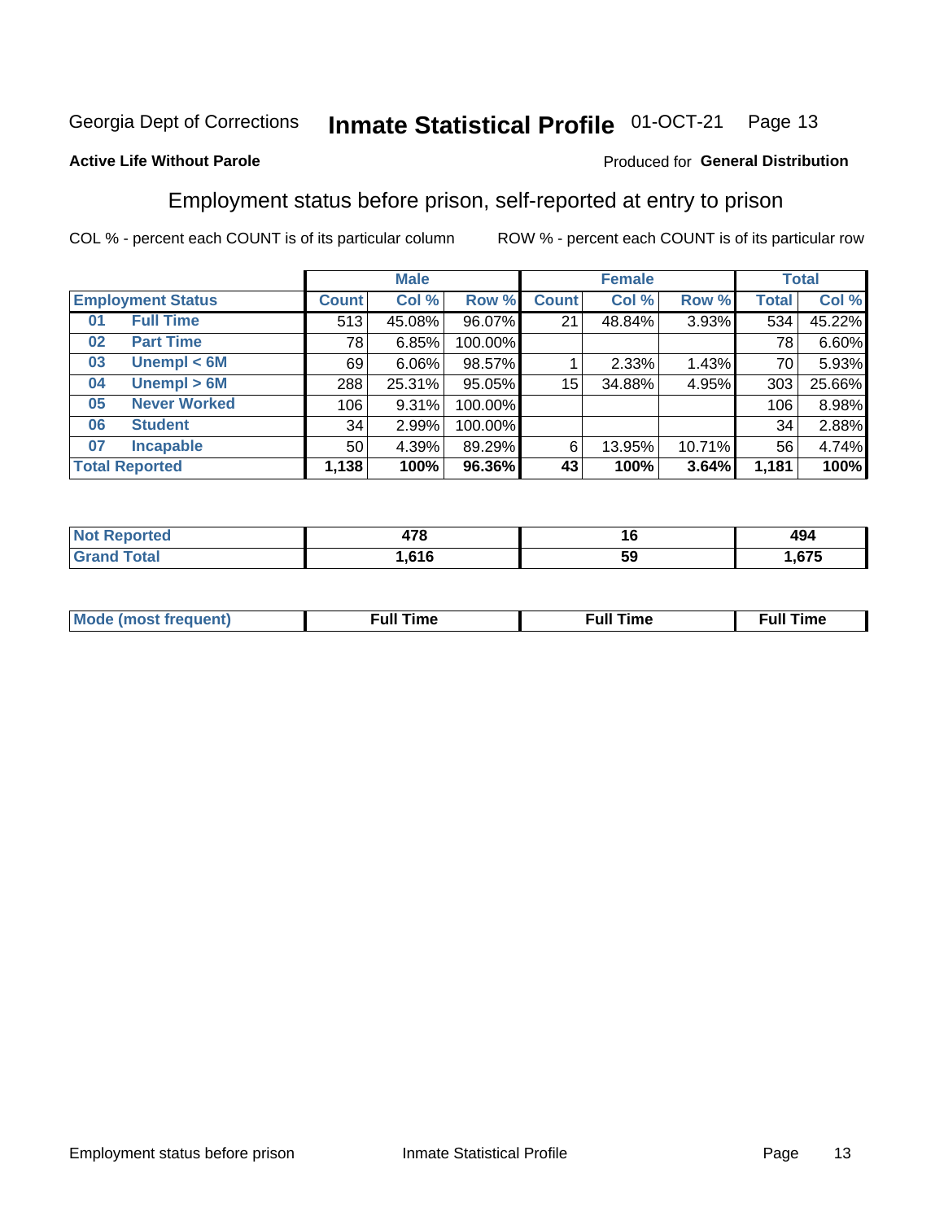Georgia Dept of Corrections **Inmate Statistical Profile** 01-OCT-21

**Active Life Without Parole**

Produced for **General Distribution**

## Employment status before prison, self-reported at entry to prison

COL % - percent each COUNT is of its particular column ROW % - percent each COUNT is of its particular row

| Employment Status | | Male | | | Female | | | Total | |
|---|---|---|---|---|---|---|---|---|---|
| | | Count | Col % | Row % | Count | Col % | Row % | Total | Col % |
| 01 | Full Time | 513 | 45.08% | 96.07% | 21 | 48.84% | 3.93% | 534 | 45.22% |
| 02 | Part Time | 78 | 6.85% | 100.00% | | | | 78 | 6.60% |
| 03 | Unempl < 6M | 69 | 6.06% | 98.57% | 1 | 2.33% | 1.43% | 70 | 5.93% |
| 04 | Unempl > 6M | 288 | 25.31% | 95.05% | 15 | 34.88% | 4.95% | 303 | 25.66% |
| 05 | Never Worked | 106 | 9.31% | 100.00% | | | | 106 | 8.98% |
| 06 | Student | 34 | 2.99% | 100.00% | | | | 34 | 2.88% |
| 07 | Incapable | 50 | 4.39% | 89.29% | 6 | 13.95% | 10.71% | 56 | 4.74% |
| **Total Reported** | | **1,138** | **100%** | **96.36%** | **43** | **100%** | **3.64%** | **1,181** | **100%** |

| | Male | Female | Total |
|---|---|---|---|
| Not Reported | 478 | 16 | 494 |
| Grand Total | 1,616 | 59 | 1,675 |

| | Male | Female | Total |
|---|---|---|---|
| Mode (most frequent) | Full Time | Full Time | Full Time |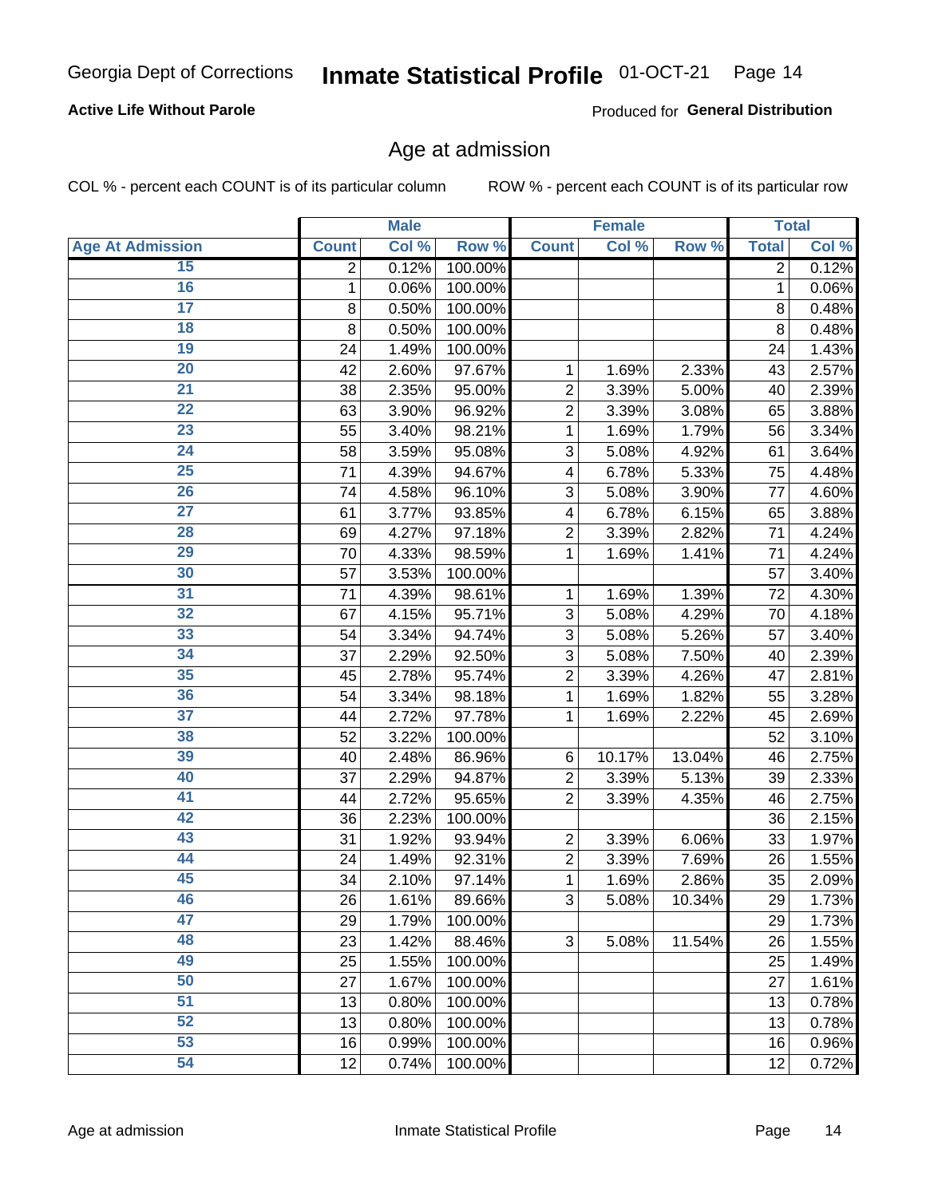Georgia Dept of Corrections **Inmate Statistical Profile** 01-OCT-21

**Active Life Without Parole**

Produced for **General Distribution**

## Age at admission

COL % - percent each COUNT is of its particular column    ROW % - percent each COUNT is of its particular row

| | Male | | | Female | | | Total | |
|---|---|---|---|---|---|---|---|---|
| **Age At Admission** | **Count** | **Col %** | **Row %** | **Count** | **Col %** | **Row %** | **Total** | **Col %** |
| 15 | 2 | 0.12% | 100.00% | | | | 2 | 0.12% |
| 16 | 1 | 0.06% | 100.00% | | | | 1 | 0.06% |
| 17 | 8 | 0.50% | 100.00% | | | | 8 | 0.48% |
| 18 | 8 | 0.50% | 100.00% | | | | 8 | 0.48% |
| 19 | 24 | 1.49% | 100.00% | | | | 24 | 1.43% |
| 20 | 42 | 2.60% | 97.67% | 1 | 1.69% | 2.33% | 43 | 2.57% |
| 21 | 38 | 2.35% | 95.00% | 2 | 3.39% | 5.00% | 40 | 2.39% |
| 22 | 63 | 3.90% | 96.92% | 2 | 3.39% | 3.08% | 65 | 3.88% |
| 23 | 55 | 3.40% | 98.21% | 1 | 1.69% | 1.79% | 56 | 3.34% |
| 24 | 58 | 3.59% | 95.08% | 3 | 5.08% | 4.92% | 61 | 3.64% |
| 25 | 71 | 4.39% | 94.67% | 4 | 6.78% | 5.33% | 75 | 4.48% |
| 26 | 74 | 4.58% | 96.10% | 3 | 5.08% | 3.90% | 77 | 4.60% |
| 27 | 61 | 3.77% | 93.85% | 4 | 6.78% | 6.15% | 65 | 3.88% |
| 28 | 69 | 4.27% | 97.18% | 2 | 3.39% | 2.82% | 71 | 4.24% |
| 29 | 70 | 4.33% | 98.59% | 1 | 1.69% | 1.41% | 71 | 4.24% |
| 30 | 57 | 3.53% | 100.00% | | | | 57 | 3.40% |
| 31 | 71 | 4.39% | 98.61% | 1 | 1.69% | 1.39% | 72 | 4.30% |
| 32 | 67 | 4.15% | 95.71% | 3 | 5.08% | 4.29% | 70 | 4.18% |
| 33 | 54 | 3.34% | 94.74% | 3 | 5.08% | 5.26% | 57 | 3.40% |
| 34 | 37 | 2.29% | 92.50% | 3 | 5.08% | 7.50% | 40 | 2.39% |
| 35 | 45 | 2.78% | 95.74% | 2 | 3.39% | 4.26% | 47 | 2.81% |
| 36 | 54 | 3.34% | 98.18% | 1 | 1.69% | 1.82% | 55 | 3.28% |
| 37 | 44 | 2.72% | 97.78% | 1 | 1.69% | 2.22% | 45 | 2.69% |
| 38 | 52 | 3.22% | 100.00% | | | | 52 | 3.10% |
| 39 | 40 | 2.48% | 86.96% | 6 | 10.17% | 13.04% | 46 | 2.75% |
| 40 | 37 | 2.29% | 94.87% | 2 | 3.39% | 5.13% | 39 | 2.33% |
| 41 | 44 | 2.72% | 95.65% | 2 | 3.39% | 4.35% | 46 | 2.75% |
| 42 | 36 | 2.23% | 100.00% | | | | 36 | 2.15% |
| 43 | 31 | 1.92% | 93.94% | 2 | 3.39% | 6.06% | 33 | 1.97% |
| 44 | 24 | 1.49% | 92.31% | 2 | 3.39% | 7.69% | 26 | 1.55% |
| 45 | 34 | 2.10% | 97.14% | 1 | 1.69% | 2.86% | 35 | 2.09% |
| 46 | 26 | 1.61% | 89.66% | 3 | 5.08% | 10.34% | 29 | 1.73% |
| 47 | 29 | 1.79% | 100.00% | | | | 29 | 1.73% |
| 48 | 23 | 1.42% | 88.46% | 3 | 5.08% | 11.54% | 26 | 1.55% |
| 49 | 25 | 1.55% | 100.00% | | | | 25 | 1.49% |
| 50 | 27 | 1.67% | 100.00% | | | | 27 | 1.61% |
| 51 | 13 | 0.80% | 100.00% | | | | 13 | 0.78% |
| 52 | 13 | 0.80% | 100.00% | | | | 13 | 0.78% |
| 53 | 16 | 0.99% | 100.00% | | | | 16 | 0.96% |
| 54 | 12 | 0.74% | 100.00% | | | | 12 | 0.72% |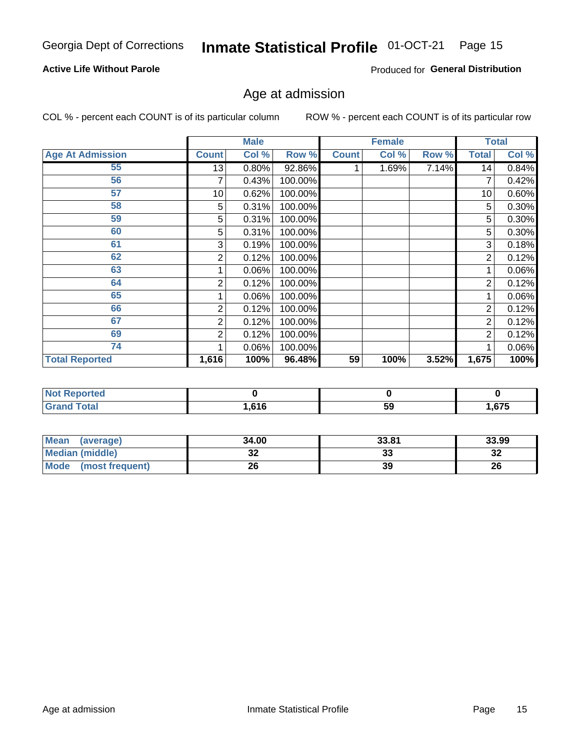Georgia Dept of Corrections **Inmate Statistical Profile** 01-OCT-21

**Active Life Without Parole**

Produced for **General Distribution**

## Age at admission

COL % - percent each COUNT is of its particular column ROW % - percent each COUNT is of its particular row

| | Male | | | Female | | | Total | |
|---|---|---|---|---|---|---|---|---|
| **Age At Admission** | **Count** | **Col %** | **Row %** | **Count** | **Col %** | **Row %** | **Total** | **Col %** |
| 55 | 13 | 0.80% | 92.86% | 1 | 1.69% | 7.14% | 14 | 0.84% |
| 56 | 7 | 0.43% | 100.00% | | | | 7 | 0.42% |
| 57 | 10 | 0.62% | 100.00% | | | | 10 | 0.60% |
| 58 | 5 | 0.31% | 100.00% | | | | 5 | 0.30% |
| 59 | 5 | 0.31% | 100.00% | | | | 5 | 0.30% |
| 60 | 5 | 0.31% | 100.00% | | | | 5 | 0.30% |
| 61 | 3 | 0.19% | 100.00% | | | | 3 | 0.18% |
| 62 | 2 | 0.12% | 100.00% | | | | 2 | 0.12% |
| 63 | 1 | 0.06% | 100.00% | | | | 1 | 0.06% |
| 64 | 2 | 0.12% | 100.00% | | | | 2 | 0.12% |
| 65 | 1 | 0.06% | 100.00% | | | | 1 | 0.06% |
| 66 | 2 | 0.12% | 100.00% | | | | 2 | 0.12% |
| 67 | 2 | 0.12% | 100.00% | | | | 2 | 0.12% |
| 69 | 2 | 0.12% | 100.00% | | | | 2 | 0.12% |
| 74 | 1 | 0.06% | 100.00% | | | | 1 | 0.06% |
| **Total Reported** | **1,616** | **100%** | **96.48%** | **59** | **100%** | **3.52%** | **1,675** | **100%** |

| | Male | Female | Total |
|---|---|---|---|
| **Not Reported** | **0** | **0** | **0** |
| **Grand Total** | **1,616** | **59** | **1,675** |

| | Male | Female | Total |
|---|---|---|---|
| **Mean (average)** | **34.00** | **33.81** | **33.99** |
| **Median (middle)** | **32** | **33** | **32** |
| **Mode (most frequent)** | **26** | **39** | **26** |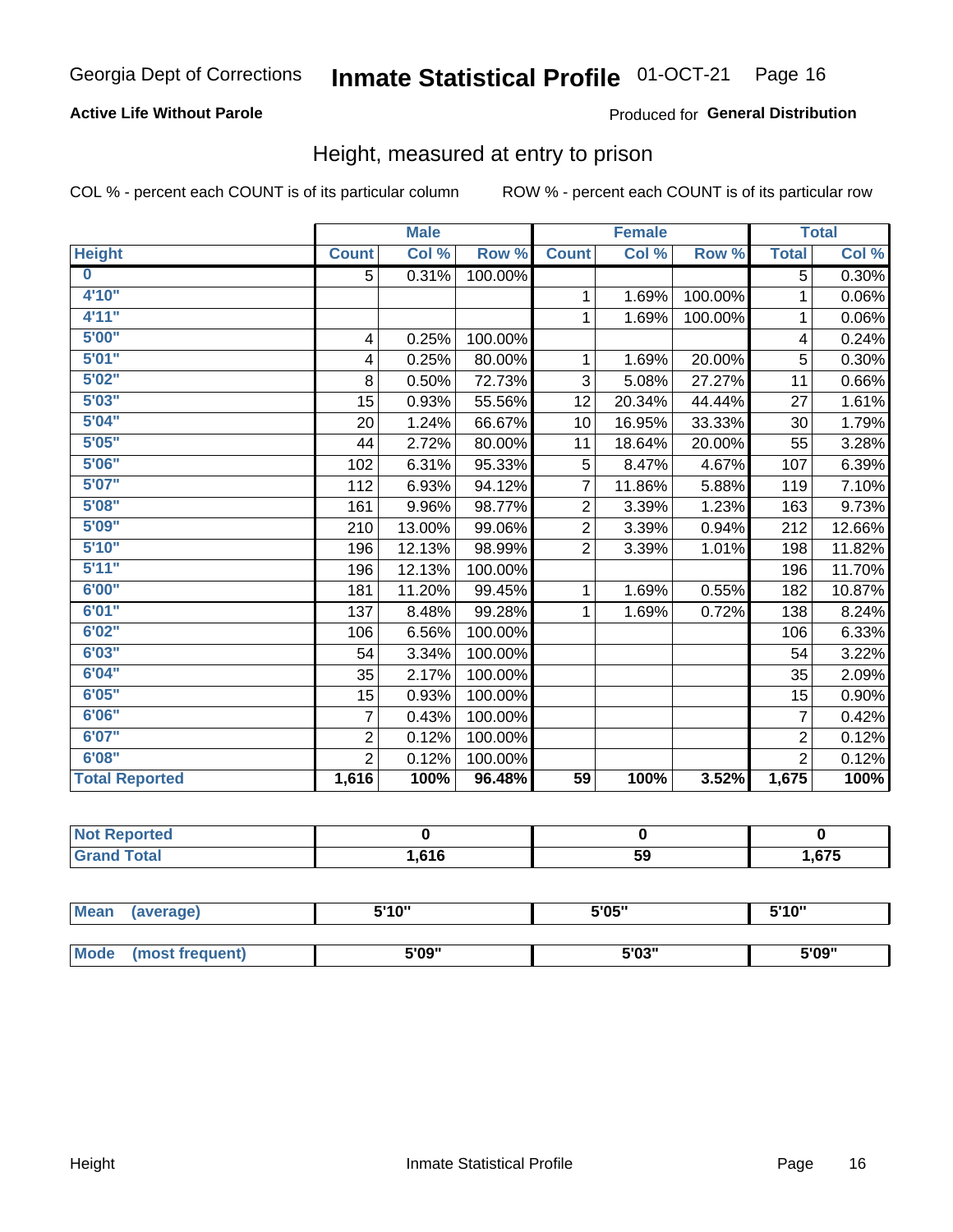Georgia Dept of Corrections **Inmate Statistical Profile** 01-OCT-21

**Active Life Without Parole** Produced for **General Distribution**

## Height, measured at entry to prison

COL % - percent each COUNT is of its particular column ROW % - percent each COUNT is of its particular row

| | Male | | | Female | | | Total | |
|---|---|---|---|---|---|---|---|---|
| Height | Count | Col % | Row % | Count | Col % | Row % | Total | Col % |
| 0 | 5 | 0.31% | 100.00% | | | | 5 | 0.30% |
| 4'10" | | | | 1 | 1.69% | 100.00% | 1 | 0.06% |
| 4'11" | | | | 1 | 1.69% | 100.00% | 1 | 0.06% |
| 5'00" | 4 | 0.25% | 100.00% | | | | 4 | 0.24% |
| 5'01" | 4 | 0.25% | 80.00% | 1 | 1.69% | 20.00% | 5 | 0.30% |
| 5'02" | 8 | 0.50% | 72.73% | 3 | 5.08% | 27.27% | 11 | 0.66% |
| 5'03" | 15 | 0.93% | 55.56% | 12 | 20.34% | 44.44% | 27 | 1.61% |
| 5'04" | 20 | 1.24% | 66.67% | 10 | 16.95% | 33.33% | 30 | 1.79% |
| 5'05" | 44 | 2.72% | 80.00% | 11 | 18.64% | 20.00% | 55 | 3.28% |
| 5'06" | 102 | 6.31% | 95.33% | 5 | 8.47% | 4.67% | 107 | 6.39% |
| 5'07" | 112 | 6.93% | 94.12% | 7 | 11.86% | 5.88% | 119 | 7.10% |
| 5'08" | 161 | 9.96% | 98.77% | 2 | 3.39% | 1.23% | 163 | 9.73% |
| 5'09" | 210 | 13.00% | 99.06% | 2 | 3.39% | 0.94% | 212 | 12.66% |
| 5'10" | 196 | 12.13% | 98.99% | 2 | 3.39% | 1.01% | 198 | 11.82% |
| 5'11" | 196 | 12.13% | 100.00% | | | | 196 | 11.70% |
| 6'00" | 181 | 11.20% | 99.45% | 1 | 1.69% | 0.55% | 182 | 10.87% |
| 6'01" | 137 | 8.48% | 99.28% | 1 | 1.69% | 0.72% | 138 | 8.24% |
| 6'02" | 106 | 6.56% | 100.00% | | | | 106 | 6.33% |
| 6'03" | 54 | 3.34% | 100.00% | | | | 54 | 3.22% |
| 6'04" | 35 | 2.17% | 100.00% | | | | 35 | 2.09% |
| 6'05" | 15 | 0.93% | 100.00% | | | | 15 | 0.90% |
| 6'06" | 7 | 0.43% | 100.00% | | | | 7 | 0.42% |
| 6'07" | 2 | 0.12% | 100.00% | | | | 2 | 0.12% |
| 6'08" | 2 | 0.12% | 100.00% | | | | 2 | 0.12% |
| **Total Reported** | **1,616** | **100%** | **96.48%** | **59** | **100%** | **3.52%** | **1,675** | **100%** |

| | Male | Female | Total |
|---|---|---|---|
| Not Reported | 0 | 0 | 0 |
| Grand Total | 1,616 | 59 | 1,675 |

| | Male | Female | Total |
|---|---|---|---|
| Mean (average) | 5'10" | 5'05" | 5'10" |
| Mode (most frequent) | 5'09" | 5'03" | 5'09" |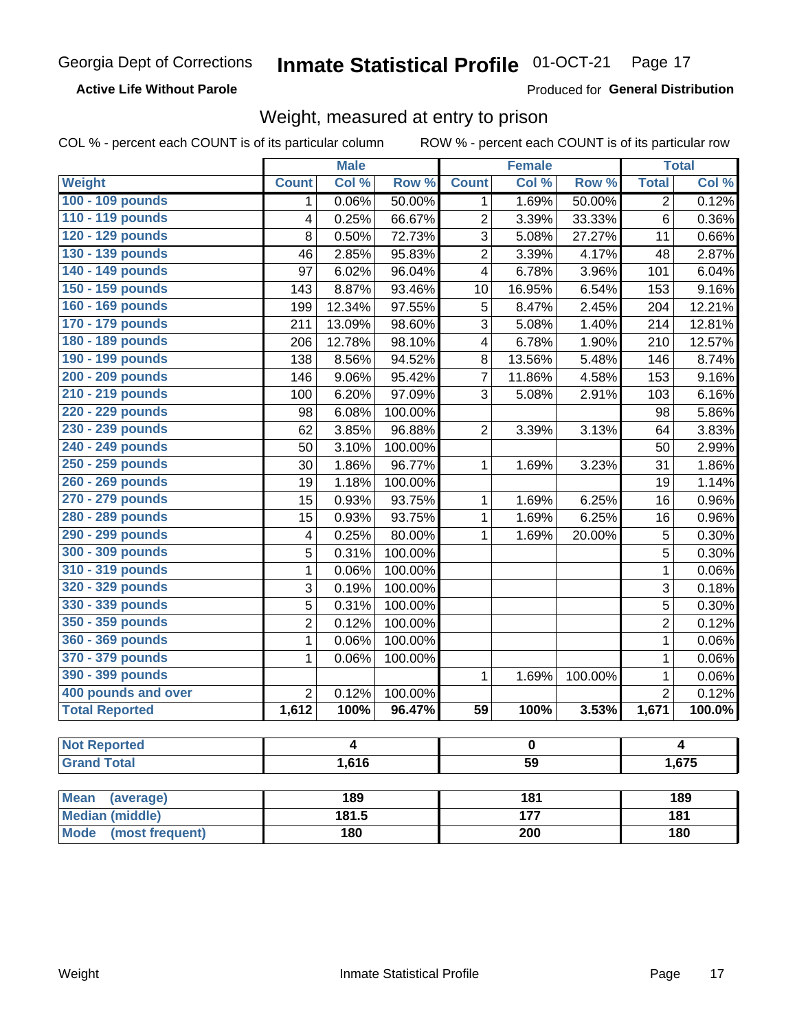Georgia Dept of Corrections **Inmate Statistical Profile** 01-OCT-21

**Active Life Without Parole** Produced for **General Distribution**

## Weight, measured at entry to prison

COL % - percent each COUNT is of its particular column ROW % - percent each COUNT is of its particular row

| | Male | | | Female | | | Total | |
|---|---|---|---|---|---|---|---|---|
| **Weight** | **Count** | **Col %** | **Row %** | **Count** | **Col %** | **Row %** | **Total** | **Col %** |
| 100 - 109 pounds | 1 | 0.06% | 50.00% | 1 | 1.69% | 50.00% | 2 | 0.12% |
| 110 - 119 pounds | 4 | 0.25% | 66.67% | 2 | 3.39% | 33.33% | 6 | 0.36% |
| 120 - 129 pounds | 8 | 0.50% | 72.73% | 3 | 5.08% | 27.27% | 11 | 0.66% |
| 130 - 139 pounds | 46 | 2.85% | 95.83% | 2 | 3.39% | 4.17% | 48 | 2.87% |
| 140 - 149 pounds | 97 | 6.02% | 96.04% | 4 | 6.78% | 3.96% | 101 | 6.04% |
| 150 - 159 pounds | 143 | 8.87% | 93.46% | 10 | 16.95% | 6.54% | 153 | 9.16% |
| 160 - 169 pounds | 199 | 12.34% | 97.55% | 5 | 8.47% | 2.45% | 204 | 12.21% |
| 170 - 179 pounds | 211 | 13.09% | 98.60% | 3 | 5.08% | 1.40% | 214 | 12.81% |
| 180 - 189 pounds | 206 | 12.78% | 98.10% | 4 | 6.78% | 1.90% | 210 | 12.57% |
| 190 - 199 pounds | 138 | 8.56% | 94.52% | 8 | 13.56% | 5.48% | 146 | 8.74% |
| 200 - 209 pounds | 146 | 9.06% | 95.42% | 7 | 11.86% | 4.58% | 153 | 9.16% |
| 210 - 219 pounds | 100 | 6.20% | 97.09% | 3 | 5.08% | 2.91% | 103 | 6.16% |
| 220 - 229 pounds | 98 | 6.08% | 100.00% | | | | 98 | 5.86% |
| 230 - 239 pounds | 62 | 3.85% | 96.88% | 2 | 3.39% | 3.13% | 64 | 3.83% |
| 240 - 249 pounds | 50 | 3.10% | 100.00% | | | | 50 | 2.99% |
| 250 - 259 pounds | 30 | 1.86% | 96.77% | 1 | 1.69% | 3.23% | 31 | 1.86% |
| 260 - 269 pounds | 19 | 1.18% | 100.00% | | | | 19 | 1.14% |
| 270 - 279 pounds | 15 | 0.93% | 93.75% | 1 | 1.69% | 6.25% | 16 | 0.96% |
| 280 - 289 pounds | 15 | 0.93% | 93.75% | 1 | 1.69% | 6.25% | 16 | 0.96% |
| 290 - 299 pounds | 4 | 0.25% | 80.00% | 1 | 1.69% | 20.00% | 5 | 0.30% |
| 300 - 309 pounds | 5 | 0.31% | 100.00% | | | | 5 | 0.30% |
| 310 - 319 pounds | 1 | 0.06% | 100.00% | | | | 1 | 0.06% |
| 320 - 329 pounds | 3 | 0.19% | 100.00% | | | | 3 | 0.18% |
| 330 - 339 pounds | 5 | 0.31% | 100.00% | | | | 5 | 0.30% |
| 350 - 359 pounds | 2 | 0.12% | 100.00% | | | | 2 | 0.12% |
| 360 - 369 pounds | 1 | 0.06% | 100.00% | | | | 1 | 0.06% |
| 370 - 379 pounds | 1 | 0.06% | 100.00% | | | | 1 | 0.06% |
| 390 - 399 pounds | | | | 1 | 1.69% | 100.00% | 1 | 0.06% |
| 400 pounds and over | 2 | 0.12% | 100.00% | | | | 2 | 0.12% |
| **Total Reported** | **1,612** | **100%** | **96.47%** | **59** | **100%** | **3.53%** | **1,671** | **100.0%** |

| | Male | Female | Total |
|---|---|---|---|
| **Not Reported** | **4** | **0** | **4** |
| **Grand Total** | **1,616** | **59** | **1,675** |

| | Male | Female | Total |
|---|---|---|---|
| **Mean (average)** | **189** | **181** | **189** |
| **Median (middle)** | **181.5** | **177** | **181** |
| **Mode (most frequent)** | **180** | **200** | **180** |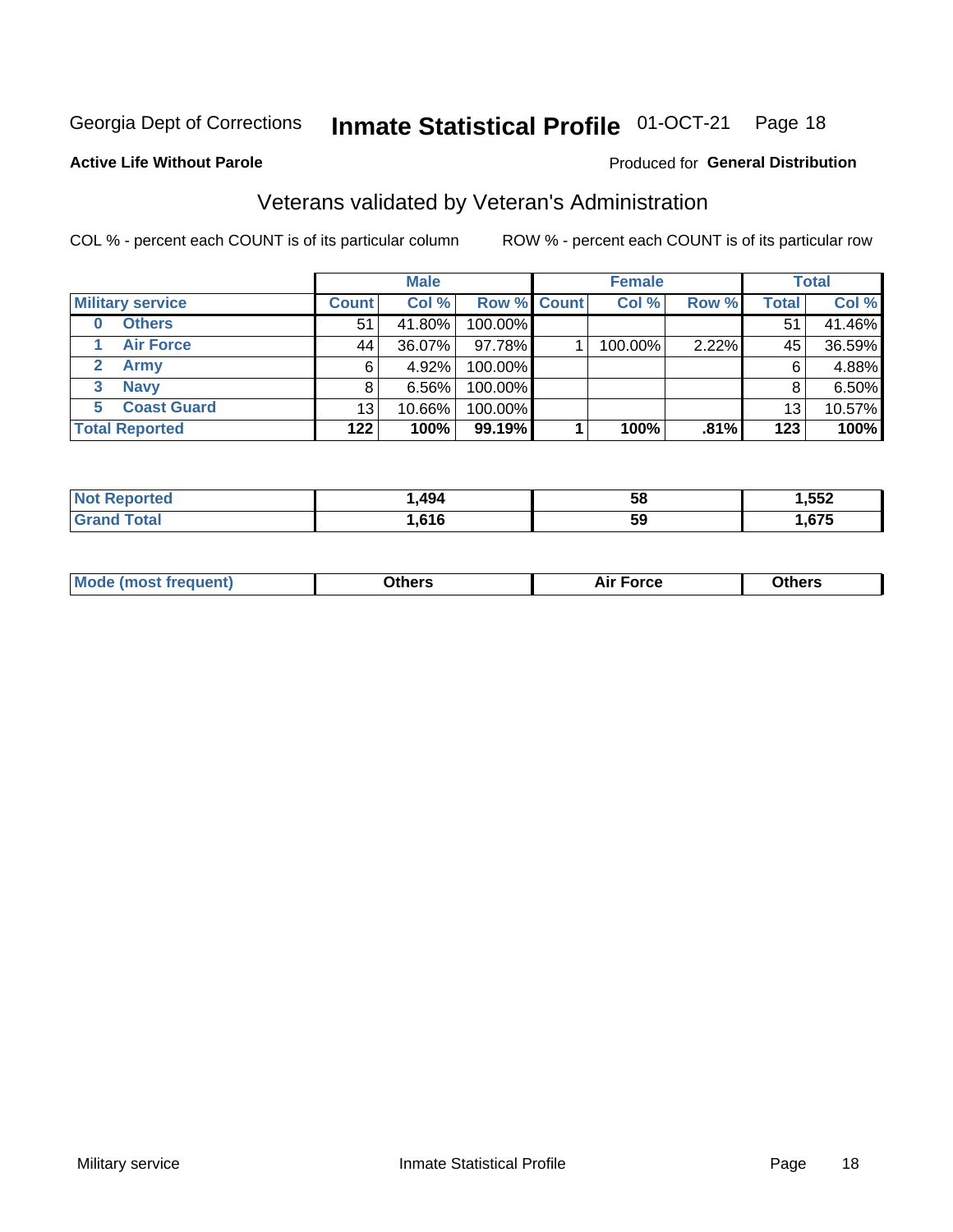Georgia Dept of Corrections **Inmate Statistical Profile** 01-OCT-21 Page 18

**Active Life Without Parole**

Produced for **General Distribution**

## Veterans validated by Veteran's Administration

COL % - percent each COUNT is of its particular column ROW % - percent each COUNT is of its particular row

| | Male | | | Female | | | Total | |
|---|---|---|---|---|---|---|---|---|
| Military service | Count | Col % | Row % | Count | Col % | Row % | Total | Col % |
| 0 Others | 51 | 41.80% | 100.00% | | | | 51 | 41.46% |
| 1 Air Force | 44 | 36.07% | 97.78% | 1 | 100.00% | 2.22% | 45 | 36.59% |
| 2 Army | 6 | 4.92% | 100.00% | | | | 6 | 4.88% |
| 3 Navy | 8 | 6.56% | 100.00% | | | | 8 | 6.50% |
| 5 Coast Guard | 13 | 10.66% | 100.00% | | | | 13 | 10.57% |
| **Total Reported** | **122** | **100%** | **99.19%** | **1** | **100%** | **.81%** | **123** | **100%** |

| | Male | Female | Total |
|---|---|---|---|
| Not Reported | 1,494 | 58 | 1,552 |
| Grand Total | 1,616 | 59 | 1,675 |

| | Male | Female | Total |
|---|---|---|---|
| Mode (most frequent) | Others | Air Force | Others |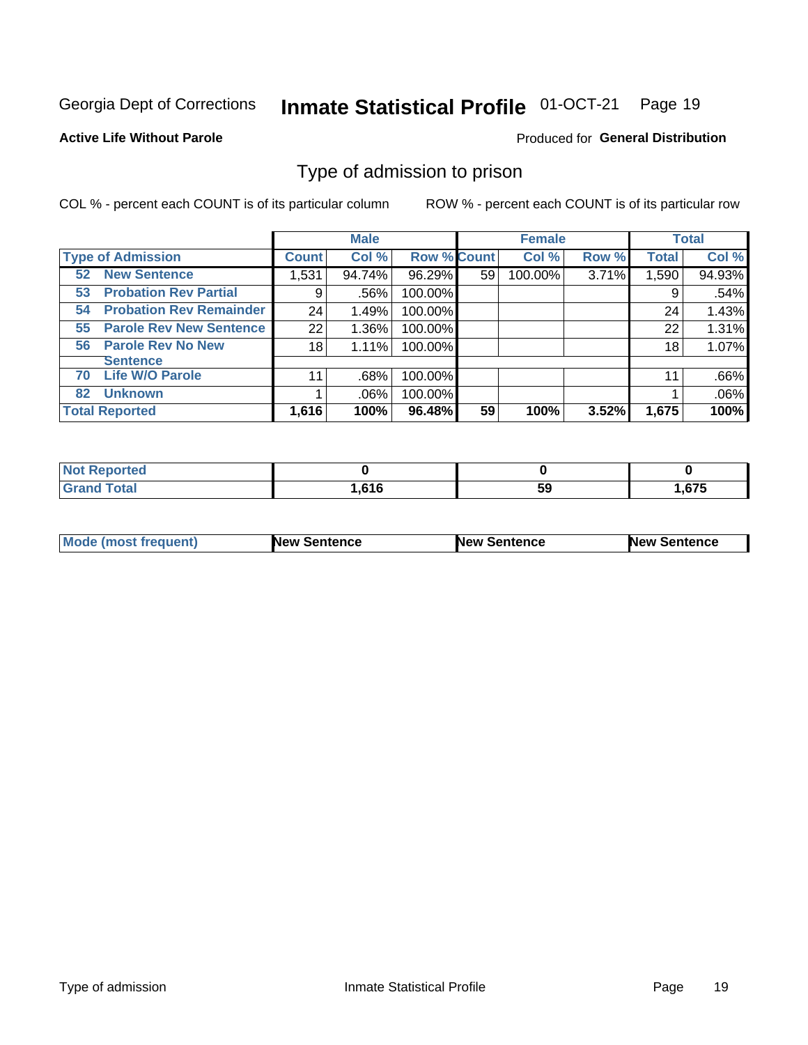Georgia Dept of Corrections **Inmate Statistical Profile** 01-OCT-21

**Active Life Without Parole**

Produced for **General Distribution**

## Type of admission to prison

COL % - percent each COUNT is of its particular column

ROW % - percent each COUNT is of its particular row

| | Male | | | Female | | | Total | |
|---|---|---|---|---|---|---|---|---|
| **Type of Admission** | **Count** | **Col %** | **Row %** | **Count** | **Col %** | **Row %** | **Total** | **Col %** |
| **52 New Sentence** | 1,531 | 94.74% | 96.29% | 59 | 100.00% | 3.71% | 1,590 | 94.93% |
| **53 Probation Rev Partial** | 9 | .56% | 100.00% | | | | 9 | .54% |
| **54 Probation Rev Remainder** | 24 | 1.49% | 100.00% | | | | 24 | 1.43% |
| **55 Parole Rev New Sentence** | 22 | 1.36% | 100.00% | | | | 22 | 1.31% |
| **56 Parole Rev No New Sentence** | 18 | 1.11% | 100.00% | | | | 18 | 1.07% |
| **70 Life W/O Parole** | 11 | .68% | 100.00% | | | | 11 | .66% |
| **82 Unknown** | 1 | .06% | 100.00% | | | | 1 | .06% |
| **Total Reported** | **1,616** | **100%** | **96.48%** | **59** | **100%** | **3.52%** | **1,675** | **100%** |

| | Male | Female | Total |
|---|---|---|---|
| **Not Reported** | **0** | **0** | **0** |
| **Grand Total** | **1,616** | **59** | **1,675** |

| | Male | Female | Total |
|---|---|---|---|
| **Mode (most frequent)** | **New Sentence** | **New Sentence** | **New Sentence** |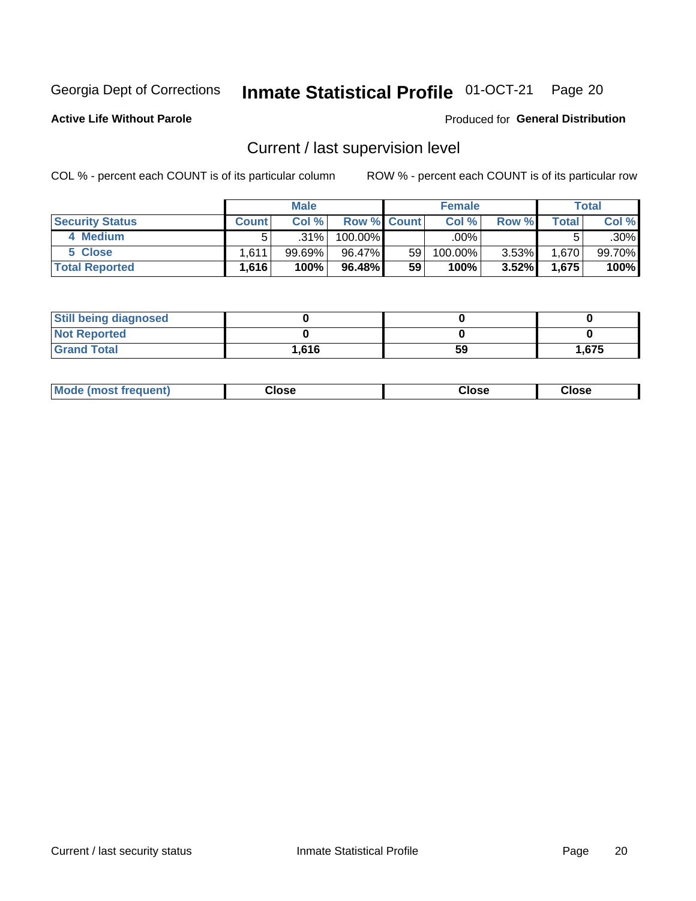Georgia Dept of Corrections **Inmate Statistical Profile** 01-OCT-21

**Active Life Without Parole**

Produced for **General Distribution**

## Current / last supervision level

COL % - percent each COUNT is of its particular column    ROW % - percent each COUNT is of its particular row

| | Male | | | Female | | | Total | |
|---|---|---|---|---|---|---|---|---|
| **Security Status** | **Count** | **Col %** | **Row %** | **Count** | **Col %** | **Row %** | **Total** | **Col %** |
| 4 Medium | 5 | .31% | 100.00% | | .00% | | 5 | .30% |
| 5 Close | 1,611 | 99.69% | 96.47% | 59 | 100.00% | 3.53% | 1,670 | 99.70% |
| **Total Reported** | **1,616** | **100%** | **96.48%** | **59** | **100%** | **3.52%** | **1,675** | **100%** |

| | Male | Female | Total |
|---|---|---|---|
| **Still being diagnosed** | **0** | **0** | **0** |
| **Not Reported** | **0** | **0** | **0** |
| **Grand Total** | **1,616** | **59** | **1,675** |

| | Male | Female | Total |
|---|---|---|---|
| **Mode (most frequent)** | **Close** | **Close** | **Close** |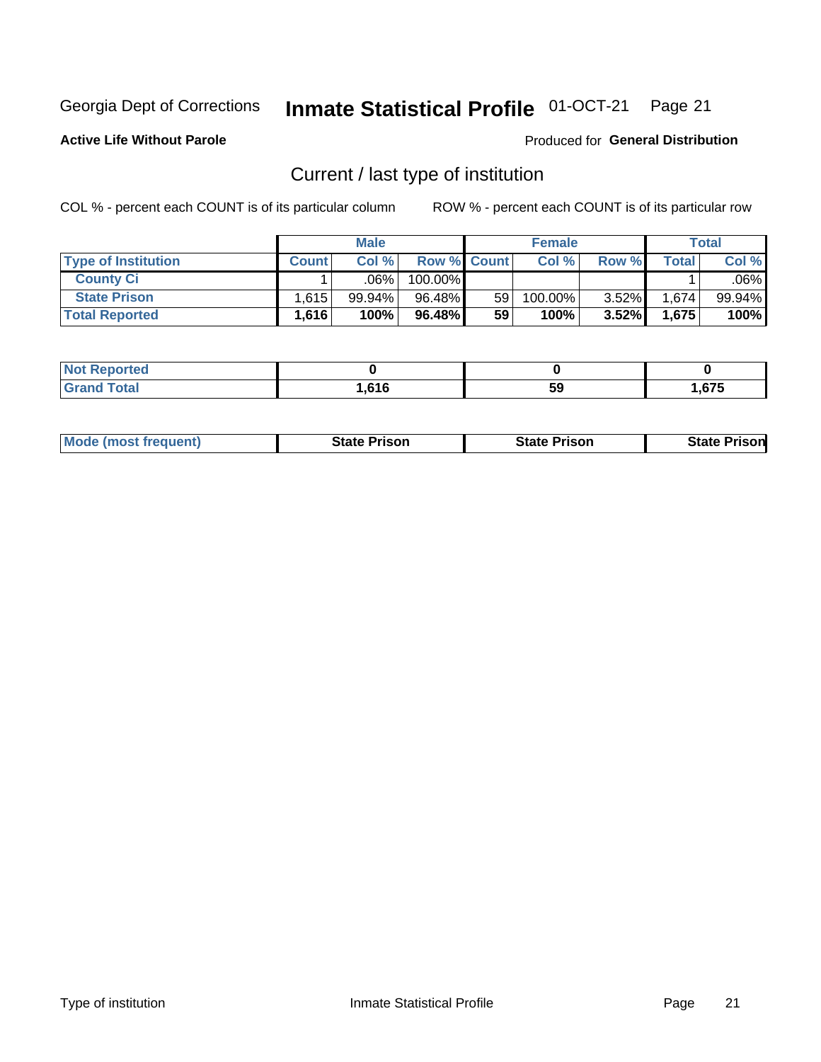Georgia Dept of Corrections **Inmate Statistical Profile** 01-OCT-21

**Active Life Without Parole**

Produced for **General Distribution**

## Current / last type of institution

COL % - percent each COUNT is of its particular column ROW % - percent each COUNT is of its particular row

| | Male | | | Female | | | Total | |
|---|---|---|---|---|---|---|---|---|
| Type of Institution | Count | Col % | Row % | Count | Col % | Row % | Total | Col % |
| County Ci | 1 | .06% | 100.00% | | | | 1 | .06% |
| State Prison | 1,615 | 99.94% | 96.48% | 59 | 100.00% | 3.52% | 1,674 | 99.94% |
| **Total Reported** | **1,616** | **100%** | **96.48%** | **59** | **100%** | **3.52%** | **1,675** | **100%** |

| | Male | Female | Total |
|---|---|---|---|
| Not Reported | 0 | 0 | 0 |
| Grand Total | 1,616 | 59 | 1,675 |

| | Male | Female | Total |
|---|---|---|---|
| Mode (most frequent) | State Prison | State Prison | State Prison |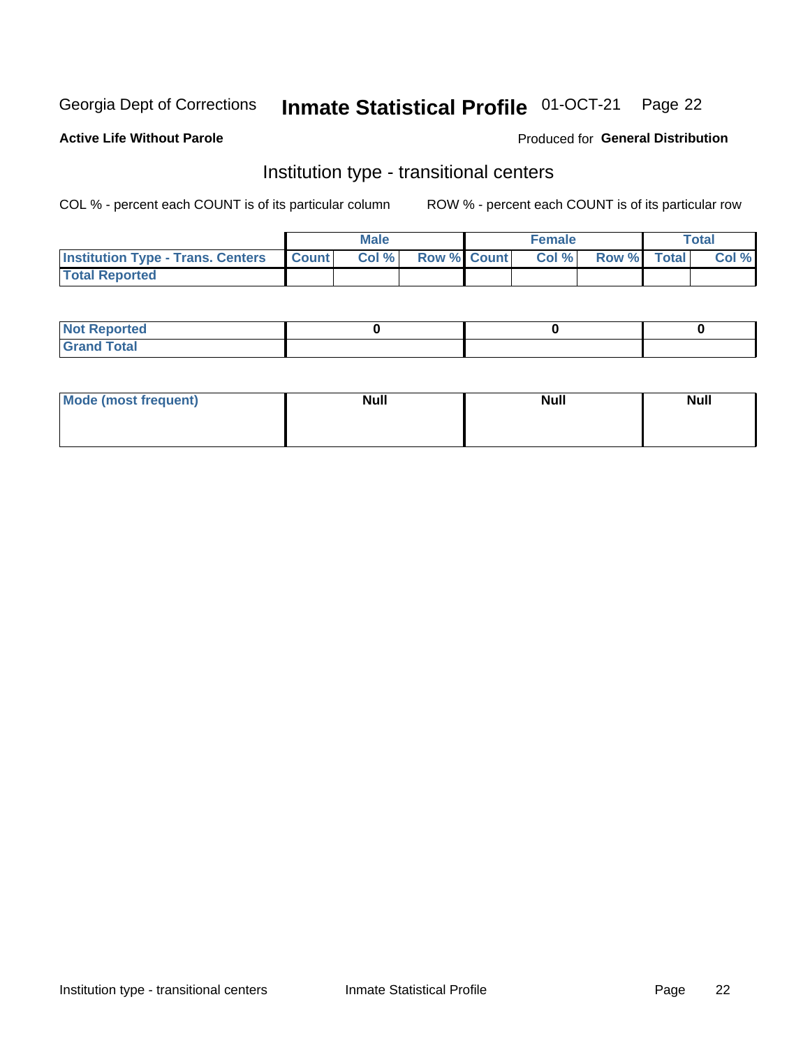Georgia Dept of Corrections **Inmate Statistical Profile** 01-OCT-21 Page 22

**Active Life Without Parole**

Produced for **General Distribution**

## Institution type - transitional centers

COL % - percent each COUNT is of its particular column

ROW % - percent each COUNT is of its particular row

| | Male | | | Female | | | Total | |
|---|---|---|---|---|---|---|---|---|
| **Institution Type - Trans. Centers** | **Count** | **Col %** | **Row %** | **Count** | **Col %** | **Row %** | **Total** | **Col %** |
| **Total Reported** | | | | | | | | |

| | Male | Female | Total |
|---|---|---|---|
| **Not Reported** | 0 | 0 | 0 |
| **Grand Total** | | | |

| | Male | Female | Total |
|---|---|---|---|
| **Mode (most frequent)** | **Null** | **Null** | **Null** |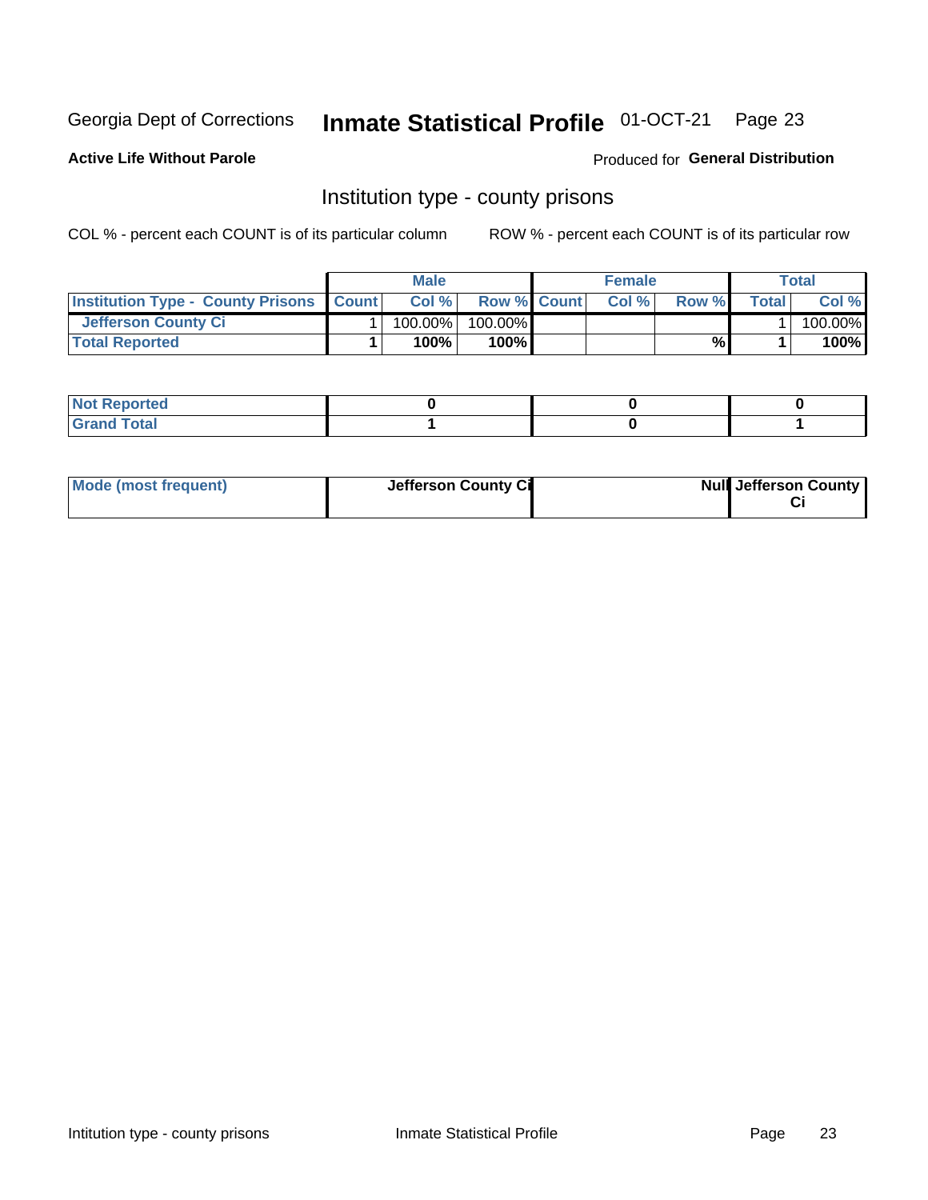Georgia Dept of Corrections **Inmate Statistical Profile** 01-OCT-21 Page 23

**Active Life Without Parole**

Produced for **General Distribution**

## Institution type - county prisons

COL % - percent each COUNT is of its particular column

ROW % - percent each COUNT is of its particular row

| | Male | | | Female | | | Total | |
|---|---|---|---|---|---|---|---|---|
| **Institution Type - County Prisons** | **Count** | **Col %** | **Row %** | **Count** | **Col %** | **Row %** | **Total** | **Col %** |
| **Jefferson County Ci** | 1 | 100.00% | 100.00% | | | | 1 | 100.00% |
| **Total Reported** | **1** | **100%** | **100%** | | | **%** | **1** | **100%** |

| | Male | Female | Total |
|---|---|---|---|
| **Not Reported** | **0** | **0** | **0** |
| **Grand Total** | **1** | **0** | **1** |

| | Male | Female | Total |
|---|---|---|---|
| **Mode (most frequent)** | **Jefferson County Ci** | **Null** | **Jefferson County Ci** |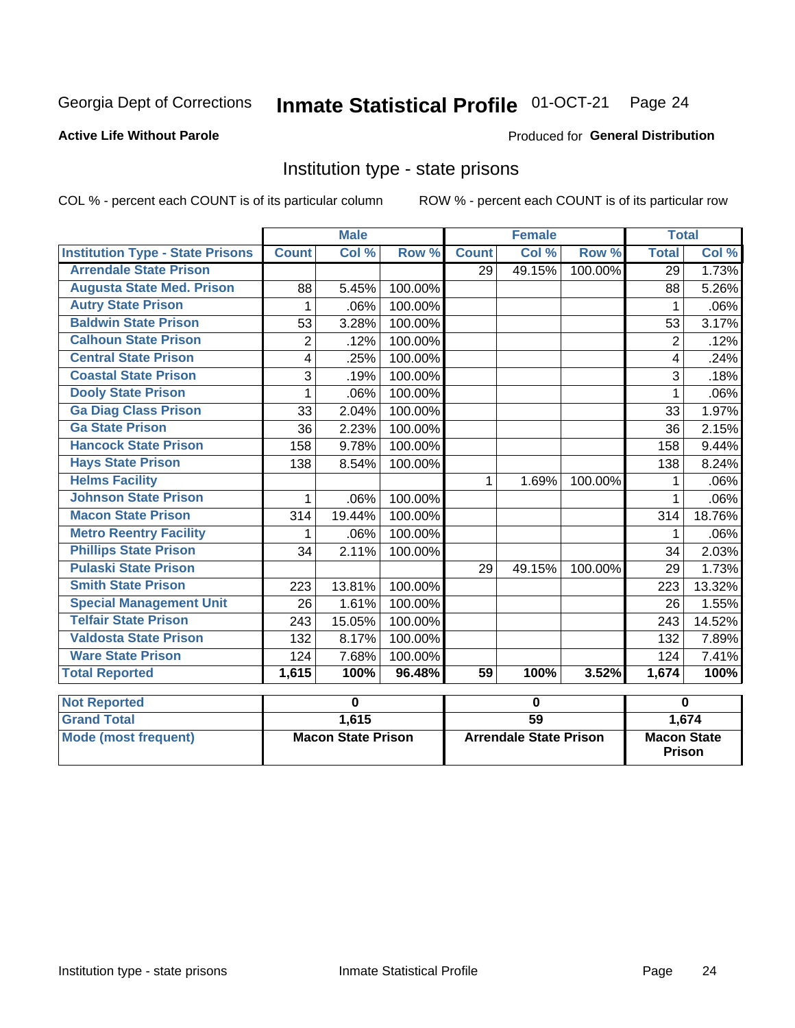Georgia Dept of Corrections **Inmate Statistical Profile** 01-OCT-21

**Active Life Without Parole**

Produced for **General Distribution**

## Institution type - state prisons

COL % - percent each COUNT is of its particular column

ROW % - percent each COUNT is of its particular row

| | Male | | | Female | | | Total | |
|---|---|---|---|---|---|---|---|---|
| **Institution Type - State Prisons** | **Count** | **Col %** | **Row %** | **Count** | **Col %** | **Row %** | **Total** | **Col %** |
| Arrendale State Prison | | | | 29 | 49.15% | 100.00% | 29 | 1.73% |
| Augusta State Med. Prison | 88 | 5.45% | 100.00% | | | | 88 | 5.26% |
| Autry State Prison | 1 | .06% | 100.00% | | | | 1 | .06% |
| Baldwin State Prison | 53 | 3.28% | 100.00% | | | | 53 | 3.17% |
| Calhoun State Prison | 2 | .12% | 100.00% | | | | 2 | .12% |
| Central State Prison | 4 | .25% | 100.00% | | | | 4 | .24% |
| Coastal State Prison | 3 | .19% | 100.00% | | | | 3 | .18% |
| Dooly State Prison | 1 | .06% | 100.00% | | | | 1 | .06% |
| Ga Diag Class Prison | 33 | 2.04% | 100.00% | | | | 33 | 1.97% |
| Ga State Prison | 36 | 2.23% | 100.00% | | | | 36 | 2.15% |
| Hancock State Prison | 158 | 9.78% | 100.00% | | | | 158 | 9.44% |
| Hays State Prison | 138 | 8.54% | 100.00% | | | | 138 | 8.24% |
| Helms Facility | | | | 1 | 1.69% | 100.00% | 1 | .06% |
| Johnson State Prison | 1 | .06% | 100.00% | | | | 1 | .06% |
| Macon State Prison | 314 | 19.44% | 100.00% | | | | 314 | 18.76% |
| Metro Reentry Facility | 1 | .06% | 100.00% | | | | 1 | .06% |
| Phillips State Prison | 34 | 2.11% | 100.00% | | | | 34 | 2.03% |
| Pulaski State Prison | | | | 29 | 49.15% | 100.00% | 29 | 1.73% |
| Smith State Prison | 223 | 13.81% | 100.00% | | | | 223 | 13.32% |
| Special Management Unit | 26 | 1.61% | 100.00% | | | | 26 | 1.55% |
| Telfair State Prison | 243 | 15.05% | 100.00% | | | | 243 | 14.52% |
| Valdosta State Prison | 132 | 8.17% | 100.00% | | | | 132 | 7.89% |
| Ware State Prison | 124 | 7.68% | 100.00% | | | | 124 | 7.41% |
| **Total Reported** | **1,615** | **100%** | **96.48%** | **59** | **100%** | **3.52%** | **1,674** | **100%** |

| | Male | Female | Total |
|---|---|---|---|
| **Not Reported** | **0** | **0** | **0** |
| **Grand Total** | **1,615** | **59** | **1,674** |
| **Mode (most frequent)** | **Macon State Prison** | **Arrendale State Prison** | **Macon State Prison** |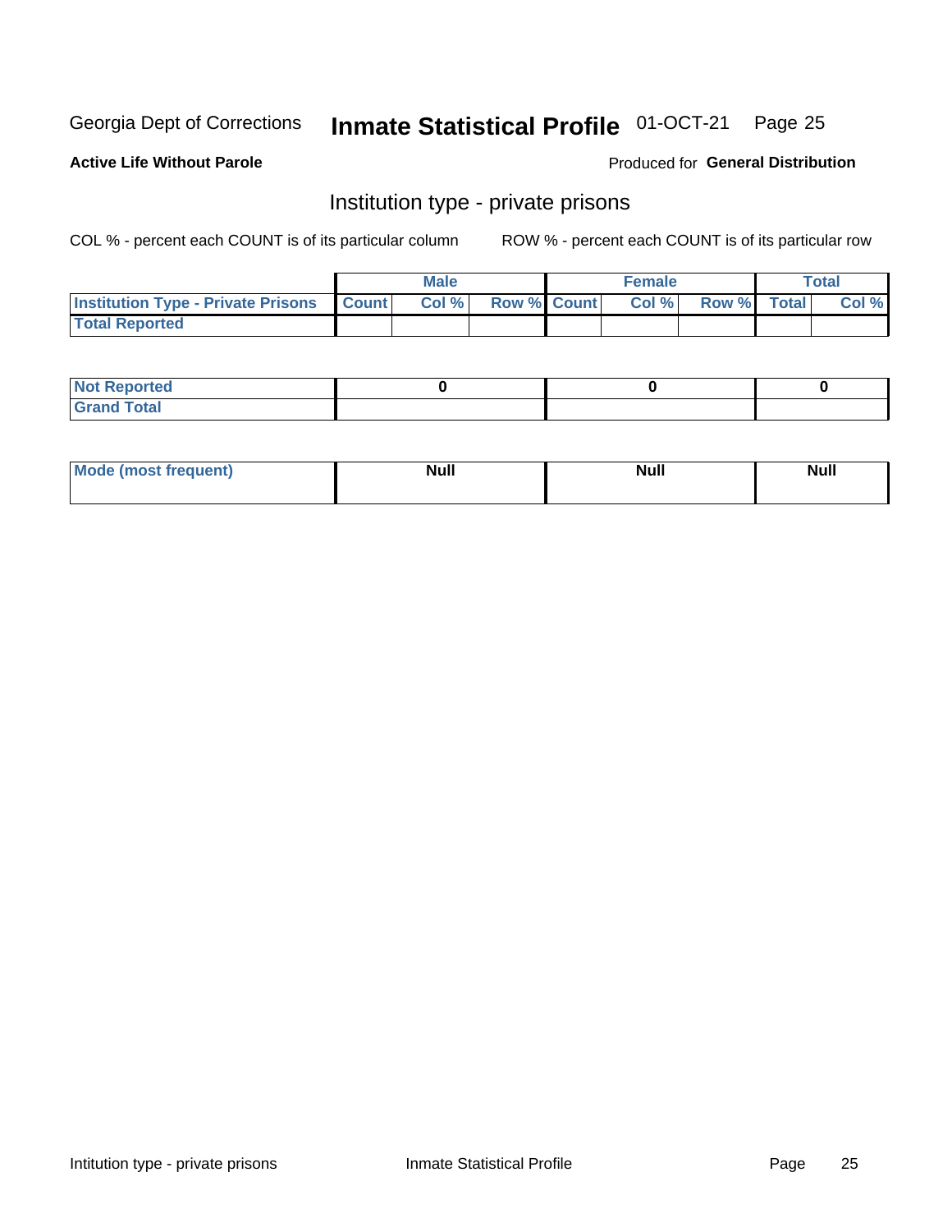Georgia Dept of Corrections **Inmate Statistical Profile** 01-OCT-21

**Active Life Without Parole**

Produced for **General Distribution**

## Institution type - private prisons

COL % - percent each COUNT is of its particular column

ROW % - percent each COUNT is of its particular row

| | Male | | | Female | | | Total | |
|---|---|---|---|---|---|---|---|---|
| Institution Type - Private Prisons | Count | Col % | Row % | Count | Col % | Row % | Total | Col % |
| Total Reported | | | | | | | | |

| | Male | Female | Total |
|---|---|---|---|
| Not Reported | 0 | 0 | 0 |
| Grand Total | | | |

| | Male | Female | Total |
|---|---|---|---|
| Mode (most frequent) | Null | Null | Null |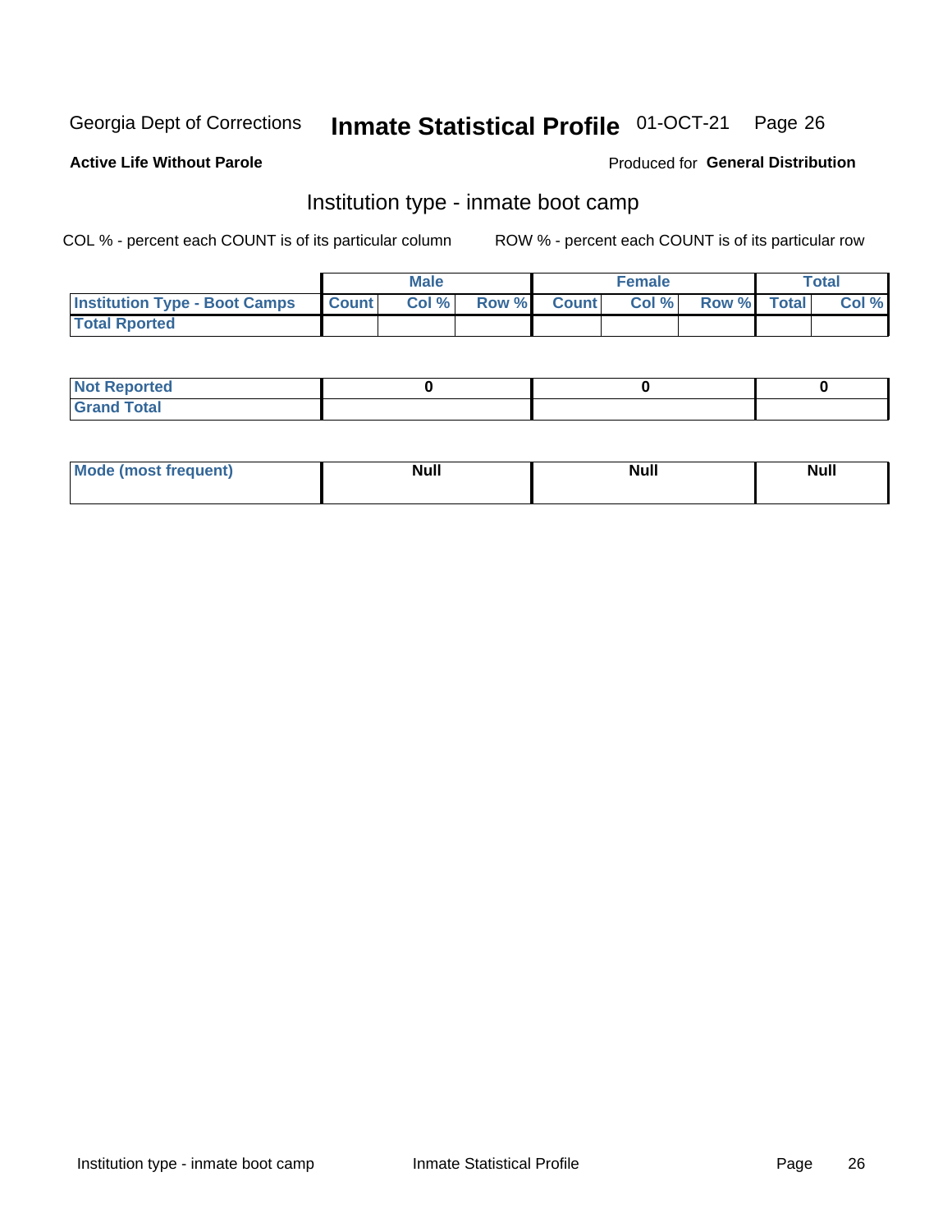Georgia Dept of Corrections **Inmate Statistical Profile** 01-OCT-21

**Active Life Without Parole**

Produced for **General Distribution**

## Institution type - inmate boot camp

COL % - percent each COUNT is of its particular column

ROW % - percent each COUNT is of its particular row

| | Male | | | Female | | | Total | |
|---|---|---|---|---|---|---|---|---|
| Institution Type - Boot Camps | Count | Col % | Row % | Count | Col % | Row % | Total | Col % |
| Total Rported | | | | | | | | |

| | Male | Female | Total |
|---|---|---|---|
| Not Reported | 0 | 0 | 0 |
| Grand Total | | | |

| | Male | Female | Total |
|---|---|---|---|
| Mode (most frequent) | Null | Null | Null |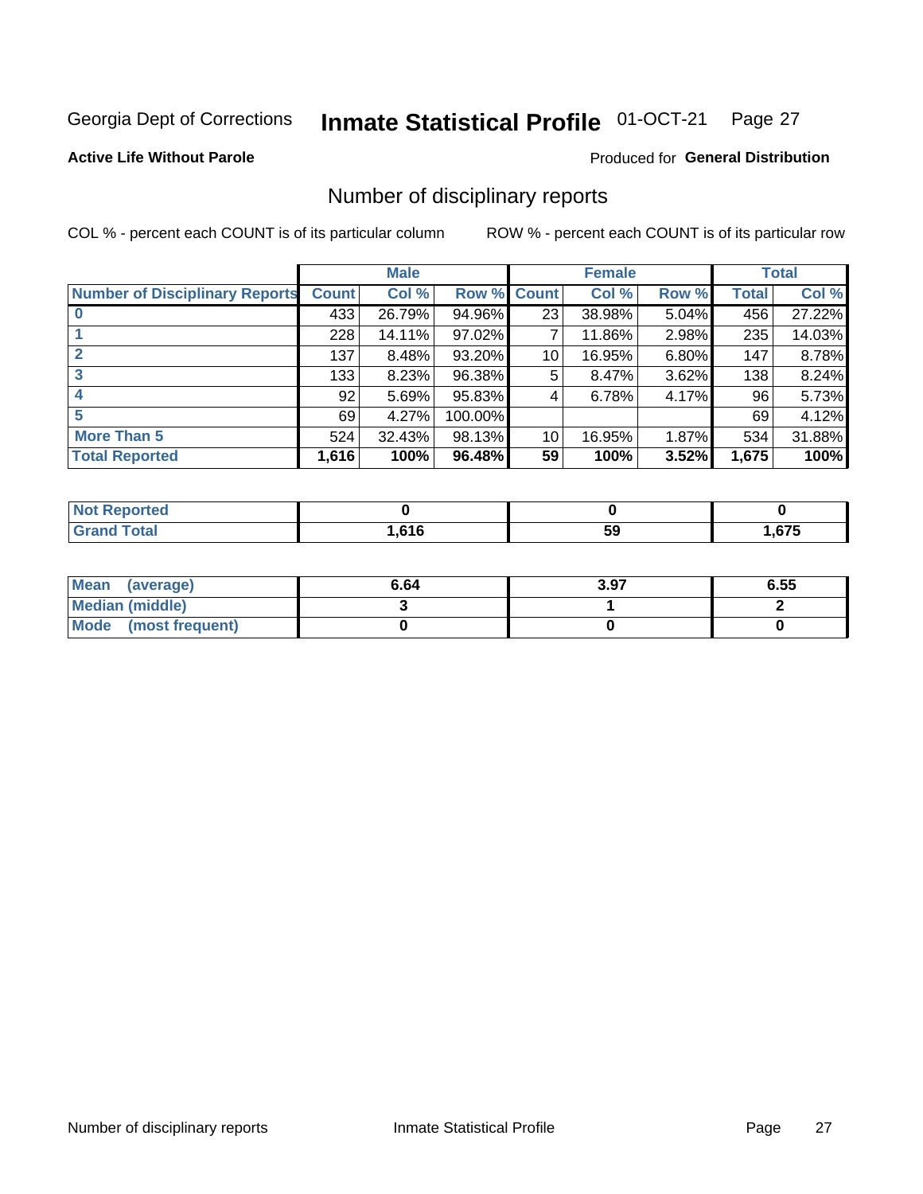Georgia Dept of Corrections **Inmate Statistical Profile** 01-OCT-21

**Active Life Without Parole**

Produced for **General Distribution**

## Number of disciplinary reports

COL % - percent each COUNT is of its particular column

ROW % - percent each COUNT is of its particular row

| | Male | | | Female | | | Total | |
|---|---|---|---|---|---|---|---|---|
| **Number of Disciplinary Reports** | **Count** | **Col %** | **Row %** | **Count** | **Col %** | **Row %** | **Total** | **Col %** |
| **0** | 433 | 26.79% | 94.96% | 23 | 38.98% | 5.04% | 456 | 27.22% |
| **1** | 228 | 14.11% | 97.02% | 7 | 11.86% | 2.98% | 235 | 14.03% |
| **2** | 137 | 8.48% | 93.20% | 10 | 16.95% | 6.80% | 147 | 8.78% |
| **3** | 133 | 8.23% | 96.38% | 5 | 8.47% | 3.62% | 138 | 8.24% |
| **4** | 92 | 5.69% | 95.83% | 4 | 6.78% | 4.17% | 96 | 5.73% |
| **5** | 69 | 4.27% | 100.00% | | | | 69 | 4.12% |
| **More Than 5** | 524 | 32.43% | 98.13% | 10 | 16.95% | 1.87% | 534 | 31.88% |
| **Total Reported** | **1,616** | **100%** | **96.48%** | **59** | **100%** | **3.52%** | **1,675** | **100%** |

| | Male | Female | Total |
|---|---|---|---|
| **Not Reported** | **0** | **0** | **0** |
| **Grand Total** | **1,616** | **59** | **1,675** |

| | Male | Female | Total |
|---|---|---|---|
| **Mean (average)** | **6.64** | **3.97** | **6.55** |
| **Median (middle)** | **3** | **1** | **2** |
| **Mode (most frequent)** | **0** | **0** | **0** |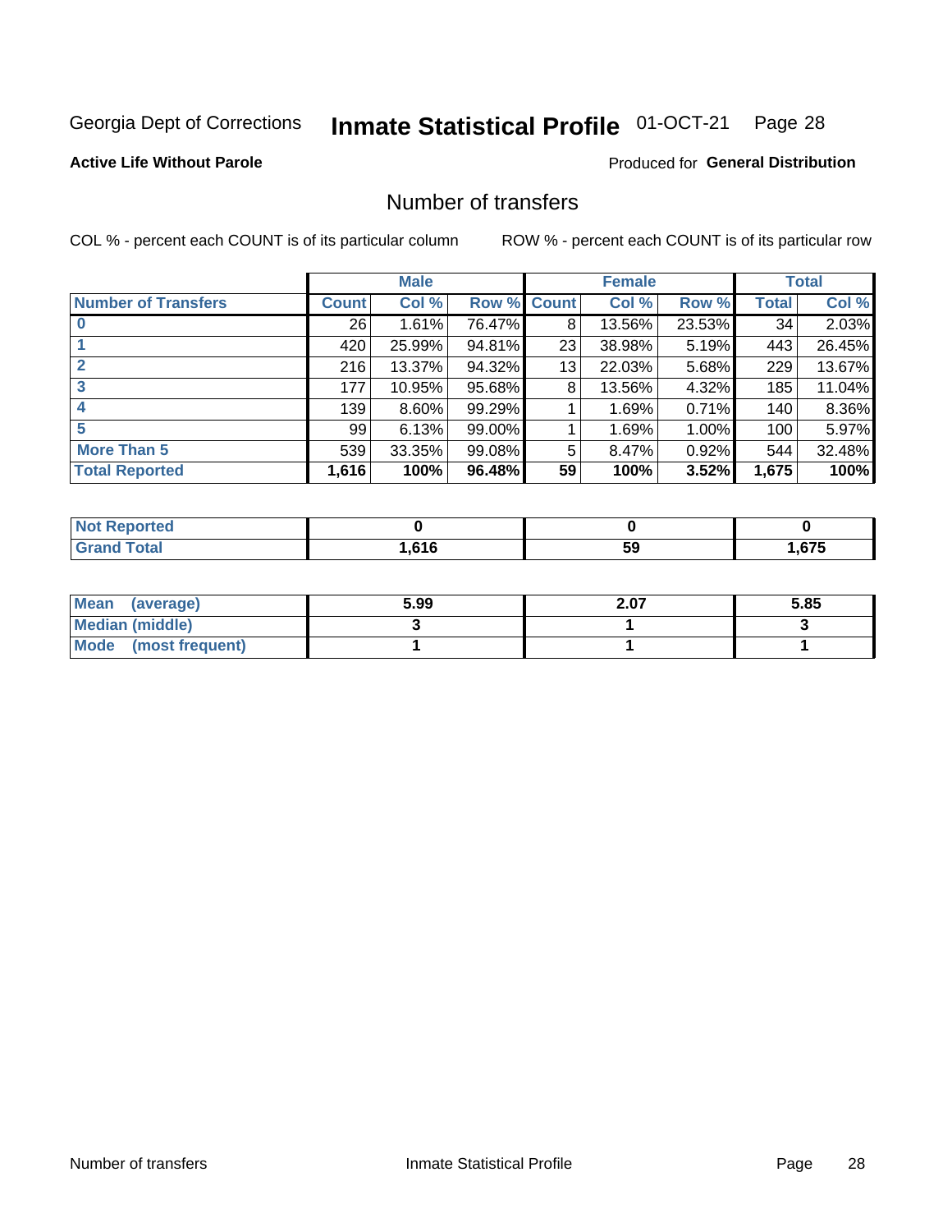Georgia Dept of Corrections **Inmate Statistical Profile** 01-OCT-21

**Active Life Without Parole**

Produced for **General Distribution**

## Number of transfers

COL % - percent each COUNT is of its particular column

ROW % - percent each COUNT is of its particular row

| | Male | | | Female | | | Total | |
|---|---|---|---|---|---|---|---|---|
| **Number of Transfers** | **Count** | **Col %** | **Row %** | **Count** | **Col %** | **Row %** | **Total** | **Col %** |
| **0** | 26 | 1.61% | 76.47% | 8 | 13.56% | 23.53% | 34 | 2.03% |
| **1** | 420 | 25.99% | 94.81% | 23 | 38.98% | 5.19% | 443 | 26.45% |
| **2** | 216 | 13.37% | 94.32% | 13 | 22.03% | 5.68% | 229 | 13.67% |
| **3** | 177 | 10.95% | 95.68% | 8 | 13.56% | 4.32% | 185 | 11.04% |
| **4** | 139 | 8.60% | 99.29% | 1 | 1.69% | 0.71% | 140 | 8.36% |
| **5** | 99 | 6.13% | 99.00% | 1 | 1.69% | 1.00% | 100 | 5.97% |
| **More Than 5** | 539 | 33.35% | 99.08% | 5 | 8.47% | 0.92% | 544 | 32.48% |
| **Total Reported** | **1,616** | **100%** | **96.48%** | **59** | **100%** | **3.52%** | **1,675** | **100%** |

| | Male | Female | Total |
|---|---|---|---|
| **Not Reported** | **0** | **0** | **0** |
| **Grand Total** | **1,616** | **59** | **1,675** |

| | Male | Female | Total |
|---|---|---|---|
| **Mean (average)** | **5.99** | **2.07** | **5.85** |
| **Median (middle)** | **3** | **1** | **3** |
| **Mode (most frequent)** | **1** | **1** | **1** |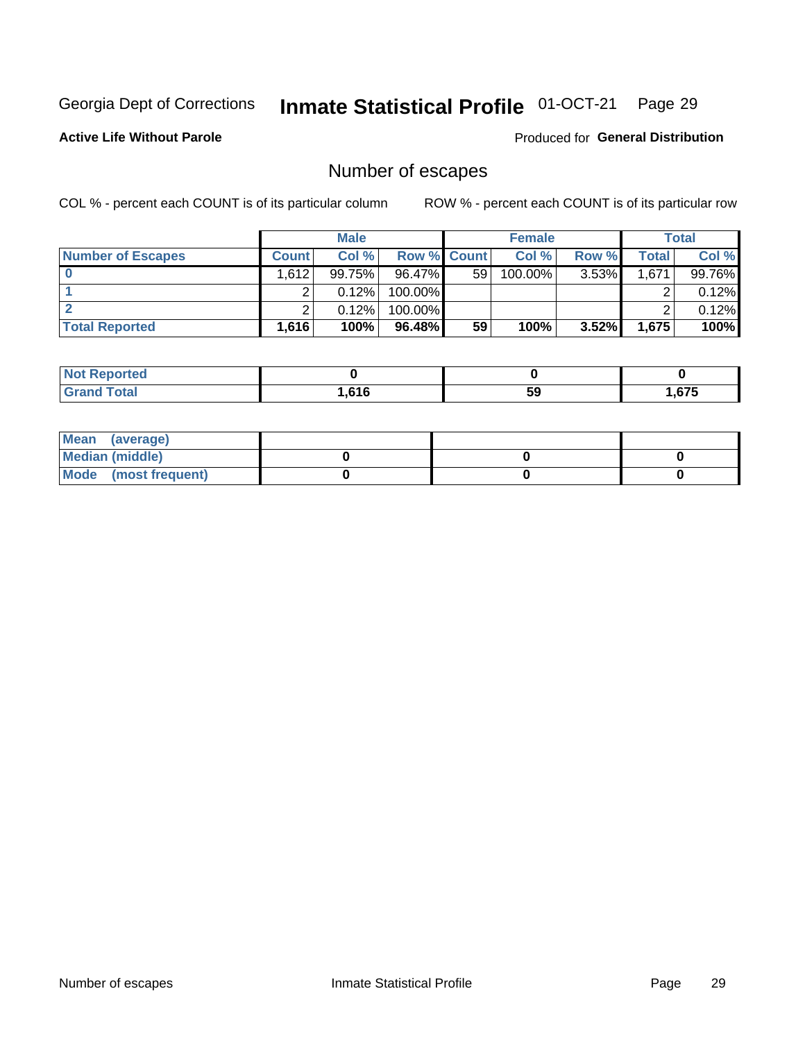Georgia Dept of Corrections **Inmate Statistical Profile** 01-OCT-21

**Active Life Without Parole**

Produced for **General Distribution**

## Number of escapes

COL % - percent each COUNT is of its particular column

ROW % - percent each COUNT is of its particular row

| | Male | | | Female | | | Total | |
|---|---|---|---|---|---|---|---|---|
| Number of Escapes | Count | Col % | Row % | Count | Col % | Row % | Total | Col % |
| 0 | 1,612 | 99.75% | 96.47% | 59 | 100.00% | 3.53% | 1,671 | 99.76% |
| 1 | 2 | 0.12% | 100.00% | | | | 2 | 0.12% |
| 2 | 2 | 0.12% | 100.00% | | | | 2 | 0.12% |
| **Total Reported** | **1,616** | **100%** | **96.48%** | **59** | **100%** | **3.52%** | **1,675** | **100%** |

| | Male | Female | Total |
|---|---|---|---|
| Not Reported | 0 | 0 | 0 |
| Grand Total | 1,616 | 59 | 1,675 |

| | Male | Female | Total |
|---|---|---|---|
| Mean (average) | | | |
| Median (middle) | 0 | 0 | 0 |
| Mode (most frequent) | 0 | 0 | 0 |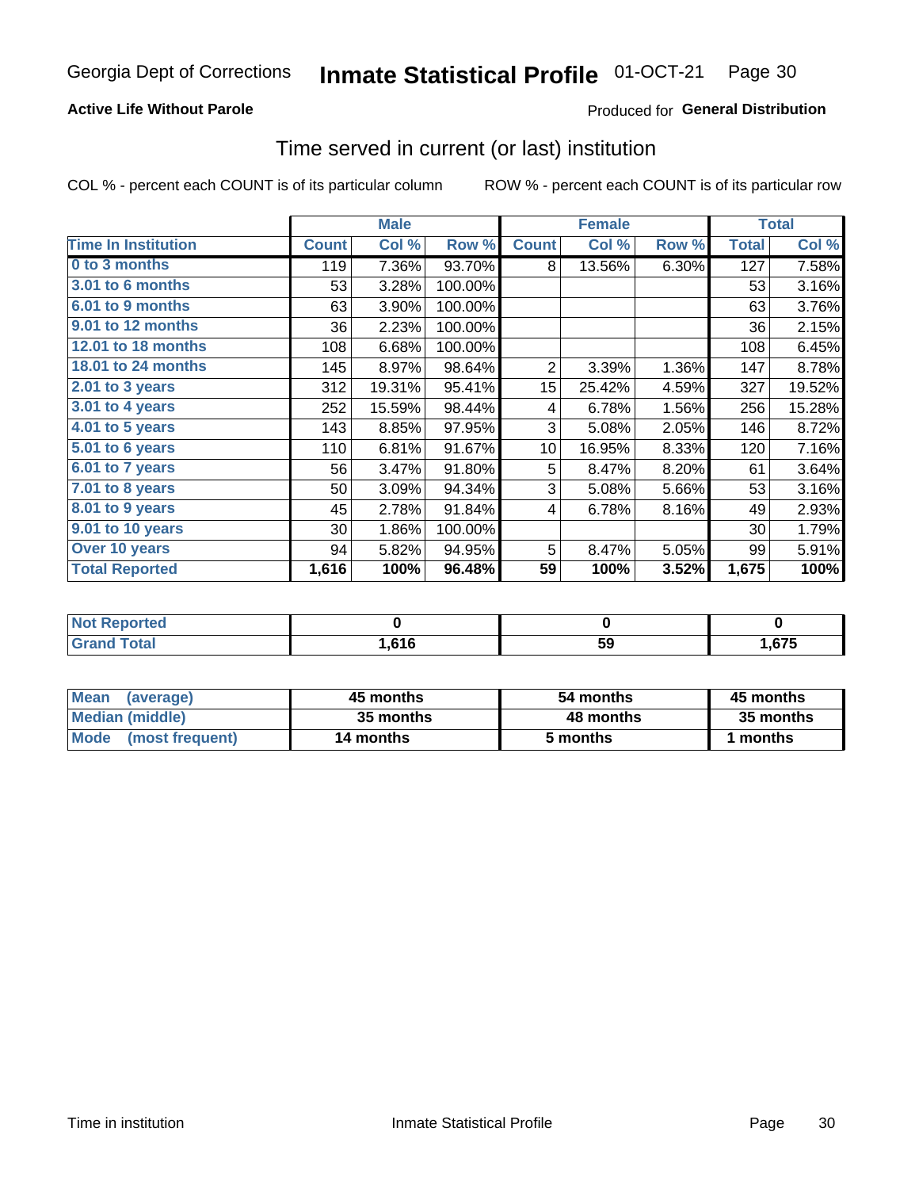Georgia Dept of Corrections **Inmate Statistical Profile** 01-OCT-21

**Active Life Without Parole**

Produced for **General Distribution**

## Time served in current (or last) institution

COL % - percent each COUNT is of its particular column

ROW % - percent each COUNT is of its particular row

| | Male | | | Female | | | Total | |
|---|---|---|---|---|---|---|---|---|
| **Time In Institution** | **Count** | **Col %** | **Row %** | **Count** | **Col %** | **Row %** | **Total** | **Col %** |
| 0 to 3 months | 119 | 7.36% | 93.70% | 8 | 13.56% | 6.30% | 127 | 7.58% |
| 3.01 to 6 months | 53 | 3.28% | 100.00% | | | | 53 | 3.16% |
| 6.01 to 9 months | 63 | 3.90% | 100.00% | | | | 63 | 3.76% |
| 9.01 to 12 months | 36 | 2.23% | 100.00% | | | | 36 | 2.15% |
| 12.01 to 18 months | 108 | 6.68% | 100.00% | | | | 108 | 6.45% |
| 18.01 to 24 months | 145 | 8.97% | 98.64% | 2 | 3.39% | 1.36% | 147 | 8.78% |
| 2.01 to 3 years | 312 | 19.31% | 95.41% | 15 | 25.42% | 4.59% | 327 | 19.52% |
| 3.01 to 4 years | 252 | 15.59% | 98.44% | 4 | 6.78% | 1.56% | 256 | 15.28% |
| 4.01 to 5 years | 143 | 8.85% | 97.95% | 3 | 5.08% | 2.05% | 146 | 8.72% |
| 5.01 to 6 years | 110 | 6.81% | 91.67% | 10 | 16.95% | 8.33% | 120 | 7.16% |
| 6.01 to 7 years | 56 | 3.47% | 91.80% | 5 | 8.47% | 8.20% | 61 | 3.64% |
| 7.01 to 8 years | 50 | 3.09% | 94.34% | 3 | 5.08% | 5.66% | 53 | 3.16% |
| 8.01 to 9 years | 45 | 2.78% | 91.84% | 4 | 6.78% | 8.16% | 49 | 2.93% |
| 9.01 to 10 years | 30 | 1.86% | 100.00% | | | | 30 | 1.79% |
| Over 10 years | 94 | 5.82% | 94.95% | 5 | 8.47% | 5.05% | 99 | 5.91% |
| **Total Reported** | **1,616** | **100%** | **96.48%** | **59** | **100%** | **3.52%** | **1,675** | **100%** |

| | Male | Female | Total |
|---|---|---|---|
| Not Reported | **0** | **0** | **0** |
| Grand Total | **1,616** | **59** | **1,675** |

| | Male | Female | Total |
|---|---|---|---|
| Mean (average) | **45 months** | **54 months** | **45 months** |
| Median (middle) | **35 months** | **48 months** | **35 months** |
| Mode (most frequent) | **14 months** | **5 months** | **1 months** |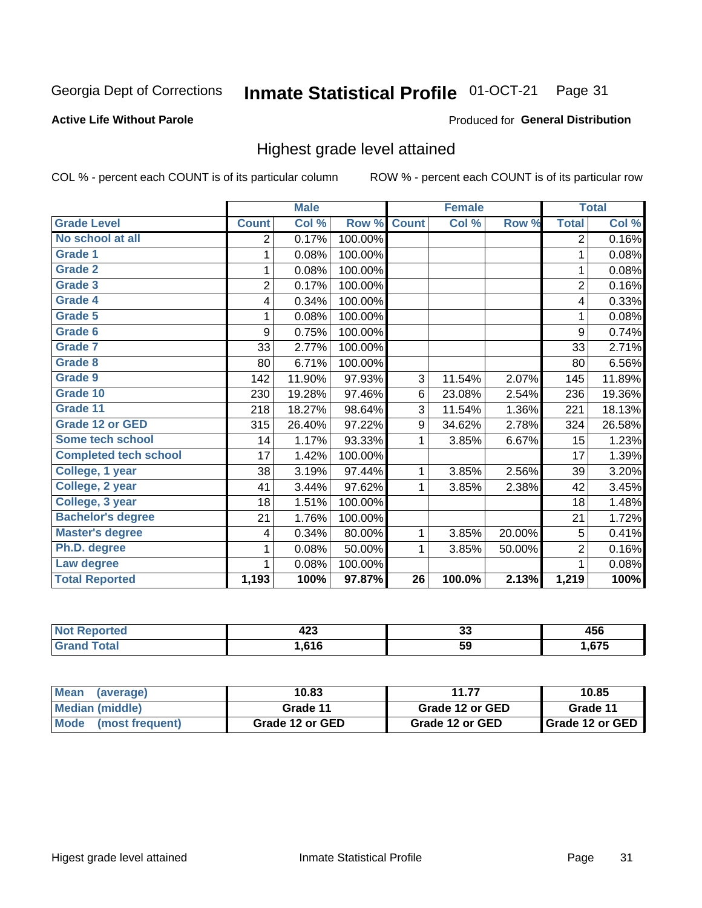Georgia Dept of Corrections **Inmate Statistical Profile** 01-OCT-21

**Active Life Without Parole**

Produced for **General Distribution**

## Highest grade level attained

COL % - percent each COUNT is of its particular column

ROW % - percent each COUNT is of its particular row

| | Male | | | Female | | | Total | |
|---|---|---|---|---|---|---|---|---|
| **Grade Level** | **Count** | **Col %** | **Row %** | **Count** | **Col %** | **Row %** | **Total** | **Col %** |
| **No school at all** | 2 | 0.17% | 100.00% | | | | 2 | 0.16% |
| **Grade 1** | 1 | 0.08% | 100.00% | | | | 1 | 0.08% |
| **Grade 2** | 1 | 0.08% | 100.00% | | | | 1 | 0.08% |
| **Grade 3** | 2 | 0.17% | 100.00% | | | | 2 | 0.16% |
| **Grade 4** | 4 | 0.34% | 100.00% | | | | 4 | 0.33% |
| **Grade 5** | 1 | 0.08% | 100.00% | | | | 1 | 0.08% |
| **Grade 6** | 9 | 0.75% | 100.00% | | | | 9 | 0.74% |
| **Grade 7** | 33 | 2.77% | 100.00% | | | | 33 | 2.71% |
| **Grade 8** | 80 | 6.71% | 100.00% | | | | 80 | 6.56% |
| **Grade 9** | 142 | 11.90% | 97.93% | 3 | 11.54% | 2.07% | 145 | 11.89% |
| **Grade 10** | 230 | 19.28% | 97.46% | 6 | 23.08% | 2.54% | 236 | 19.36% |
| **Grade 11** | 218 | 18.27% | 98.64% | 3 | 11.54% | 1.36% | 221 | 18.13% |
| **Grade 12 or GED** | 315 | 26.40% | 97.22% | 9 | 34.62% | 2.78% | 324 | 26.58% |
| **Some tech school** | 14 | 1.17% | 93.33% | 1 | 3.85% | 6.67% | 15 | 1.23% |
| **Completed tech school** | 17 | 1.42% | 100.00% | | | | 17 | 1.39% |
| **College, 1 year** | 38 | 3.19% | 97.44% | 1 | 3.85% | 2.56% | 39 | 3.20% |
| **College, 2 year** | 41 | 3.44% | 97.62% | 1 | 3.85% | 2.38% | 42 | 3.45% |
| **College, 3 year** | 18 | 1.51% | 100.00% | | | | 18 | 1.48% |
| **Bachelor's degree** | 21 | 1.76% | 100.00% | | | | 21 | 1.72% |
| **Master's degree** | 4 | 0.34% | 80.00% | 1 | 3.85% | 20.00% | 5 | 0.41% |
| **Ph.D. degree** | 1 | 0.08% | 50.00% | 1 | 3.85% | 50.00% | 2 | 0.16% |
| **Law degree** | 1 | 0.08% | 100.00% | | | | 1 | 0.08% |
| **Total Reported** | **1,193** | **100%** | **97.87%** | **26** | **100.0%** | **2.13%** | **1,219** | **100%** |

| | Male | Female | Total |
|---|---|---|---|
| **Not Reported** | **423** | **33** | **456** |
| **Grand Total** | **1,616** | **59** | **1,675** |

| | Male | Female | Total |
|---|---|---|---|
| **Mean (average)** | **10.83** | **11.77** | **10.85** |
| **Median (middle)** | **Grade 11** | **Grade 12 or GED** | **Grade 11** |
| **Mode (most frequent)** | **Grade 12 or GED** | **Grade 12 or GED** | **Grade 12 or GED** |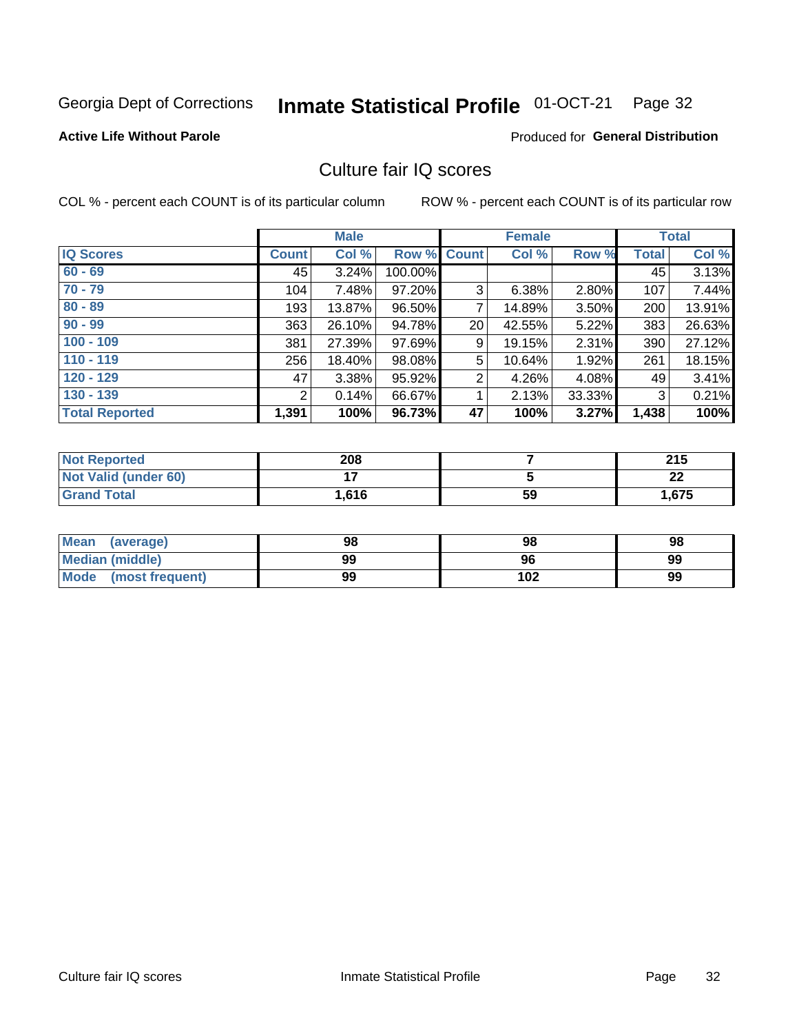Georgia Dept of Corrections **Inmate Statistical Profile** 01-OCT-21

**Active Life Without Parole**

Produced for **General Distribution**

## Culture fair IQ scores

COL % - percent each COUNT is of its particular column

ROW % - percent each COUNT is of its particular row

| | Male | | | Female | | | Total | |
|---|---|---|---|---|---|---|---|---|
| **IQ Scores** | **Count** | **Col %** | **Row %** | **Count** | **Col %** | **Row %** | **Total** | **Col %** |
| **60 - 69** | 45 | 3.24% | 100.00% | | | | 45 | 3.13% |
| **70 - 79** | 104 | 7.48% | 97.20% | 3 | 6.38% | 2.80% | 107 | 7.44% |
| **80 - 89** | 193 | 13.87% | 96.50% | 7 | 14.89% | 3.50% | 200 | 13.91% |
| **90 - 99** | 363 | 26.10% | 94.78% | 20 | 42.55% | 5.22% | 383 | 26.63% |
| **100 - 109** | 381 | 27.39% | 97.69% | 9 | 19.15% | 2.31% | 390 | 27.12% |
| **110 - 119** | 256 | 18.40% | 98.08% | 5 | 10.64% | 1.92% | 261 | 18.15% |
| **120 - 129** | 47 | 3.38% | 95.92% | 2 | 4.26% | 4.08% | 49 | 3.41% |
| **130 - 139** | 2 | 0.14% | 66.67% | 1 | 2.13% | 33.33% | 3 | 0.21% |
| **Total Reported** | **1,391** | **100%** | **96.73%** | **47** | **100%** | **3.27%** | **1,438** | **100%** |

| | Male | Female | Total |
|---|---|---|---|
| **Not Reported** | **208** | **7** | **215** |
| **Not Valid (under 60)** | **17** | **5** | **22** |
| **Grand Total** | **1,616** | **59** | **1,675** |

| | Male | Female | Total |
|---|---|---|---|
| **Mean (average)** | **98** | **98** | **98** |
| **Median (middle)** | **99** | **96** | **99** |
| **Mode (most frequent)** | **99** | **102** | **99** |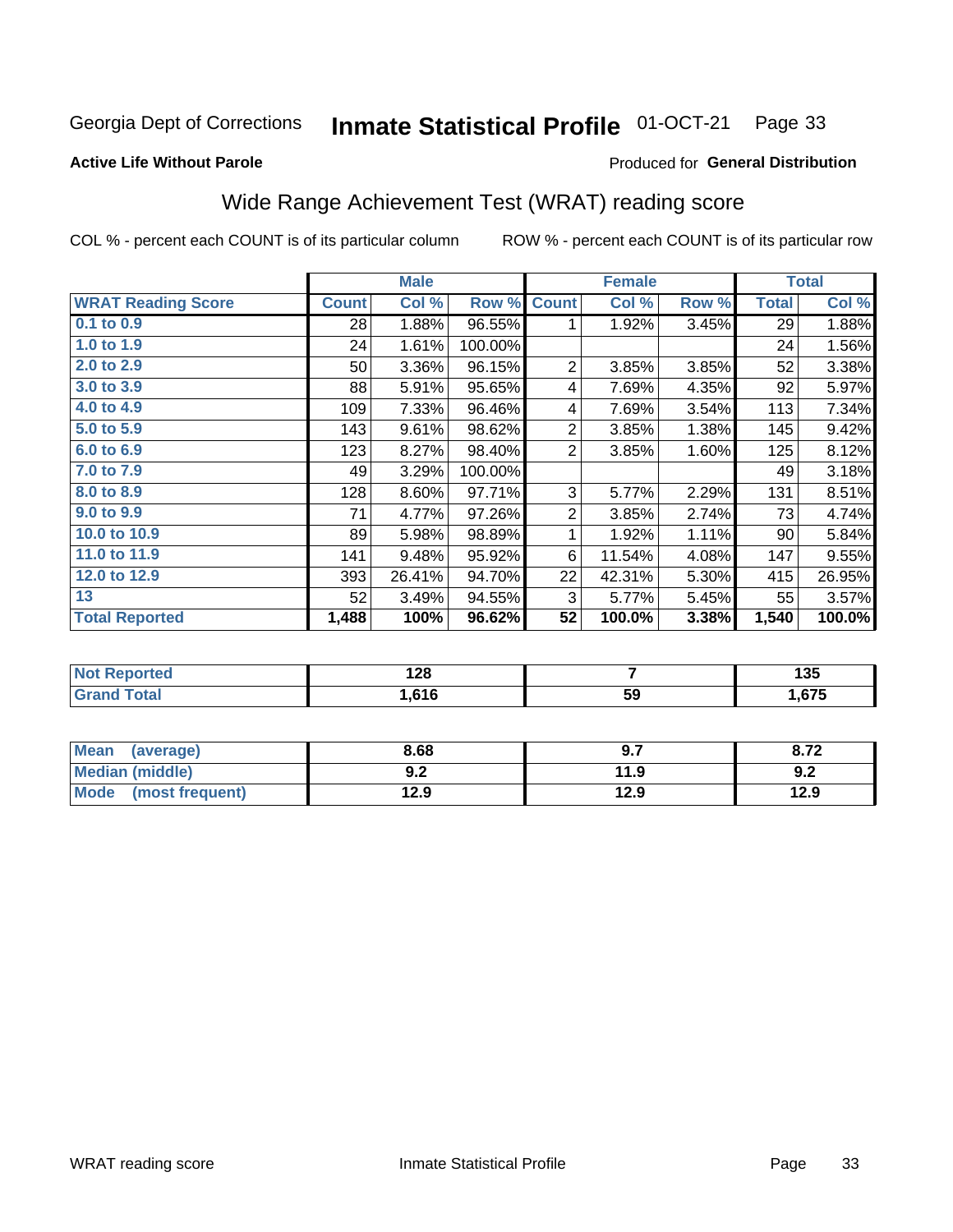Georgia Dept of Corrections **Inmate Statistical Profile** 01-OCT-21

**Active Life Without Parole**

Produced for **General Distribution**

## Wide Range Achievement Test (WRAT) reading score

COL % - percent each COUNT is of its particular column

ROW % - percent each COUNT is of its particular row

| | Male | | | Female | | | Total | |
|---|---|---|---|---|---|---|---|---|
| **WRAT Reading Score** | **Count** | **Col %** | **Row %** | **Count** | **Col %** | **Row %** | **Total** | **Col %** |
| 0.1 to 0.9 | 28 | 1.88% | 96.55% | 1 | 1.92% | 3.45% | 29 | 1.88% |
| 1.0 to 1.9 | 24 | 1.61% | 100.00% | | | | 24 | 1.56% |
| 2.0 to 2.9 | 50 | 3.36% | 96.15% | 2 | 3.85% | 3.85% | 52 | 3.38% |
| 3.0 to 3.9 | 88 | 5.91% | 95.65% | 4 | 7.69% | 4.35% | 92 | 5.97% |
| 4.0 to 4.9 | 109 | 7.33% | 96.46% | 4 | 7.69% | 3.54% | 113 | 7.34% |
| 5.0 to 5.9 | 143 | 9.61% | 98.62% | 2 | 3.85% | 1.38% | 145 | 9.42% |
| 6.0 to 6.9 | 123 | 8.27% | 98.40% | 2 | 3.85% | 1.60% | 125 | 8.12% |
| 7.0 to 7.9 | 49 | 3.29% | 100.00% | | | | 49 | 3.18% |
| 8.0 to 8.9 | 128 | 8.60% | 97.71% | 3 | 5.77% | 2.29% | 131 | 8.51% |
| 9.0 to 9.9 | 71 | 4.77% | 97.26% | 2 | 3.85% | 2.74% | 73 | 4.74% |
| 10.0 to 10.9 | 89 | 5.98% | 98.89% | 1 | 1.92% | 1.11% | 90 | 5.84% |
| 11.0 to 11.9 | 141 | 9.48% | 95.92% | 6 | 11.54% | 4.08% | 147 | 9.55% |
| 12.0 to 12.9 | 393 | 26.41% | 94.70% | 22 | 42.31% | 5.30% | 415 | 26.95% |
| 13 | 52 | 3.49% | 94.55% | 3 | 5.77% | 5.45% | 55 | 3.57% |
| **Total Reported** | **1,488** | **100%** | **96.62%** | **52** | **100.0%** | **3.38%** | **1,540** | **100.0%** |

| | Male | Female | Total |
|---|---|---|---|
| Not Reported | 128 | 7 | 135 |
| Grand Total | 1,616 | 59 | 1,675 |

| | Male | Female | Total |
|---|---|---|---|
| Mean (average) | 8.68 | 9.7 | 8.72 |
| Median (middle) | 9.2 | 11.9 | 9.2 |
| Mode (most frequent) | 12.9 | 12.9 | 12.9 |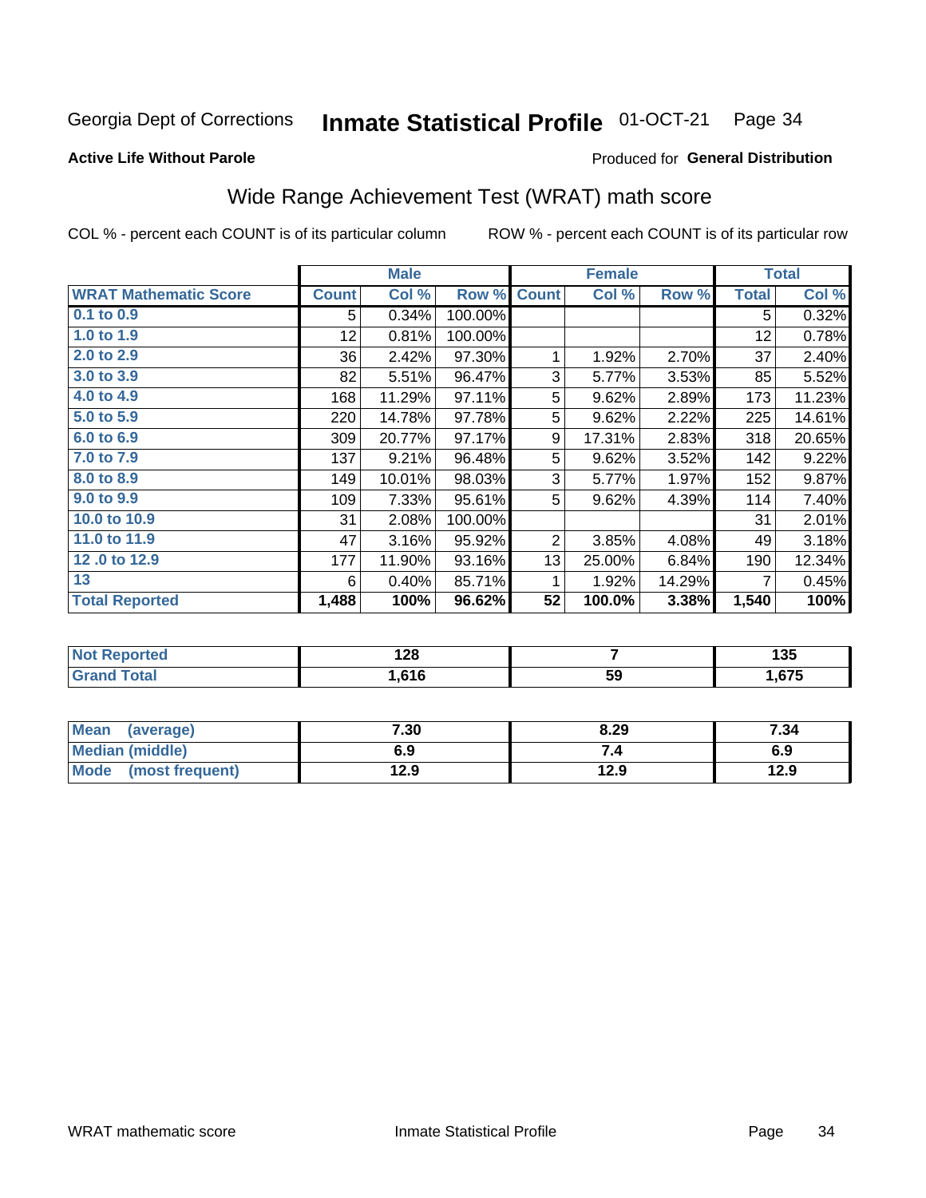Georgia Dept of Corrections **Inmate Statistical Profile** 01-OCT-21

**Active Life Without Parole**

Produced for **General Distribution**

## Wide Range Achievement Test (WRAT) math score

COL % - percent each COUNT is of its particular column     ROW % - percent each COUNT is of its particular row

| | Male | | | Female | | | Total | |
|---|---|---|---|---|---|---|---|---|
| **WRAT Mathematic Score** | **Count** | **Col %** | **Row %** | **Count** | **Col %** | **Row %** | **Total** | **Col %** |
| 0.1 to 0.9 | 5 | 0.34% | 100.00% | | | | 5 | 0.32% |
| 1.0 to 1.9 | 12 | 0.81% | 100.00% | | | | 12 | 0.78% |
| 2.0 to 2.9 | 36 | 2.42% | 97.30% | 1 | 1.92% | 2.70% | 37 | 2.40% |
| 3.0 to 3.9 | 82 | 5.51% | 96.47% | 3 | 5.77% | 3.53% | 85 | 5.52% |
| 4.0 to 4.9 | 168 | 11.29% | 97.11% | 5 | 9.62% | 2.89% | 173 | 11.23% |
| 5.0 to 5.9 | 220 | 14.78% | 97.78% | 5 | 9.62% | 2.22% | 225 | 14.61% |
| 6.0 to 6.9 | 309 | 20.77% | 97.17% | 9 | 17.31% | 2.83% | 318 | 20.65% |
| 7.0 to 7.9 | 137 | 9.21% | 96.48% | 5 | 9.62% | 3.52% | 142 | 9.22% |
| 8.0 to 8.9 | 149 | 10.01% | 98.03% | 3 | 5.77% | 1.97% | 152 | 9.87% |
| 9.0 to 9.9 | 109 | 7.33% | 95.61% | 5 | 9.62% | 4.39% | 114 | 7.40% |
| 10.0 to 10.9 | 31 | 2.08% | 100.00% | | | | 31 | 2.01% |
| 11.0 to 11.9 | 47 | 3.16% | 95.92% | 2 | 3.85% | 4.08% | 49 | 3.18% |
| 12 .0 to 12.9 | 177 | 11.90% | 93.16% | 13 | 25.00% | 6.84% | 190 | 12.34% |
| 13 | 6 | 0.40% | 85.71% | 1 | 1.92% | 14.29% | 7 | 0.45% |
| **Total Reported** | **1,488** | **100%** | **96.62%** | **52** | **100.0%** | **3.38%** | **1,540** | **100%** |

| | Male | Female | Total |
|---|---|---|---|
| **Not Reported** | **128** | **7** | **135** |
| **Grand Total** | **1,616** | **59** | **1,675** |

| | Male | Female | Total |
|---|---|---|---|
| **Mean (average)** | **7.30** | **8.29** | **7.34** |
| **Median (middle)** | **6.9** | **7.4** | **6.9** |
| **Mode (most frequent)** | **12.9** | **12.9** | **12.9** |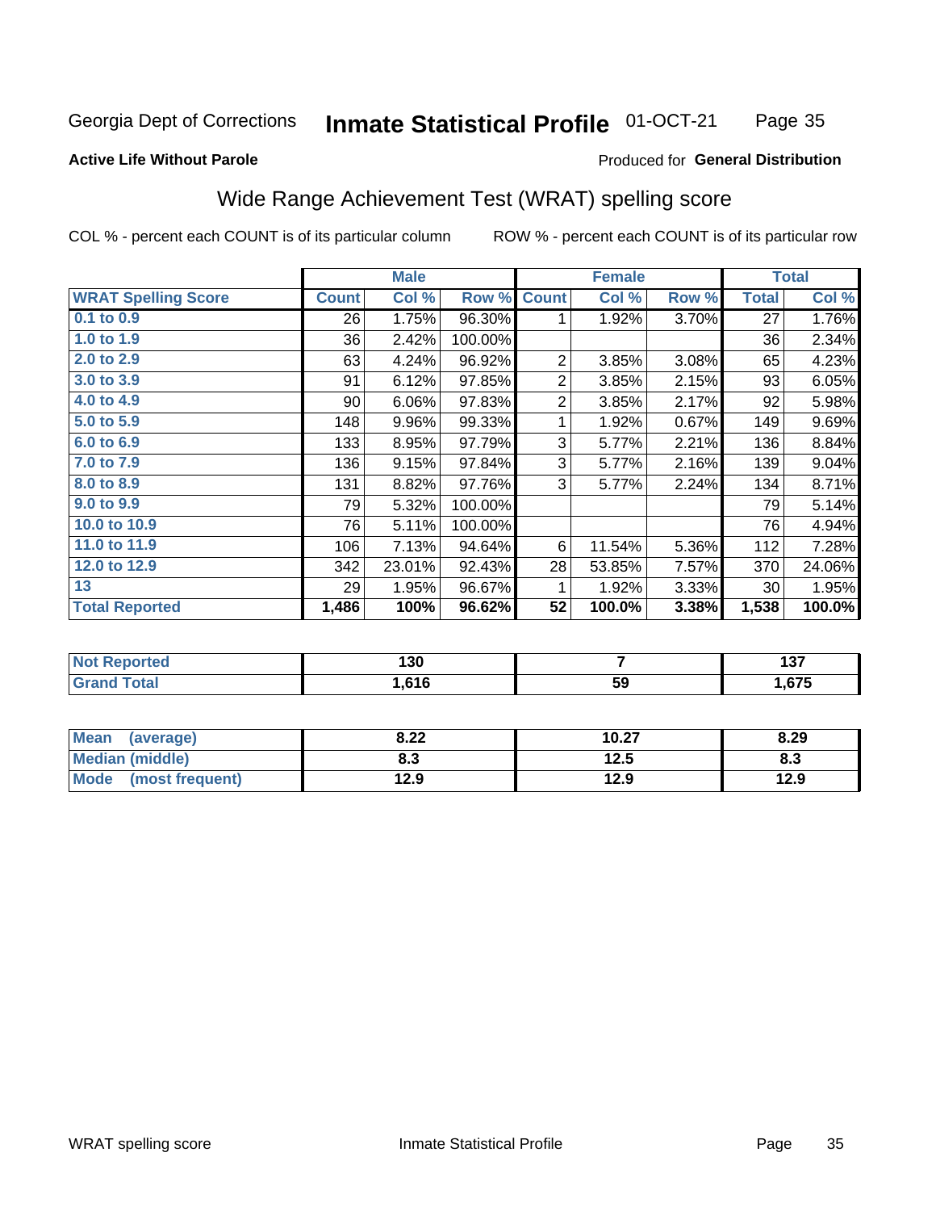Georgia Dept of Corrections **Inmate Statistical Profile** 01-OCT-21

**Active Life Without Parole**

Produced for **General Distribution**

## Wide Range Achievement Test (WRAT) spelling score

COL % - percent each COUNT is of its particular column ROW % - percent each COUNT is of its particular row

| | Male | | | Female | | | Total | |
|---|---|---|---|---|---|---|---|---|
| **WRAT Spelling Score** | **Count** | **Col %** | **Row %** | **Count** | **Col %** | **Row %** | **Total** | **Col %** |
| 0.1 to 0.9 | 26 | 1.75% | 96.30% | 1 | 1.92% | 3.70% | 27 | 1.76% |
| 1.0 to 1.9 | 36 | 2.42% | 100.00% | | | | 36 | 2.34% |
| 2.0 to 2.9 | 63 | 4.24% | 96.92% | 2 | 3.85% | 3.08% | 65 | 4.23% |
| 3.0 to 3.9 | 91 | 6.12% | 97.85% | 2 | 3.85% | 2.15% | 93 | 6.05% |
| 4.0 to 4.9 | 90 | 6.06% | 97.83% | 2 | 3.85% | 2.17% | 92 | 5.98% |
| 5.0 to 5.9 | 148 | 9.96% | 99.33% | 1 | 1.92% | 0.67% | 149 | 9.69% |
| 6.0 to 6.9 | 133 | 8.95% | 97.79% | 3 | 5.77% | 2.21% | 136 | 8.84% |
| 7.0 to 7.9 | 136 | 9.15% | 97.84% | 3 | 5.77% | 2.16% | 139 | 9.04% |
| 8.0 to 8.9 | 131 | 8.82% | 97.76% | 3 | 5.77% | 2.24% | 134 | 8.71% |
| 9.0 to 9.9 | 79 | 5.32% | 100.00% | | | | 79 | 5.14% |
| 10.0 to 10.9 | 76 | 5.11% | 100.00% | | | | 76 | 4.94% |
| 11.0 to 11.9 | 106 | 7.13% | 94.64% | 6 | 11.54% | 5.36% | 112 | 7.28% |
| 12.0 to 12.9 | 342 | 23.01% | 92.43% | 28 | 53.85% | 7.57% | 370 | 24.06% |
| 13 | 29 | 1.95% | 96.67% | 1 | 1.92% | 3.33% | 30 | 1.95% |
| **Total Reported** | **1,486** | **100%** | **96.62%** | **52** | **100.0%** | **3.38%** | **1,538** | **100.0%** |

| | Male | Female | Total |
|---|---|---|---|
| Not Reported | 130 | 7 | 137 |
| Grand Total | 1,616 | 59 | 1,675 |

| | Male | Female | Total |
|---|---|---|---|
| Mean (average) | 8.22 | 10.27 | 8.29 |
| Median (middle) | 8.3 | 12.5 | 8.3 |
| Mode (most frequent) | 12.9 | 12.9 | 12.9 |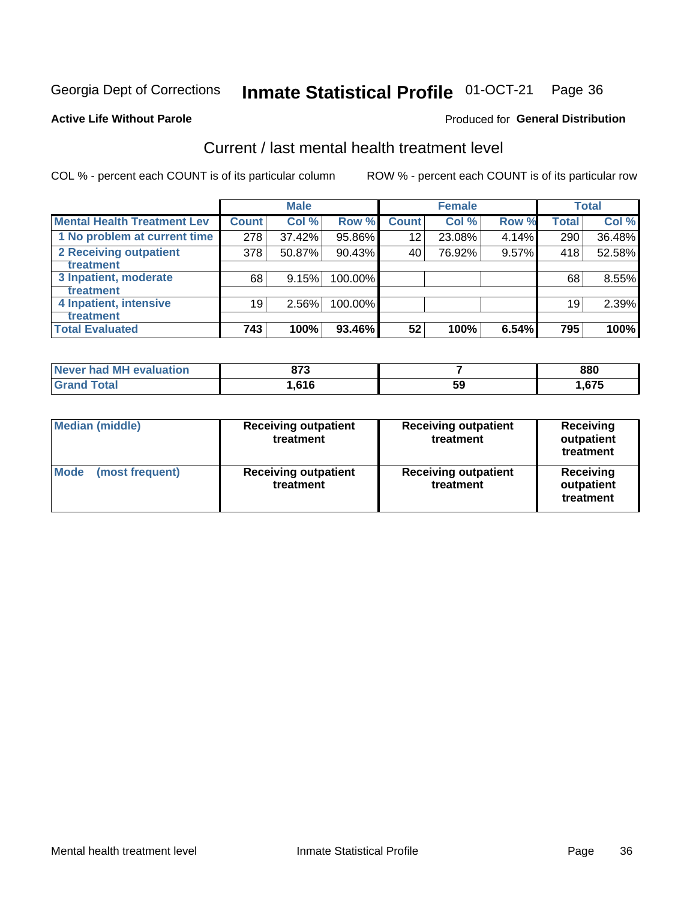Georgia Dept of Corrections **Inmate Statistical Profile** 01-OCT-21

**Active Life Without Parole**

Produced for **General Distribution**

## Current / last mental health treatment level

COL % - percent each COUNT is of its particular column

ROW % - percent each COUNT is of its particular row

| | Male | | | Female | | | Total | |
|---|---|---|---|---|---|---|---|---|
| **Mental Health Treatment Lev** | **Count** | **Col %** | **Row %** | **Count** | **Col %** | **Row %** | **Total** | **Col %** |
| 1 No problem at current time | 278 | 37.42% | 95.86% | 12 | 23.08% | 4.14% | 290 | 36.48% |
| 2 Receiving outpatient treatment | 378 | 50.87% | 90.43% | 40 | 76.92% | 9.57% | 418 | 52.58% |
| 3 Inpatient, moderate treatment | 68 | 9.15% | 100.00% | | | | 68 | 8.55% |
| 4 Inpatient, intensive treatment | 19 | 2.56% | 100.00% | | | | 19 | 2.39% |
| **Total Evaluated** | **743** | **100%** | **93.46%** | **52** | **100%** | **6.54%** | **795** | **100%** |

| | Male | Female | Total |
|---|---|---|---|
| **Never had MH evaluation** | **873** | **7** | **880** |
| **Grand Total** | **1,616** | **59** | **1,675** |

| | Male | Female | Total |
|---|---|---|---|
| **Median (middle)** | **Receiving outpatient treatment** | **Receiving outpatient treatment** | **Receiving outpatient treatment** |
| **Mode (most frequent)** | **Receiving outpatient treatment** | **Receiving outpatient treatment** | **Receiving outpatient treatment** |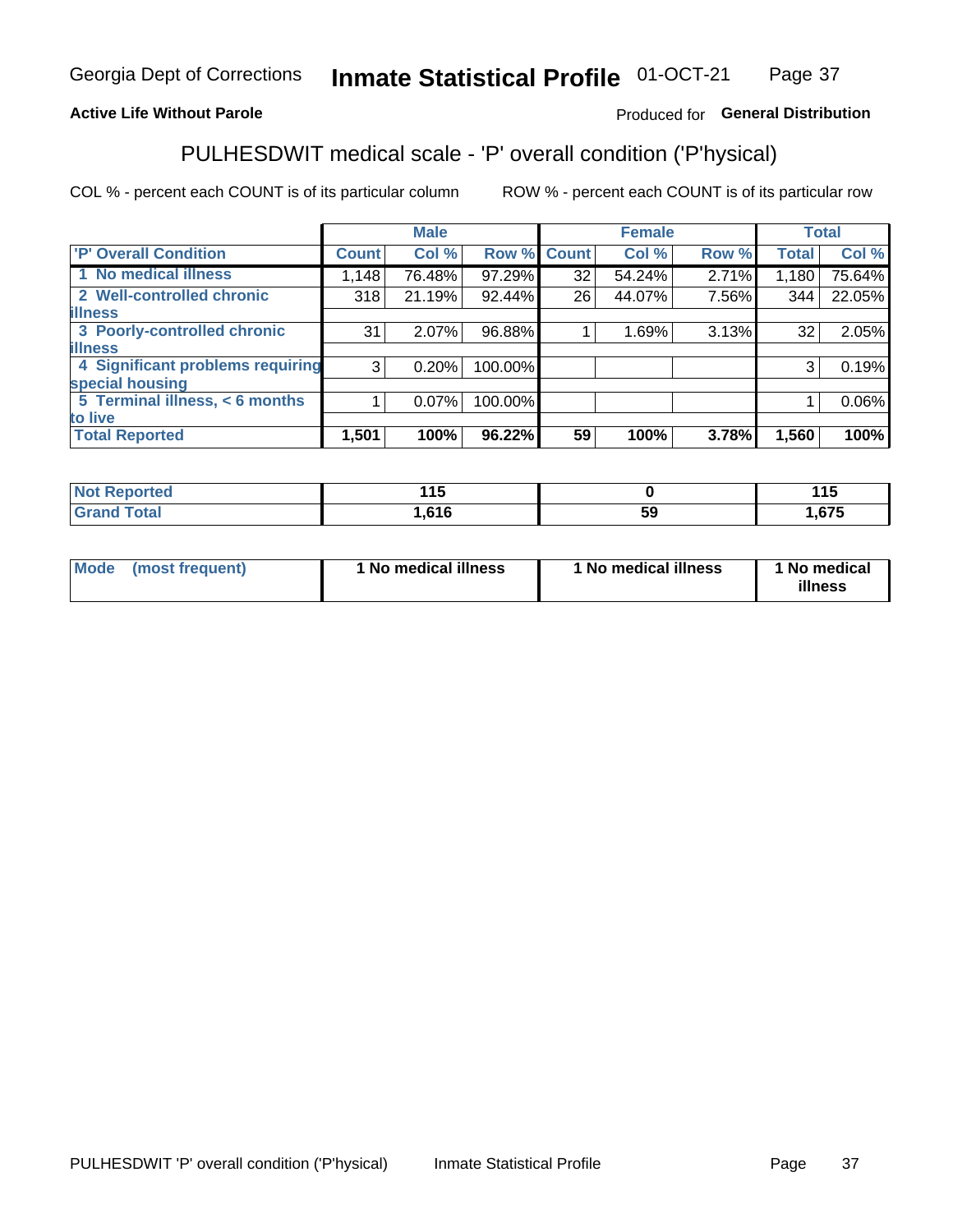Georgia Dept of Corrections **Inmate Statistical Profile** 01-OCT-21

**Active Life Without Parole**

Produced for **General Distribution**

## PULHESDWIT medical scale - 'P' overall condition ('P'hysical)

COL % - percent each COUNT is of its particular column

ROW % - percent each COUNT is of its particular row

| | Male | | | Female | | | Total | |
|---|---|---|---|---|---|---|---|---|
| 'P' Overall Condition | Count | Col % | Row % | Count | Col % | Row % | Total | Col % |
| 1 No medical illness | 1,148 | 76.48% | 97.29% | 32 | 54.24% | 2.71% | 1,180 | 75.64% |
| 2 Well-controlled chronic illness | 318 | 21.19% | 92.44% | 26 | 44.07% | 7.56% | 344 | 22.05% |
| 3 Poorly-controlled chronic illness | 31 | 2.07% | 96.88% | 1 | 1.69% | 3.13% | 32 | 2.05% |
| 4 Significant problems requiring special housing | 3 | 0.20% | 100.00% | | | | 3 | 0.19% |
| 5 Terminal illness, < 6 months to live | 1 | 0.07% | 100.00% | | | | 1 | 0.06% |
| **Total Reported** | **1,501** | **100%** | **96.22%** | **59** | **100%** | **3.78%** | **1,560** | **100%** |

| | Male | Female | Total |
|---|---|---|---|
| Not Reported | 115 | 0 | 115 |
| Grand Total | 1,616 | 59 | 1,675 |

| | Male | Female | Total |
|---|---|---|---|
| Mode (most frequent) | 1 No medical illness | 1 No medical illness | 1 No medical illness |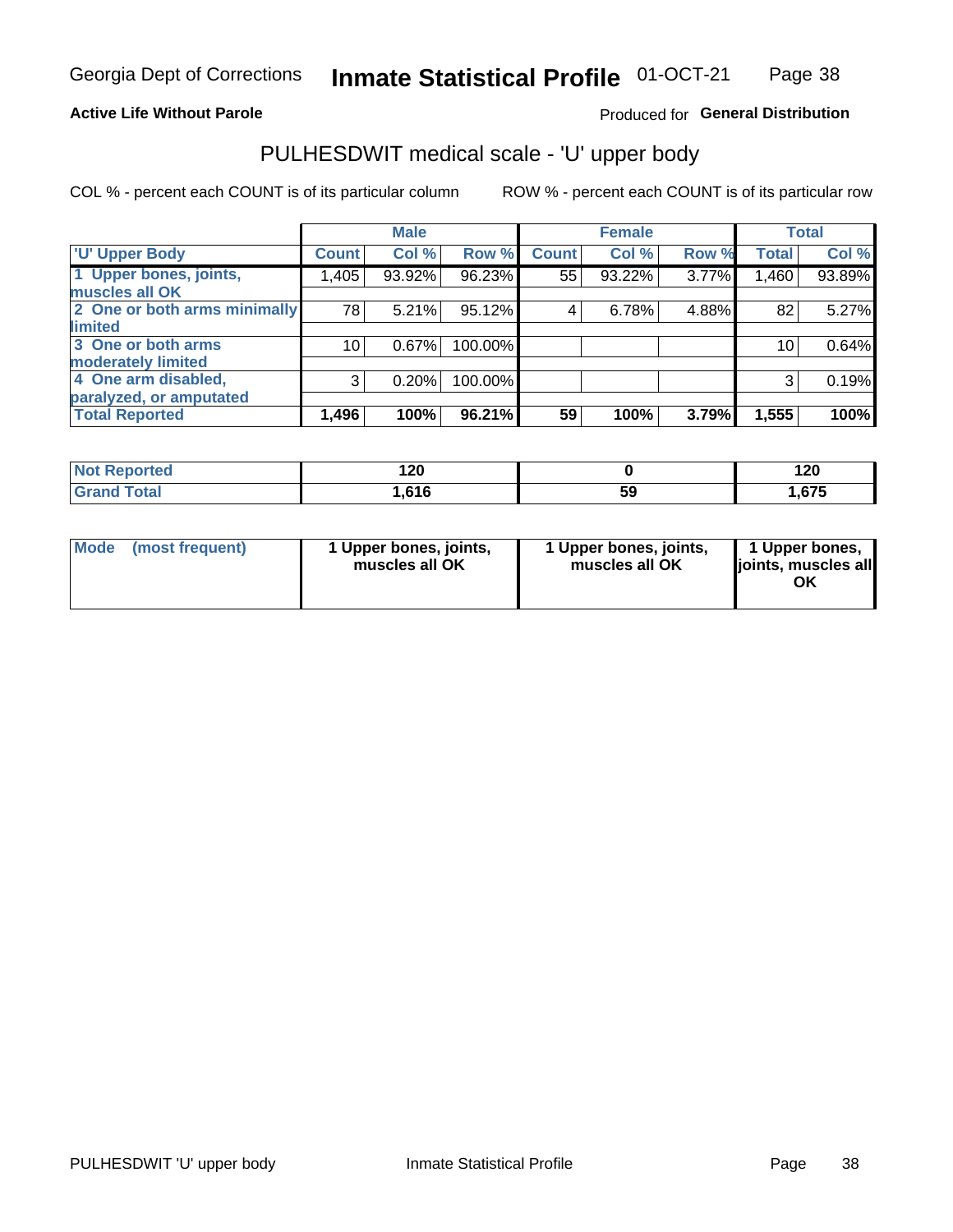Georgia Dept of Corrections **Inmate Statistical Profile** 01-OCT-21

**Active Life Without Parole**

Produced for **General Distribution**

## PULHESDWIT medical scale - 'U' upper body

COL % - percent each COUNT is of its particular column

ROW % - percent each COUNT is of its particular row

| | Male | | | Female | | | Total | |
|---|---|---|---|---|---|---|---|---|
| 'U' Upper Body | Count | Col % | Row % | Count | Col % | Row % | Total | Col % |
| 1 Upper bones, joints, muscles all OK | 1,405 | 93.92% | 96.23% | 55 | 93.22% | 3.77% | 1,460 | 93.89% |
| 2 One or both arms minimally limited | 78 | 5.21% | 95.12% | 4 | 6.78% | 4.88% | 82 | 5.27% |
| 3 One or both arms moderately limited | 10 | 0.67% | 100.00% | | | | 10 | 0.64% |
| 4 One arm disabled, paralyzed, or amputated | 3 | 0.20% | 100.00% | | | | 3 | 0.19% |
| **Total Reported** | **1,496** | **100%** | **96.21%** | **59** | **100%** | **3.79%** | **1,555** | **100%** |

| | Male | Female | Total |
|---|---|---|---|
| Not Reported | 120 | 0 | 120 |
| Grand Total | 1,616 | 59 | 1,675 |

| | Male | Female | Total |
|---|---|---|---|
| Mode (most frequent) | 1 Upper bones, joints, muscles all OK | 1 Upper bones, joints, muscles all OK | 1 Upper bones, joints, muscles all OK |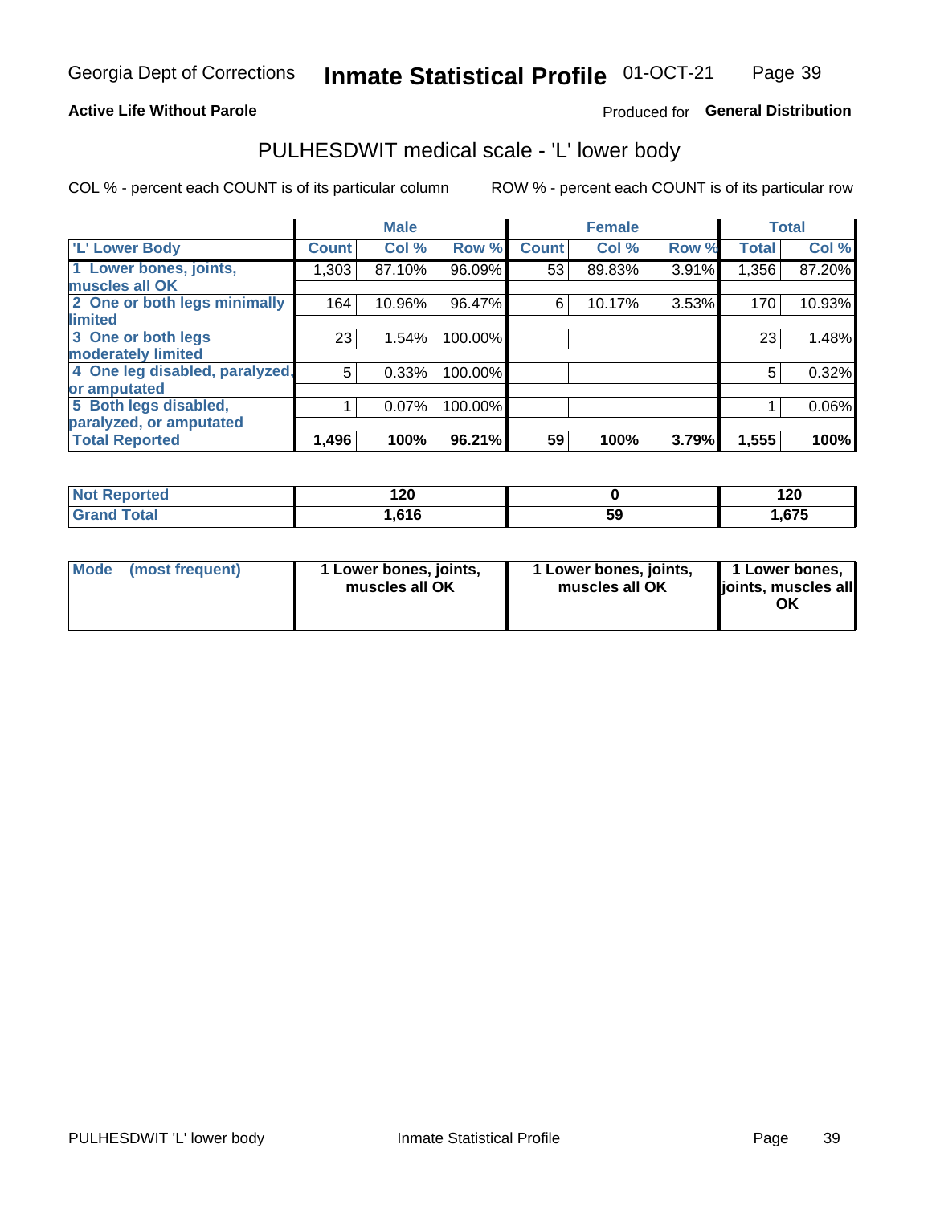Georgia Dept of Corrections **Inmate Statistical Profile** 01-OCT-21

**Active Life Without Parole**

Produced for **General Distribution**

## PULHESDWIT medical scale - 'L' lower body

COL % - percent each COUNT is of its particular column

ROW % - percent each COUNT is of its particular row

| | Male | | | Female | | | Total | |
|---|---|---|---|---|---|---|---|---|
| 'L' Lower Body | Count | Col % | Row % | Count | Col % | Row % | Total | Col % |
| 1 Lower bones, joints, muscles all OK | 1,303 | 87.10% | 96.09% | 53 | 89.83% | 3.91% | 1,356 | 87.20% |
| 2 One or both legs minimally limited | 164 | 10.96% | 96.47% | 6 | 10.17% | 3.53% | 170 | 10.93% |
| 3 One or both legs moderately limited | 23 | 1.54% | 100.00% | | | | 23 | 1.48% |
| 4 One leg disabled, paralyzed, or amputated | 5 | 0.33% | 100.00% | | | | 5 | 0.32% |
| 5 Both legs disabled, paralyzed, or amputated | 1 | 0.07% | 100.00% | | | | 1 | 0.06% |
| **Total Reported** | **1,496** | **100%** | **96.21%** | **59** | **100%** | **3.79%** | **1,555** | **100%** |

| | Male | Female | Total |
|---|---|---|---|
| Not Reported | 120 | 0 | 120 |
| Grand Total | 1,616 | 59 | 1,675 |

| | Male | Female | Total |
|---|---|---|---|
| Mode (most frequent) | 1 Lower bones, joints, muscles all OK | 1 Lower bones, joints, muscles all OK | 1 Lower bones, joints, muscles all OK |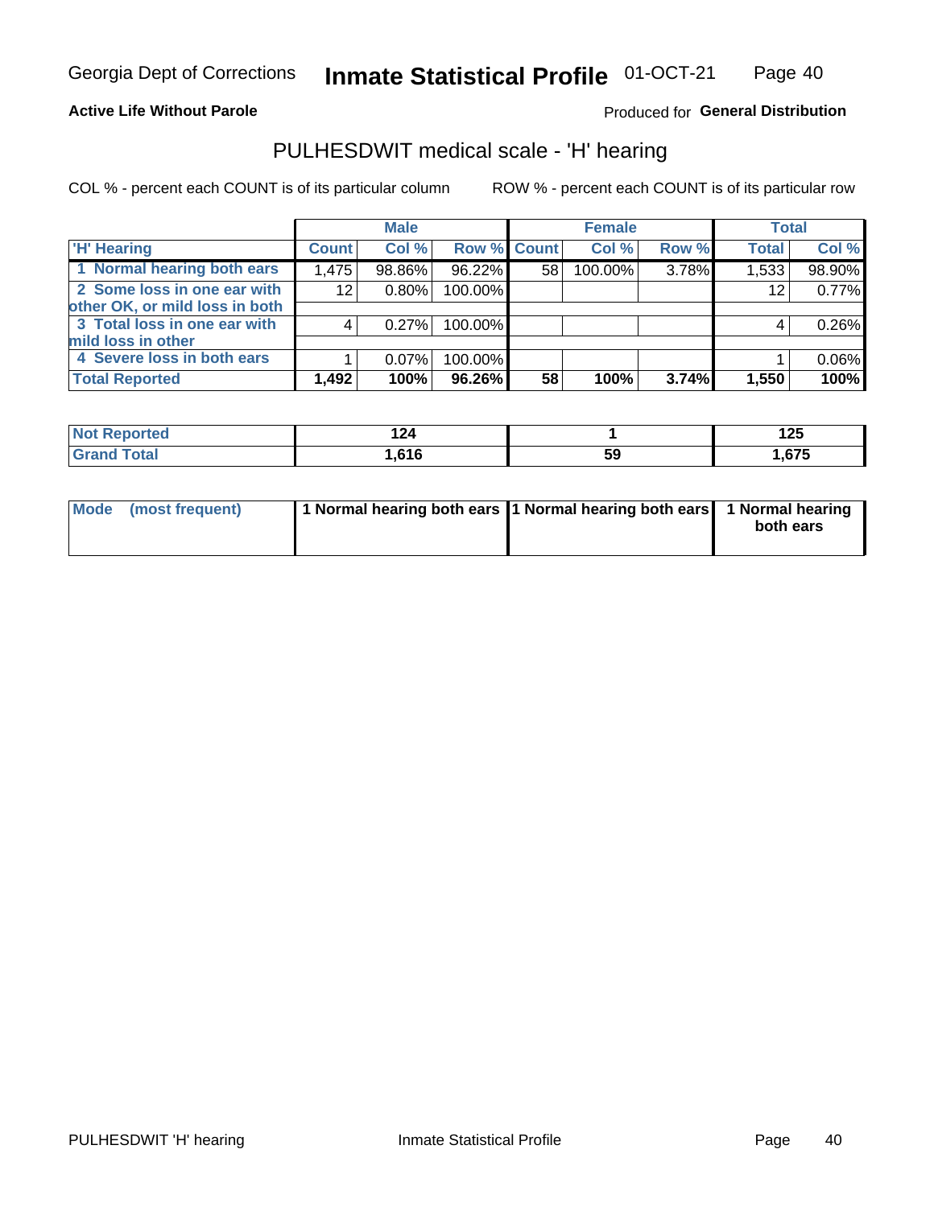Georgia Dept of Corrections **Inmate Statistical Profile** 01-OCT-21

**Active Life Without Parole**

Produced for **General Distribution**

## PULHESDWIT medical scale - 'H' hearing

COL % - percent each COUNT is of its particular column

ROW % - percent each COUNT is of its particular row

| | Male | | | Female | | | Total | |
|---|---|---|---|---|---|---|---|---|
| 'H' Hearing | Count | Col % | Row % | Count | Col % | Row % | Total | Col % |
| 1 Normal hearing both ears | 1,475 | 98.86% | 96.22% | 58 | 100.00% | 3.78% | 1,533 | 98.90% |
| 2 Some loss in one ear with other OK, or mild loss in both | 12 | 0.80% | 100.00% | | | | 12 | 0.77% |
| 3 Total loss in one ear with mild loss in other | 4 | 0.27% | 100.00% | | | | 4 | 0.26% |
| 4 Severe loss in both ears | 1 | 0.07% | 100.00% | | | | 1 | 0.06% |
| **Total Reported** | **1,492** | **100%** | **96.26%** | **58** | **100%** | **3.74%** | **1,550** | **100%** |

| | Male | Female | Total |
|---|---|---|---|
| Not Reported | 124 | 1 | 125 |
| Grand Total | 1,616 | 59 | 1,675 |

| | Male | Female | Total |
|---|---|---|---|
| Mode (most frequent) | 1 Normal hearing both ears | 1 Normal hearing both ears | 1 Normal hearing both ears |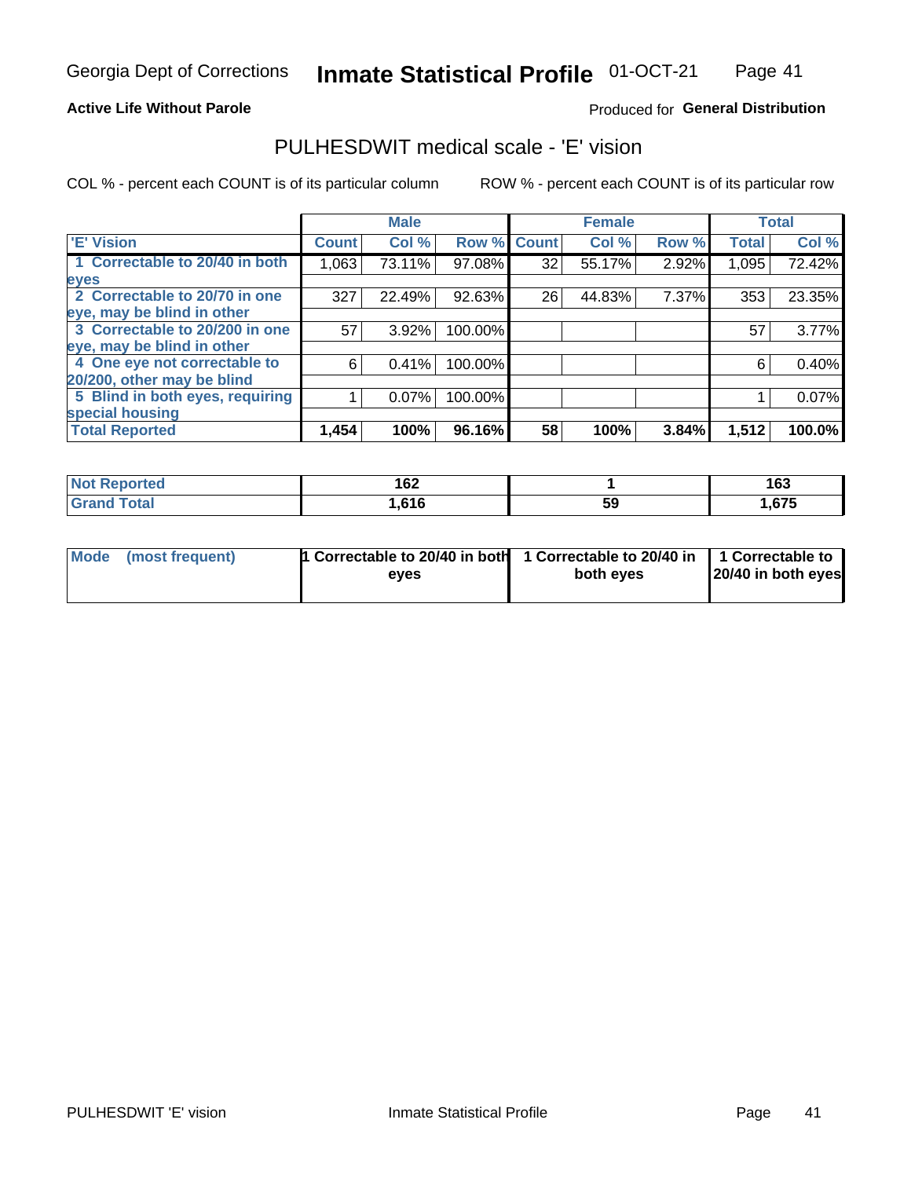Georgia Dept of Corrections **Inmate Statistical Profile** 01-OCT-21

**Active Life Without Parole**

Produced for **General Distribution**

## PULHESDWIT medical scale - 'E' vision

COL % - percent each COUNT is of its particular column     ROW % - percent each COUNT is of its particular row

| | Male | | | Female | | | Total | |
|---|---|---|---|---|---|---|---|---|
| 'E' Vision | Count | Col % | Row % | Count | Col % | Row % | Total | Col % |
| 1 Correctable to 20/40 in both eyes | 1,063 | 73.11% | 97.08% | 32 | 55.17% | 2.92% | 1,095 | 72.42% |
| 2 Correctable to 20/70 in one eye, may be blind in other | 327 | 22.49% | 92.63% | 26 | 44.83% | 7.37% | 353 | 23.35% |
| 3 Correctable to 20/200 in one eye, may be blind in other | 57 | 3.92% | 100.00% | | | | 57 | 3.77% |
| 4 One eye not correctable to 20/200, other may be blind | 6 | 0.41% | 100.00% | | | | 6 | 0.40% |
| 5 Blind in both eyes, requiring special housing | 1 | 0.07% | 100.00% | | | | 1 | 0.07% |
| **Total Reported** | **1,454** | **100%** | **96.16%** | **58** | **100%** | **3.84%** | **1,512** | **100.0%** |

| | Male | Female | Total |
|---|---|---|---|
| **Not Reported** | **162** | **1** | **163** |
| **Grand Total** | **1,616** | **59** | **1,675** |

| | Male | Female | Total |
|---|---|---|---|
| **Mode (most frequent)** | **1 Correctable to 20/40 in both eyes** | **1 Correctable to 20/40 in both eyes** | **1 Correctable to 20/40 in both eyes** |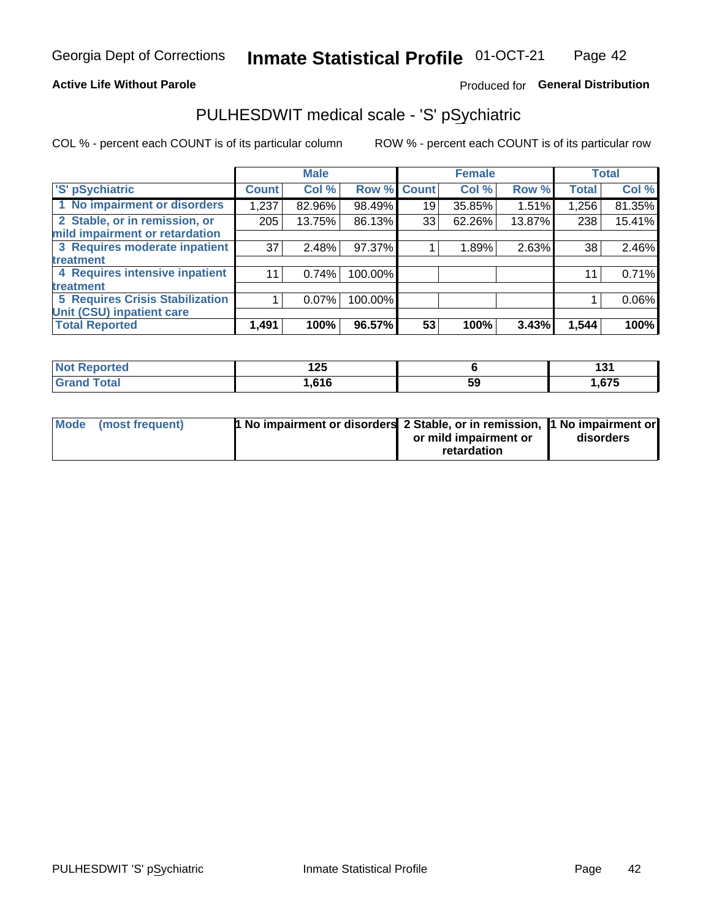Georgia Dept of Corrections **Inmate Statistical Profile** 01-OCT-21

**Active Life Without Parole**

Produced for **General Distribution**

## PULHESDWIT medical scale - 'S' pSychiatric

COL % - percent each COUNT is of its particular column

ROW % - percent each COUNT is of its particular row

| | Male | | | Female | | | Total | |
|---|---|---|---|---|---|---|---|---|
| 'S' pSychiatric | Count | Col % | Row % | Count | Col % | Row % | Total | Col % |
| 1 No impairment or disorders | 1,237 | 82.96% | 98.49% | 19 | 35.85% | 1.51% | 1,256 | 81.35% |
| 2 Stable, or in remission, or mild impairment or retardation | 205 | 13.75% | 86.13% | 33 | 62.26% | 13.87% | 238 | 15.41% |
| 3 Requires moderate inpatient treatment | 37 | 2.48% | 97.37% | 1 | 1.89% | 2.63% | 38 | 2.46% |
| 4 Requires intensive inpatient treatment | 11 | 0.74% | 100.00% | | | | 11 | 0.71% |
| 5 Requires Crisis Stabilization Unit (CSU) inpatient care | 1 | 0.07% | 100.00% | | | | 1 | 0.06% |
| **Total Reported** | **1,491** | **100%** | **96.57%** | **53** | **100%** | **3.43%** | **1,544** | **100%** |

| | Male | Female | Total |
|---|---|---|---|
| Not Reported | 125 | 6 | 131 |
| Grand Total | 1,616 | 59 | 1,675 |

| | Male | Female | Total |
|---|---|---|---|
| Mode (most frequent) | 1 No impairment or disorders | 2 Stable, or in remission, or mild impairment or retardation | 1 No impairment or disorders |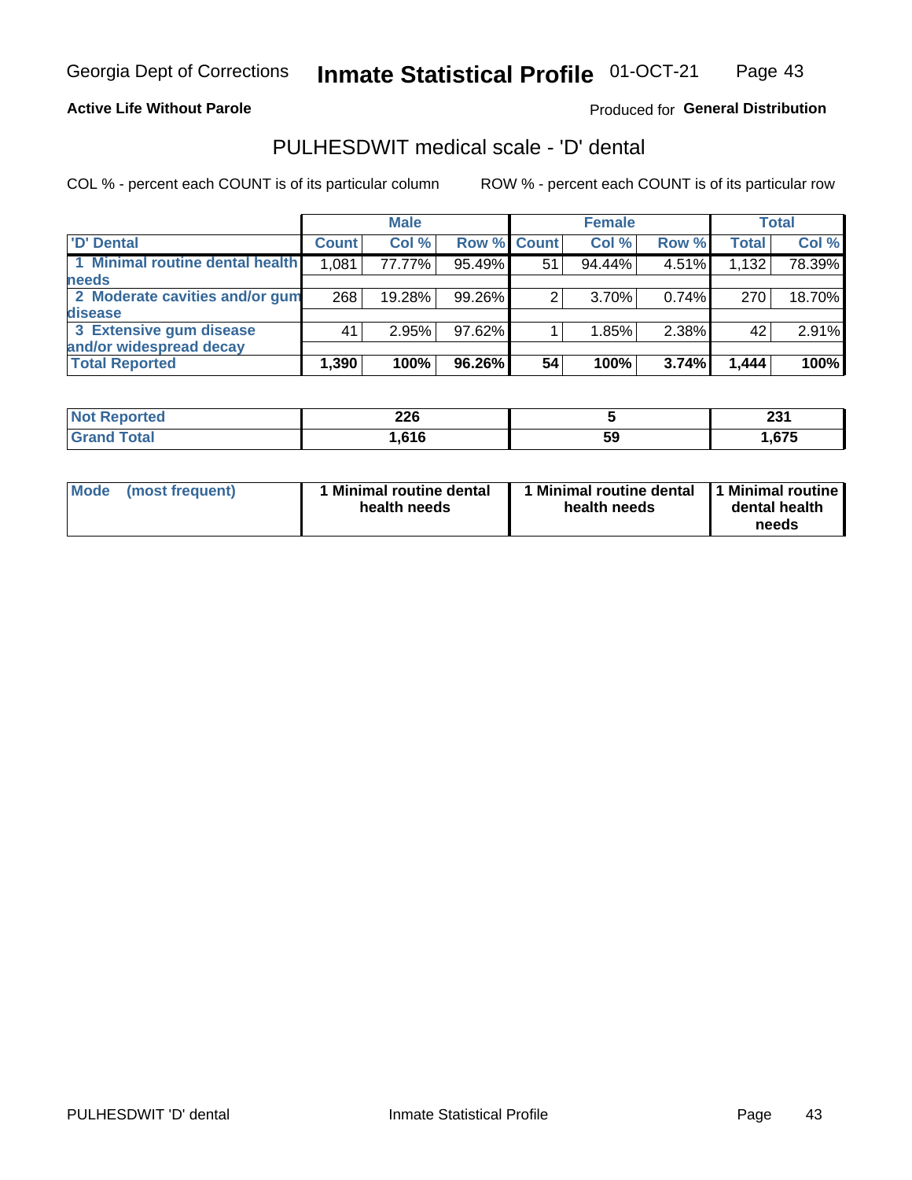Georgia Dept of Corrections **Inmate Statistical Profile** 01-OCT-21

**Active Life Without Parole**

Produced for **General Distribution**

## PULHESDWIT medical scale - 'D' dental

COL % - percent each COUNT is of its particular column

ROW % - percent each COUNT is of its particular row

| | Male | | | Female | | | Total | |
|---|---|---|---|---|---|---|---|---|
| 'D' Dental | Count | Col % | Row % | Count | Col % | Row % | Total | Col % |
| 1 Minimal routine dental health needs | 1,081 | 77.77% | 95.49% | 51 | 94.44% | 4.51% | 1,132 | 78.39% |
| 2 Moderate cavities and/or gum disease | 268 | 19.28% | 99.26% | 2 | 3.70% | 0.74% | 270 | 18.70% |
| 3 Extensive gum disease and/or widespread decay | 41 | 2.95% | 97.62% | 1 | 1.85% | 2.38% | 42 | 2.91% |
| **Total Reported** | **1,390** | **100%** | **96.26%** | **54** | **100%** | **3.74%** | **1,444** | **100%** |

| | Male | Female | Total |
|---|---|---|---|
| Not Reported | 226 | 5 | 231 |
| Grand Total | 1,616 | 59 | 1,675 |

| | Male | Female | Total |
|---|---|---|---|
| Mode (most frequent) | 1 Minimal routine dental health needs | 1 Minimal routine dental health needs | 1 Minimal routine dental health needs |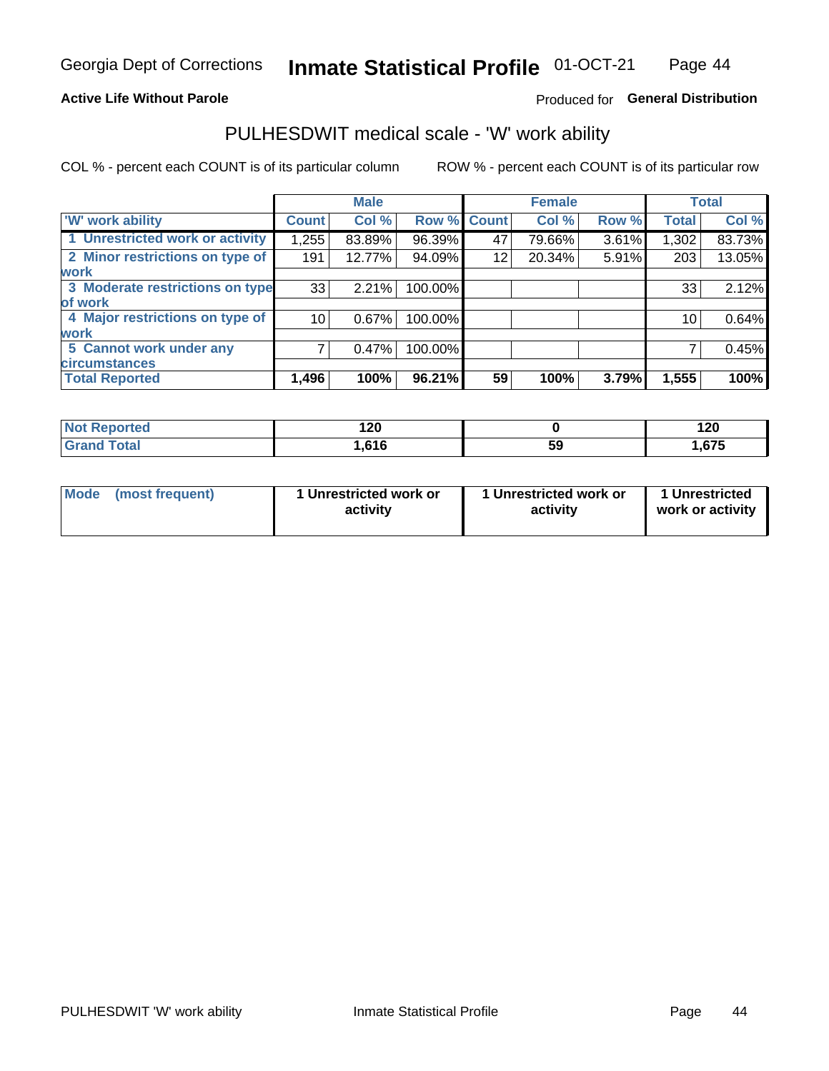Georgia Dept of Corrections **Inmate Statistical Profile** 01-OCT-21

**Active Life Without Parole** Produced for **General Distribution**

## PULHESDWIT medical scale - 'W' work ability

COL % - percent each COUNT is of its particular column ROW % - percent each COUNT is of its particular row

| | Male | | | Female | | | Total | |
|---|---|---|---|---|---|---|---|---|
| **'W' work ability** | **Count** | **Col %** | **Row %** | **Count** | **Col %** | **Row %** | **Total** | **Col %** |
| 1 Unrestricted work or activity | 1,255 | 83.89% | 96.39% | 47 | 79.66% | 3.61% | 1,302 | 83.73% |
| 2 Minor restrictions on type of work | 191 | 12.77% | 94.09% | 12 | 20.34% | 5.91% | 203 | 13.05% |
| 3 Moderate restrictions on type of work | 33 | 2.21% | 100.00% | | | | 33 | 2.12% |
| 4 Major restrictions on type of work | 10 | 0.67% | 100.00% | | | | 10 | 0.64% |
| 5 Cannot work under any circumstances | 7 | 0.47% | 100.00% | | | | 7 | 0.45% |
| **Total Reported** | **1,496** | **100%** | **96.21%** | **59** | **100%** | **3.79%** | **1,555** | **100%** |

| | Male | Female | Total |
|---|---|---|---|
| **Not Reported** | **120** | **0** | **120** |
| **Grand Total** | **1,616** | **59** | **1,675** |

| | Male | Female | Total |
|---|---|---|---|
| **Mode (most frequent)** | **1 Unrestricted work or activity** | **1 Unrestricted work or activity** | **1 Unrestricted work or activity** |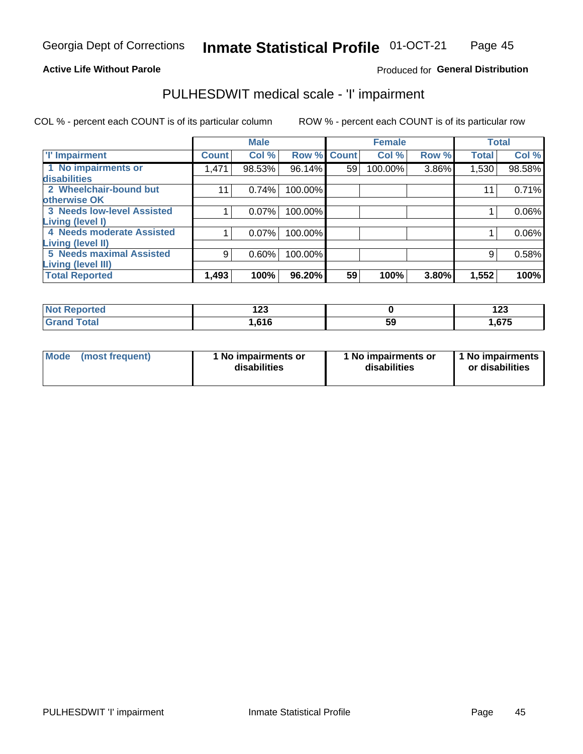Georgia Dept of Corrections **Inmate Statistical Profile** 01-OCT-21

**Active Life Without Parole**

Produced for **General Distribution**

## PULHESDWIT medical scale - 'I' impairment

COL % - percent each COUNT is of its particular column ROW % - percent each COUNT is of its particular row

| | Male | | | Female | | | Total | |
|---|---|---|---|---|---|---|---|---|
| 'I' Impairment | Count | Col % | Row % | Count | Col % | Row % | Total | Col % |
| 1 No impairments or disabilities | 1,471 | 98.53% | 96.14% | 59 | 100.00% | 3.86% | 1,530 | 98.58% |
| 2 Wheelchair-bound but otherwise OK | 11 | 0.74% | 100.00% | | | | 11 | 0.71% |
| 3 Needs low-level Assisted Living (level I) | 1 | 0.07% | 100.00% | | | | 1 | 0.06% |
| 4 Needs moderate Assisted Living (level II) | 1 | 0.07% | 100.00% | | | | 1 | 0.06% |
| 5 Needs maximal Assisted Living (level III) | 9 | 0.60% | 100.00% | | | | 9 | 0.58% |
| **Total Reported** | **1,493** | **100%** | **96.20%** | **59** | **100%** | **3.80%** | **1,552** | **100%** |

| | Male | Female | Total |
|---|---|---|---|
| Not Reported | 123 | 0 | 123 |
| Grand Total | 1,616 | 59 | 1,675 |

| | Male | Female | Total |
|---|---|---|---|
| Mode (most frequent) | 1 No impairments or disabilities | 1 No impairments or disabilities | 1 No impairments or disabilities |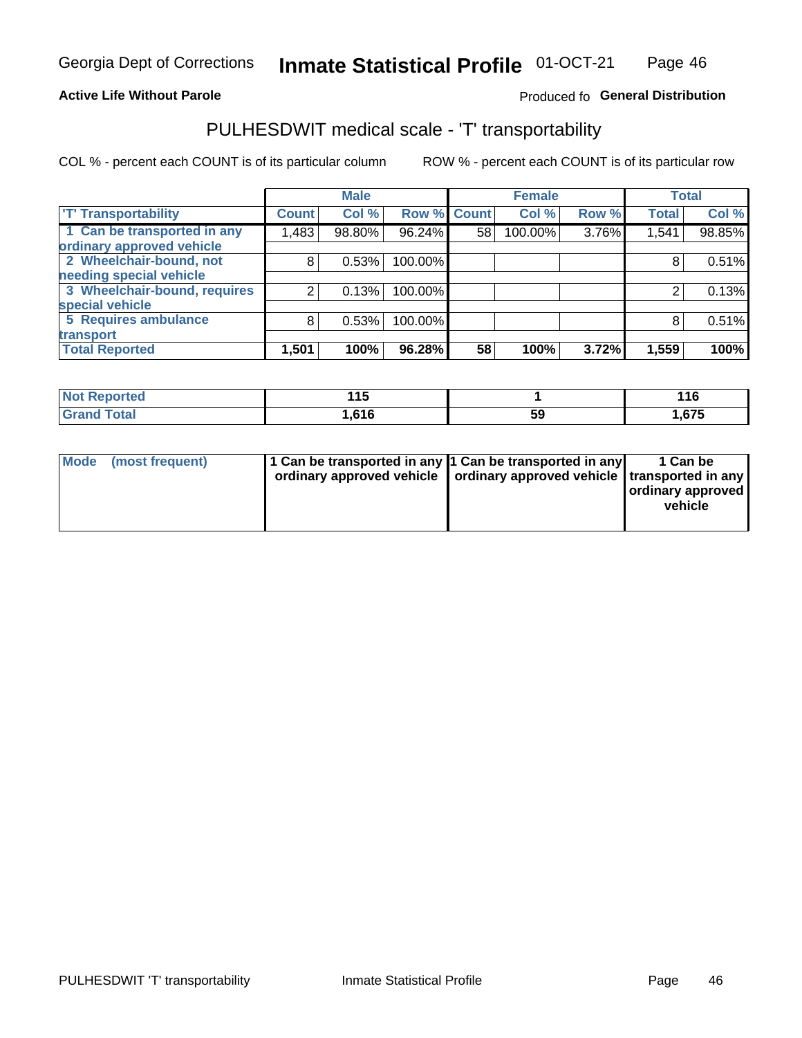Georgia Dept of Corrections **Inmate Statistical Profile** 01-OCT-21

**Active Life Without Parole**

Produced fo **General Distribution**

## PULHESDWIT medical scale - 'T' transportability

COL % - percent each COUNT is of its particular column ROW % - percent each COUNT is of its particular row

| | Male | | | Female | | | Total | |
|---|---|---|---|---|---|---|---|---|
| 'T' Transportability | Count | Col % | Row % | Count | Col % | Row % | Total | Col % |
| 1 Can be transported in any ordinary approved vehicle | 1,483 | 98.80% | 96.24% | 58 | 100.00% | 3.76% | 1,541 | 98.85% |
| 2 Wheelchair-bound, not needing special vehicle | 8 | 0.53% | 100.00% | | | | 8 | 0.51% |
| 3 Wheelchair-bound, requires special vehicle | 2 | 0.13% | 100.00% | | | | 2 | 0.13% |
| 5 Requires ambulance transport | 8 | 0.53% | 100.00% | | | | 8 | 0.51% |
| **Total Reported** | **1,501** | **100%** | **96.28%** | **58** | **100%** | **3.72%** | **1,559** | **100%** |

| | Male | Female | Total |
|---|---|---|---|
| Not Reported | 115 | 1 | 116 |
| Grand Total | 1,616 | 59 | 1,675 |

| | Male | Female | Total |
|---|---|---|---|
| Mode (most frequent) | 1 Can be transported in any ordinary approved vehicle | 1 Can be transported in any ordinary approved vehicle | 1 Can be transported in any ordinary approved vehicle |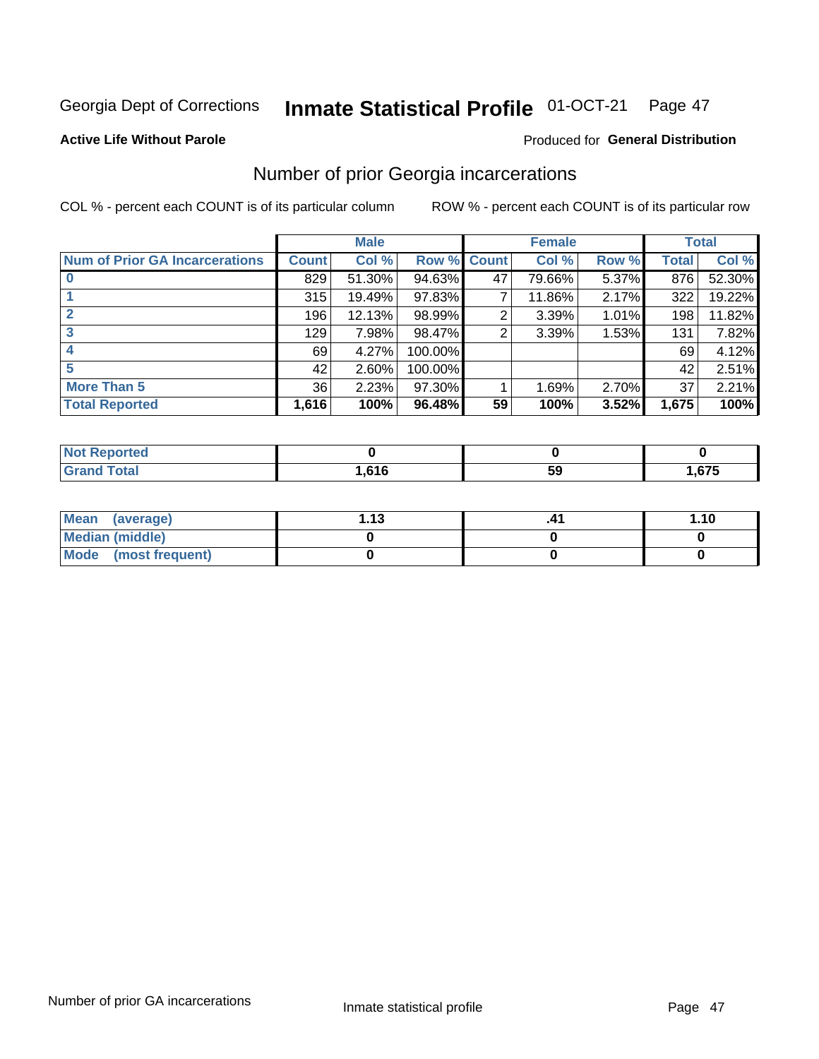Georgia Dept of Corrections **Inmate Statistical Profile** 01-OCT-21

**Active Life Without Parole**

Produced for **General Distribution**

## Number of prior Georgia incarcerations

COL % - percent each COUNT is of its particular column

ROW % - percent each COUNT is of its particular row

| | Male | | | Female | | | Total | |
|---|---|---|---|---|---|---|---|---|
| **Num of Prior GA Incarcerations** | **Count** | **Col %** | **Row %** | **Count** | **Col %** | **Row %** | **Total** | **Col %** |
| **0** | 829 | 51.30% | 94.63% | 47 | 79.66% | 5.37% | 876 | 52.30% |
| **1** | 315 | 19.49% | 97.83% | 7 | 11.86% | 2.17% | 322 | 19.22% |
| **2** | 196 | 12.13% | 98.99% | 2 | 3.39% | 1.01% | 198 | 11.82% |
| **3** | 129 | 7.98% | 98.47% | 2 | 3.39% | 1.53% | 131 | 7.82% |
| **4** | 69 | 4.27% | 100.00% | | | | 69 | 4.12% |
| **5** | 42 | 2.60% | 100.00% | | | | 42 | 2.51% |
| **More Than 5** | 36 | 2.23% | 97.30% | 1 | 1.69% | 2.70% | 37 | 2.21% |
| **Total Reported** | **1,616** | **100%** | **96.48%** | **59** | **100%** | **3.52%** | **1,675** | **100%** |

| | Male | Female | Total |
|---|---|---|---|
| **Not Reported** | **0** | **0** | **0** |
| **Grand Total** | **1,616** | **59** | **1,675** |

| | Male | Female | Total |
|---|---|---|---|
| **Mean (average)** | **1.13** | **.41** | **1.10** |
| **Median (middle)** | **0** | **0** | **0** |
| **Mode (most frequent)** | **0** | **0** | **0** |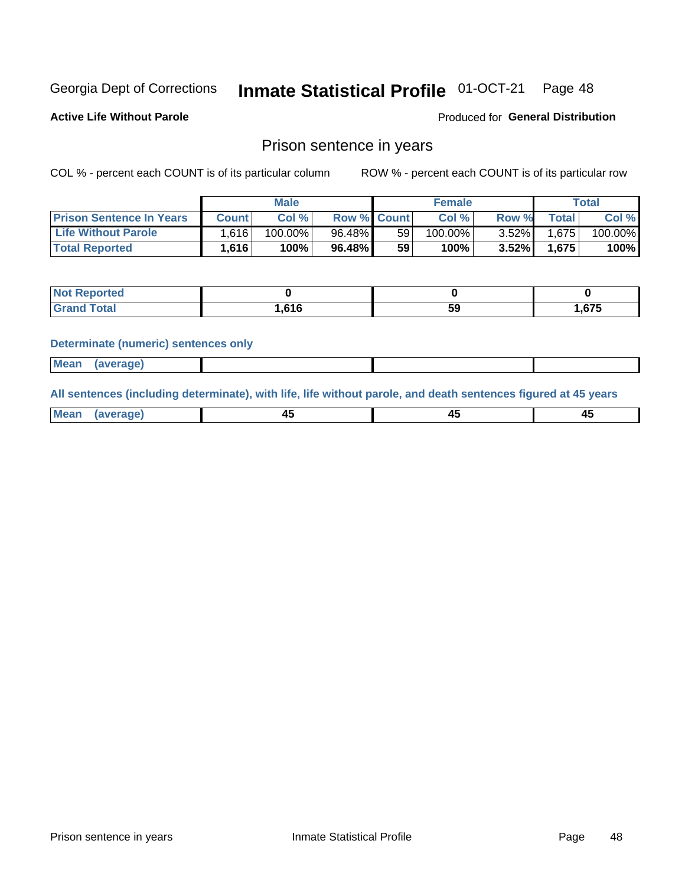Georgia Dept of Corrections **Inmate Statistical Profile** 01-OCT-21

**Active Life Without Parole**

Produced for **General Distribution**

## Prison sentence in years

COL % - percent each COUNT is of its particular column

ROW % - percent each COUNT is of its particular row

| | Male | | | Female | | | Total | |
|---|---|---|---|---|---|---|---|---|
| **Prison Sentence In Years** | **Count** | **Col %** | **Row %** | **Count** | **Col %** | **Row %** | **Total** | **Col %** |
| **Life Without Parole** | 1,616 | 100.00% | 96.48% | 59 | 100.00% | 3.52% | 1,675 | 100.00% |
| **Total Reported** | **1,616** | **100%** | **96.48%** | **59** | **100%** | **3.52%** | **1,675** | **100%** |

| | Male | Female | Total |
|---|---|---|---|
| **Not Reported** | **0** | **0** | **0** |
| **Grand Total** | **1,616** | **59** | **1,675** |

### Determinate (numeric) sentences only

| | Male | Female | Total |
|---|---|---|---|
| **Mean (average)** | | | |

### All sentences (including determinate), with life, life without parole, and death sentences figured at 45 years

| | Male | Female | Total |
|---|---|---|---|
| **Mean (average)** | **45** | **45** | **45** |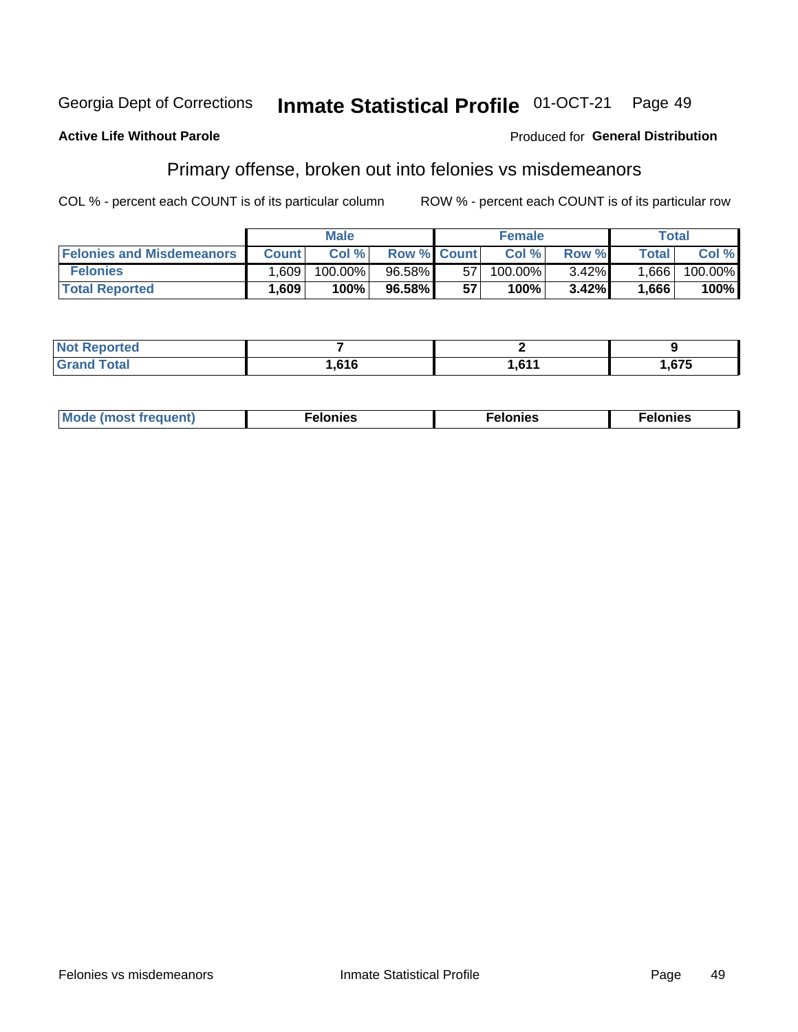Georgia Dept of Corrections **Inmate Statistical Profile** 01-OCT-21

**Active Life Without Parole**

Produced for **General Distribution**

## Primary offense, broken out into felonies vs misdemeanors

COL % - percent each COUNT is of its particular column

ROW % - percent each COUNT is of its particular row

| | Male | | | Female | | | Total | |
|---|---|---|---|---|---|---|---|---|
| Felonies and Misdemeanors | Count | Col % | Row % | Count | Col % | Row % | Total | Col % |
| Felonies | 1,609 | 100.00% | 96.58% | 57 | 100.00% | 3.42% | 1,666 | 100.00% |
| **Total Reported** | **1,609** | **100%** | **96.58%** | **57** | **100%** | **3.42%** | **1,666** | **100%** |

| | Male | Female | Total |
|---|---|---|---|
| Not Reported | **7** | **2** | **9** |
| Grand Total | **1,616** | **1,611** | **1,675** |

| | Male | Female | Total |
|---|---|---|---|
| Mode (most frequent) | **Felonies** | **Felonies** | **Felonies** |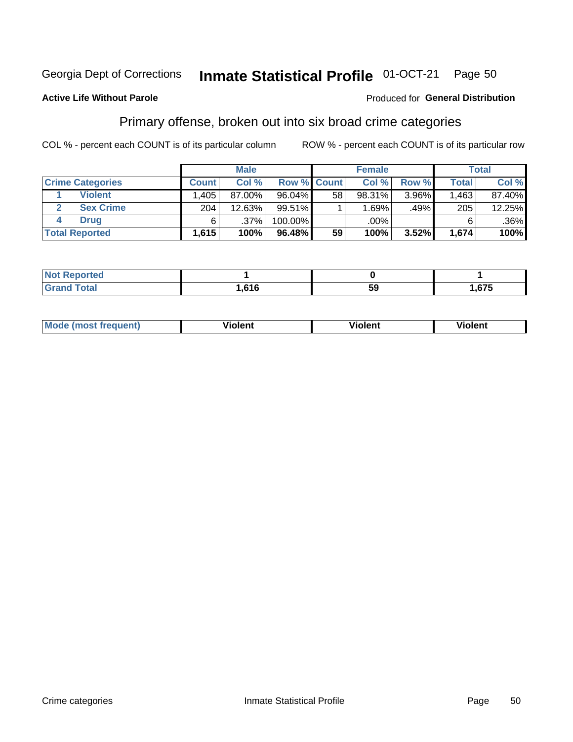Georgia Dept of Corrections **Inmate Statistical Profile** 01-OCT-21

**Active Life Without Parole**

Produced for **General Distribution**

## Primary offense, broken out into six broad crime categories

COL % - percent each COUNT is of its particular column

ROW % - percent each COUNT is of its particular row

| | | Male | | | Female | | | Total | |
|---|---|---|---|---|---|---|---|---|---|
| **Crime Categories** | | **Count** | **Col %** | **Row %** | **Count** | **Col %** | **Row %** | **Total** | **Col %** |
| 1 | **Violent** | 1,405 | 87.00% | 96.04% | 58 | 98.31% | 3.96% | 1,463 | 87.40% |
| 2 | **Sex Crime** | 204 | 12.63% | 99.51% | 1 | 1.69% | .49% | 205 | 12.25% |
| 4 | **Drug** | 6 | .37% | 100.00% | | .00% | | 6 | .36% |
| **Total Reported** | | **1,615** | **100%** | **96.48%** | **59** | **100%** | **3.52%** | **1,674** | **100%** |

| | Male | Female | Total |
|---|---|---|---|
| **Not Reported** | **1** | **0** | **1** |
| **Grand Total** | **1,616** | **59** | **1,675** |

| | Male | Female | Total |
|---|---|---|---|
| **Mode (most frequent)** | **Violent** | **Violent** | **Violent** |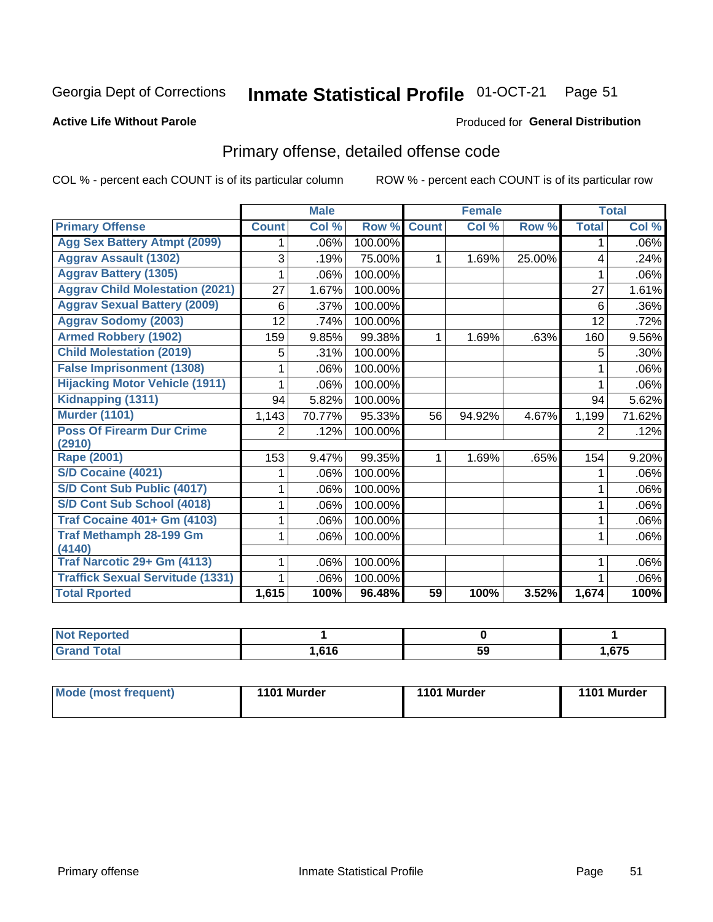Georgia Dept of Corrections **Inmate Statistical Profile** 01-OCT-21 Page 51

**Active Life Without Parole**

Produced for **General Distribution**

## Primary offense, detailed offense code

COL % - percent each COUNT is of its particular column ROW % - percent each COUNT is of its particular row

| | Male | | | Female | | | Total | |
|---|---|---|---|---|---|---|---|---|
| **Primary Offense** | **Count** | **Col %** | **Row %** | **Count** | **Col %** | **Row %** | **Total** | **Col %** |
| Agg Sex Battery Atmpt (2099) | 1 | .06% | 100.00% | | | | 1 | .06% |
| Aggrav Assault (1302) | 3 | .19% | 75.00% | 1 | 1.69% | 25.00% | 4 | .24% |
| Aggrav Battery (1305) | 1 | .06% | 100.00% | | | | 1 | .06% |
| Aggrav Child Molestation (2021) | 27 | 1.67% | 100.00% | | | | 27 | 1.61% |
| Aggrav Sexual Battery (2009) | 6 | .37% | 100.00% | | | | 6 | .36% |
| Aggrav Sodomy (2003) | 12 | .74% | 100.00% | | | | 12 | .72% |
| Armed Robbery (1902) | 159 | 9.85% | 99.38% | 1 | 1.69% | .63% | 160 | 9.56% |
| Child Molestation (2019) | 5 | .31% | 100.00% | | | | 5 | .30% |
| False Imprisonment (1308) | 1 | .06% | 100.00% | | | | 1 | .06% |
| Hijacking Motor Vehicle (1911) | 1 | .06% | 100.00% | | | | 1 | .06% |
| Kidnapping (1311) | 94 | 5.82% | 100.00% | | | | 94 | 5.62% |
| Murder (1101) | 1,143 | 70.77% | 95.33% | 56 | 94.92% | 4.67% | 1,199 | 71.62% |
| Poss Of Firearm Dur Crime (2910) | 2 | .12% | 100.00% | | | | 2 | .12% |
| Rape (2001) | 153 | 9.47% | 99.35% | 1 | 1.69% | .65% | 154 | 9.20% |
| S/D Cocaine (4021) | 1 | .06% | 100.00% | | | | 1 | .06% |
| S/D Cont Sub Public (4017) | 1 | .06% | 100.00% | | | | 1 | .06% |
| S/D Cont Sub School (4018) | 1 | .06% | 100.00% | | | | 1 | .06% |
| Traf Cocaine 401+ Gm (4103) | 1 | .06% | 100.00% | | | | 1 | .06% |
| Traf Methamph 28-199 Gm (4140) | 1 | .06% | 100.00% | | | | 1 | .06% |
| Traf Narcotic 29+ Gm (4113) | 1 | .06% | 100.00% | | | | 1 | .06% |
| Traffick Sexual Servitude (1331) | 1 | .06% | 100.00% | | | | 1 | .06% |
| **Total Rported** | **1,615** | **100%** | **96.48%** | **59** | **100%** | **3.52%** | **1,674** | **100%** |

| | Male | Female | Total |
|---|---|---|---|
| **Not Reported** | **1** | **0** | **1** |
| **Grand Total** | **1,616** | **59** | **1,675** |

| | Male | Female | Total |
|---|---|---|---|
| **Mode (most frequent)** | **1101 Murder** | **1101 Murder** | **1101 Murder** |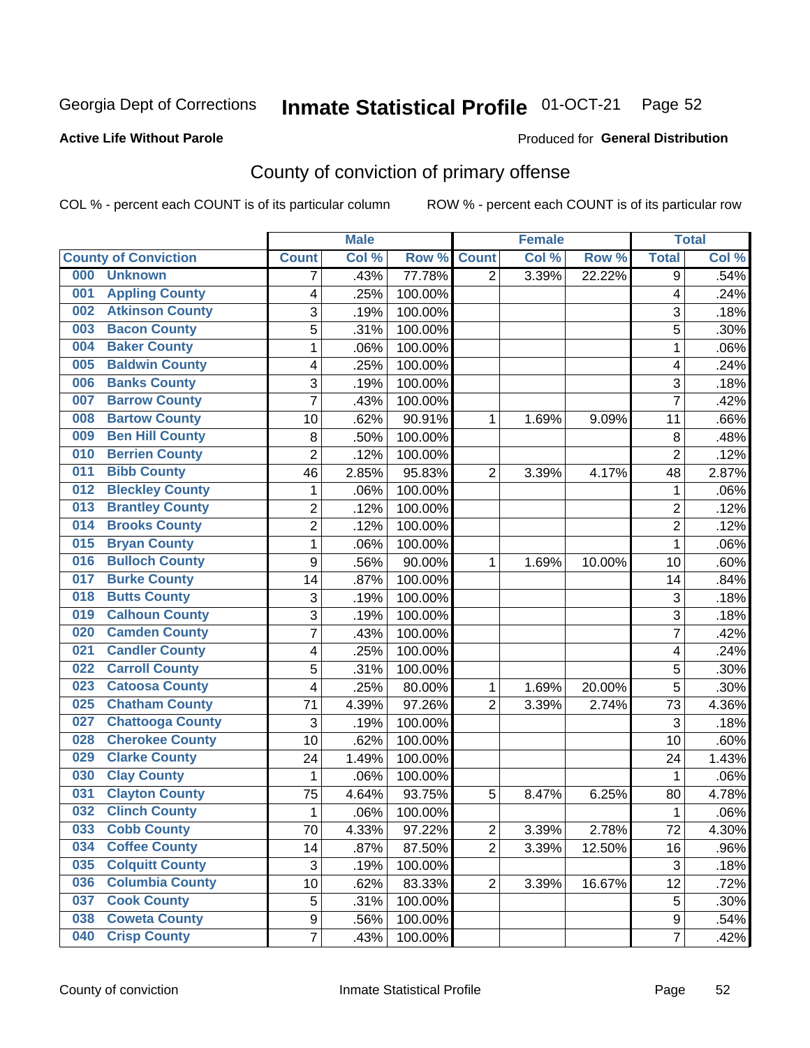Georgia Dept of Corrections **Inmate Statistical Profile** 01-OCT-21

**Active Life Without Parole**

Produced for **General Distribution**

## County of conviction of primary offense

COL % - percent each COUNT is of its particular column ROW % - percent each COUNT is of its particular row

| County of Conviction | Male | | | Female | | | Total | |
|---|---|---|---|---|---|---|---|---|
| | Count | Col % | Row % | Count | Col % | Row % | Total | Col % |
| 000 Unknown | 7 | .43% | 77.78% | 2 | 3.39% | 22.22% | 9 | .54% |
| 001 Appling County | 4 | .25% | 100.00% | | | | 4 | .24% |
| 002 Atkinson County | 3 | .19% | 100.00% | | | | 3 | .18% |
| 003 Bacon County | 5 | .31% | 100.00% | | | | 5 | .30% |
| 004 Baker County | 1 | .06% | 100.00% | | | | 1 | .06% |
| 005 Baldwin County | 4 | .25% | 100.00% | | | | 4 | .24% |
| 006 Banks County | 3 | .19% | 100.00% | | | | 3 | .18% |
| 007 Barrow County | 7 | .43% | 100.00% | | | | 7 | .42% |
| 008 Bartow County | 10 | .62% | 90.91% | 1 | 1.69% | 9.09% | 11 | .66% |
| 009 Ben Hill County | 8 | .50% | 100.00% | | | | 8 | .48% |
| 010 Berrien County | 2 | .12% | 100.00% | | | | 2 | .12% |
| 011 Bibb County | 46 | 2.85% | 95.83% | 2 | 3.39% | 4.17% | 48 | 2.87% |
| 012 Bleckley County | 1 | .06% | 100.00% | | | | 1 | .06% |
| 013 Brantley County | 2 | .12% | 100.00% | | | | 2 | .12% |
| 014 Brooks County | 2 | .12% | 100.00% | | | | 2 | .12% |
| 015 Bryan County | 1 | .06% | 100.00% | | | | 1 | .06% |
| 016 Bulloch County | 9 | .56% | 90.00% | 1 | 1.69% | 10.00% | 10 | .60% |
| 017 Burke County | 14 | .87% | 100.00% | | | | 14 | .84% |
| 018 Butts County | 3 | .19% | 100.00% | | | | 3 | .18% |
| 019 Calhoun County | 3 | .19% | 100.00% | | | | 3 | .18% |
| 020 Camden County | 7 | .43% | 100.00% | | | | 7 | .42% |
| 021 Candler County | 4 | .25% | 100.00% | | | | 4 | .24% |
| 022 Carroll County | 5 | .31% | 100.00% | | | | 5 | .30% |
| 023 Catoosa County | 4 | .25% | 80.00% | 1 | 1.69% | 20.00% | 5 | .30% |
| 025 Chatham County | 71 | 4.39% | 97.26% | 2 | 3.39% | 2.74% | 73 | 4.36% |
| 027 Chattooga County | 3 | .19% | 100.00% | | | | 3 | .18% |
| 028 Cherokee County | 10 | .62% | 100.00% | | | | 10 | .60% |
| 029 Clarke County | 24 | 1.49% | 100.00% | | | | 24 | 1.43% |
| 030 Clay County | 1 | .06% | 100.00% | | | | 1 | .06% |
| 031 Clayton County | 75 | 4.64% | 93.75% | 5 | 8.47% | 6.25% | 80 | 4.78% |
| 032 Clinch County | 1 | .06% | 100.00% | | | | 1 | .06% |
| 033 Cobb County | 70 | 4.33% | 97.22% | 2 | 3.39% | 2.78% | 72 | 4.30% |
| 034 Coffee County | 14 | .87% | 87.50% | 2 | 3.39% | 12.50% | 16 | .96% |
| 035 Colquitt County | 3 | .19% | 100.00% | | | | 3 | .18% |
| 036 Columbia County | 10 | .62% | 83.33% | 2 | 3.39% | 16.67% | 12 | .72% |
| 037 Cook County | 5 | .31% | 100.00% | | | | 5 | .30% |
| 038 Coweta County | 9 | .56% | 100.00% | | | | 9 | .54% |
| 040 Crisp County | 7 | .43% | 100.00% | | | | 7 | .42% |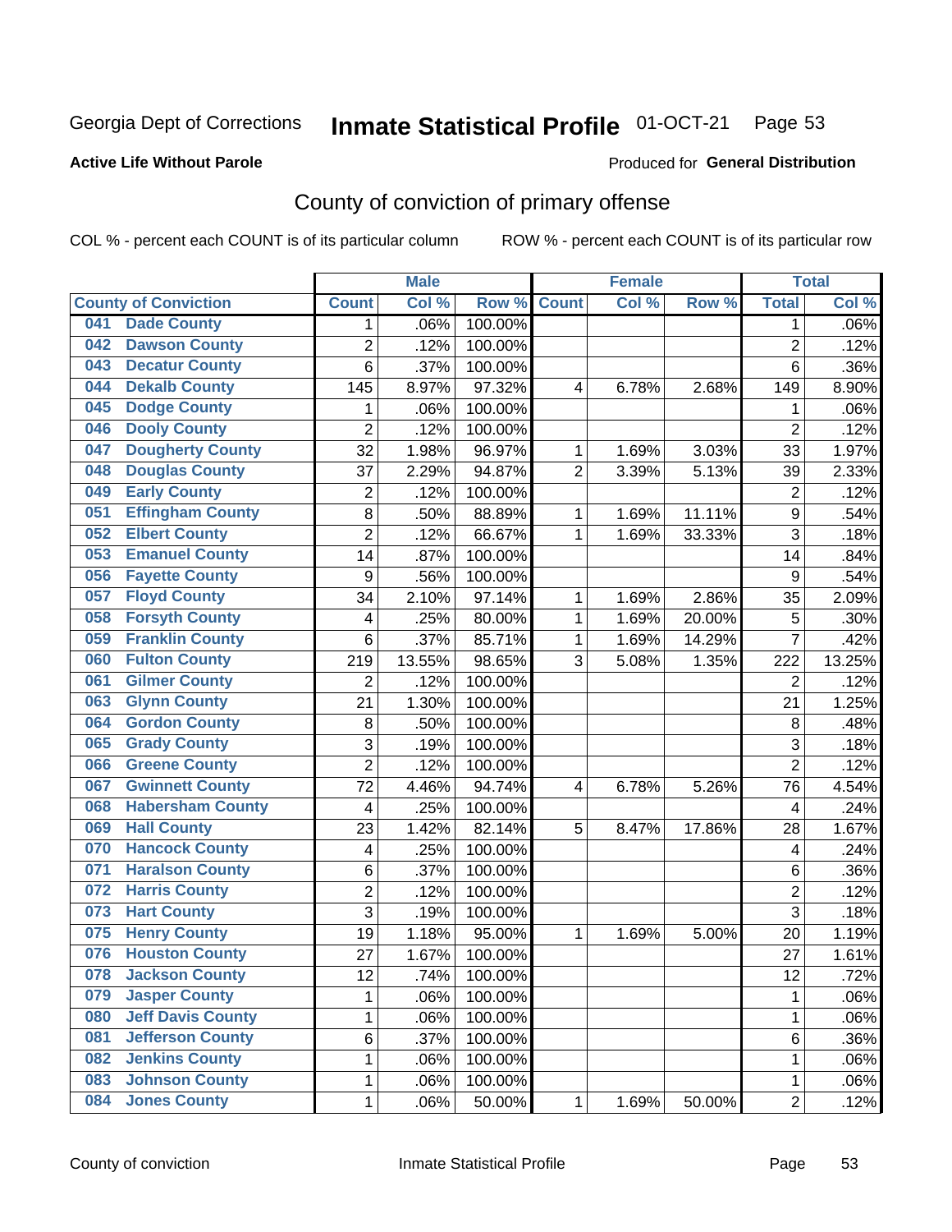Georgia Dept of Corrections **Inmate Statistical Profile** 01-OCT-21

**Active Life Without Parole**

Produced for **General Distribution**

## County of conviction of primary offense

COL % - percent each COUNT is of its particular column ROW % - percent each COUNT is of its particular row

| County of Conviction | Male | | | Female | | | Total | |
|---|---|---|---|---|---|---|---|---|
| | Count | Col % | Row % | Count | Col % | Row % | Total | Col % |
| 041 Dade County | 1 | .06% | 100.00% | | | | 1 | .06% |
| 042 Dawson County | 2 | .12% | 100.00% | | | | 2 | .12% |
| 043 Decatur County | 6 | .37% | 100.00% | | | | 6 | .36% |
| 044 Dekalb County | 145 | 8.97% | 97.32% | 4 | 6.78% | 2.68% | 149 | 8.90% |
| 045 Dodge County | 1 | .06% | 100.00% | | | | 1 | .06% |
| 046 Dooly County | 2 | .12% | 100.00% | | | | 2 | .12% |
| 047 Dougherty County | 32 | 1.98% | 96.97% | 1 | 1.69% | 3.03% | 33 | 1.97% |
| 048 Douglas County | 37 | 2.29% | 94.87% | 2 | 3.39% | 5.13% | 39 | 2.33% |
| 049 Early County | 2 | .12% | 100.00% | | | | 2 | .12% |
| 051 Effingham County | 8 | .50% | 88.89% | 1 | 1.69% | 11.11% | 9 | .54% |
| 052 Elbert County | 2 | .12% | 66.67% | 1 | 1.69% | 33.33% | 3 | .18% |
| 053 Emanuel County | 14 | .87% | 100.00% | | | | 14 | .84% |
| 056 Fayette County | 9 | .56% | 100.00% | | | | 9 | .54% |
| 057 Floyd County | 34 | 2.10% | 97.14% | 1 | 1.69% | 2.86% | 35 | 2.09% |
| 058 Forsyth County | 4 | .25% | 80.00% | 1 | 1.69% | 20.00% | 5 | .30% |
| 059 Franklin County | 6 | .37% | 85.71% | 1 | 1.69% | 14.29% | 7 | .42% |
| 060 Fulton County | 219 | 13.55% | 98.65% | 3 | 5.08% | 1.35% | 222 | 13.25% |
| 061 Gilmer County | 2 | .12% | 100.00% | | | | 2 | .12% |
| 063 Glynn County | 21 | 1.30% | 100.00% | | | | 21 | 1.25% |
| 064 Gordon County | 8 | .50% | 100.00% | | | | 8 | .48% |
| 065 Grady County | 3 | .19% | 100.00% | | | | 3 | .18% |
| 066 Greene County | 2 | .12% | 100.00% | | | | 2 | .12% |
| 067 Gwinnett County | 72 | 4.46% | 94.74% | 4 | 6.78% | 5.26% | 76 | 4.54% |
| 068 Habersham County | 4 | .25% | 100.00% | | | | 4 | .24% |
| 069 Hall County | 23 | 1.42% | 82.14% | 5 | 8.47% | 17.86% | 28 | 1.67% |
| 070 Hancock County | 4 | .25% | 100.00% | | | | 4 | .24% |
| 071 Haralson County | 6 | .37% | 100.00% | | | | 6 | .36% |
| 072 Harris County | 2 | .12% | 100.00% | | | | 2 | .12% |
| 073 Hart County | 3 | .19% | 100.00% | | | | 3 | .18% |
| 075 Henry County | 19 | 1.18% | 95.00% | 1 | 1.69% | 5.00% | 20 | 1.19% |
| 076 Houston County | 27 | 1.67% | 100.00% | | | | 27 | 1.61% |
| 078 Jackson County | 12 | .74% | 100.00% | | | | 12 | .72% |
| 079 Jasper County | 1 | .06% | 100.00% | | | | 1 | .06% |
| 080 Jeff Davis County | 1 | .06% | 100.00% | | | | 1 | .06% |
| 081 Jefferson County | 6 | .37% | 100.00% | | | | 6 | .36% |
| 082 Jenkins County | 1 | .06% | 100.00% | | | | 1 | .06% |
| 083 Johnson County | 1 | .06% | 100.00% | | | | 1 | .06% |
| 084 Jones County | 1 | .06% | 50.00% | 1 | 1.69% | 50.00% | 2 | .12% |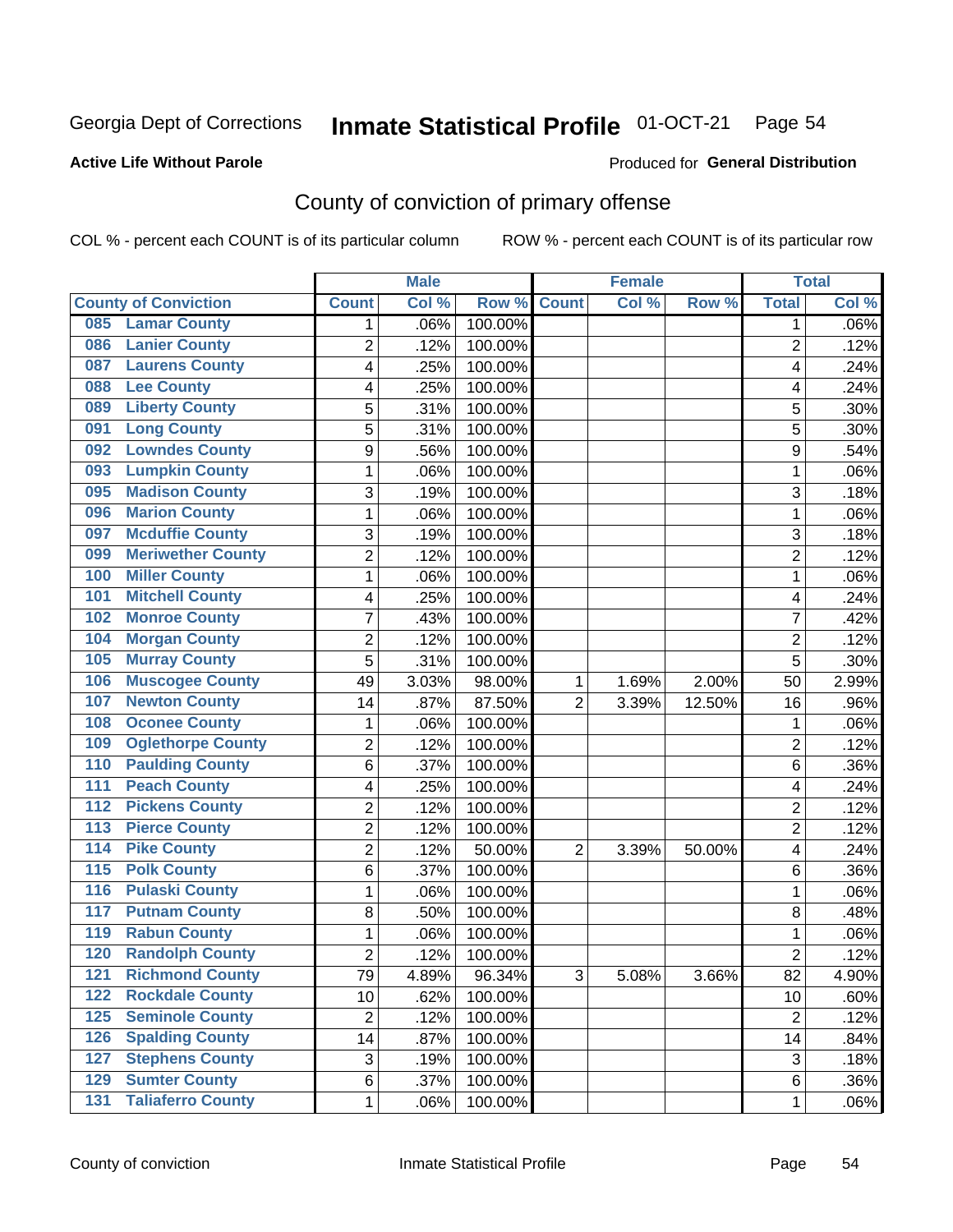Georgia Dept of Corrections **Inmate Statistical Profile** 01-OCT-21

**Active Life Without Parole**

Produced for **General Distribution**

## County of conviction of primary offense

COL % - percent each COUNT is of its particular column ROW % - percent each COUNT is of its particular row

| County of Conviction | Male | | | Female | | | Total | |
|---|---|---|---|---|---|---|---|---|
| | Count | Col % | Row % | Count | Col % | Row % | Total | Col % |
| 085 Lamar County | 1 | .06% | 100.00% | | | | 1 | .06% |
| 086 Lanier County | 2 | .12% | 100.00% | | | | 2 | .12% |
| 087 Laurens County | 4 | .25% | 100.00% | | | | 4 | .24% |
| 088 Lee County | 4 | .25% | 100.00% | | | | 4 | .24% |
| 089 Liberty County | 5 | .31% | 100.00% | | | | 5 | .30% |
| 091 Long County | 5 | .31% | 100.00% | | | | 5 | .30% |
| 092 Lowndes County | 9 | .56% | 100.00% | | | | 9 | .54% |
| 093 Lumpkin County | 1 | .06% | 100.00% | | | | 1 | .06% |
| 095 Madison County | 3 | .19% | 100.00% | | | | 3 | .18% |
| 096 Marion County | 1 | .06% | 100.00% | | | | 1 | .06% |
| 097 Mcduffie County | 3 | .19% | 100.00% | | | | 3 | .18% |
| 099 Meriwether County | 2 | .12% | 100.00% | | | | 2 | .12% |
| 100 Miller County | 1 | .06% | 100.00% | | | | 1 | .06% |
| 101 Mitchell County | 4 | .25% | 100.00% | | | | 4 | .24% |
| 102 Monroe County | 7 | .43% | 100.00% | | | | 7 | .42% |
| 104 Morgan County | 2 | .12% | 100.00% | | | | 2 | .12% |
| 105 Murray County | 5 | .31% | 100.00% | | | | 5 | .30% |
| 106 Muscogee County | 49 | 3.03% | 98.00% | 1 | 1.69% | 2.00% | 50 | 2.99% |
| 107 Newton County | 14 | .87% | 87.50% | 2 | 3.39% | 12.50% | 16 | .96% |
| 108 Oconee County | 1 | .06% | 100.00% | | | | 1 | .06% |
| 109 Oglethorpe County | 2 | .12% | 100.00% | | | | 2 | .12% |
| 110 Paulding County | 6 | .37% | 100.00% | | | | 6 | .36% |
| 111 Peach County | 4 | .25% | 100.00% | | | | 4 | .24% |
| 112 Pickens County | 2 | .12% | 100.00% | | | | 2 | .12% |
| 113 Pierce County | 2 | .12% | 100.00% | | | | 2 | .12% |
| 114 Pike County | 2 | .12% | 50.00% | 2 | 3.39% | 50.00% | 4 | .24% |
| 115 Polk County | 6 | .37% | 100.00% | | | | 6 | .36% |
| 116 Pulaski County | 1 | .06% | 100.00% | | | | 1 | .06% |
| 117 Putnam County | 8 | .50% | 100.00% | | | | 8 | .48% |
| 119 Rabun County | 1 | .06% | 100.00% | | | | 1 | .06% |
| 120 Randolph County | 2 | .12% | 100.00% | | | | 2 | .12% |
| 121 Richmond County | 79 | 4.89% | 96.34% | 3 | 5.08% | 3.66% | 82 | 4.90% |
| 122 Rockdale County | 10 | .62% | 100.00% | | | | 10 | .60% |
| 125 Seminole County | 2 | .12% | 100.00% | | | | 2 | .12% |
| 126 Spalding County | 14 | .87% | 100.00% | | | | 14 | .84% |
| 127 Stephens County | 3 | .19% | 100.00% | | | | 3 | .18% |
| 129 Sumter County | 6 | .37% | 100.00% | | | | 6 | .36% |
| 131 Taliaferro County | 1 | .06% | 100.00% | | | | 1 | .06% |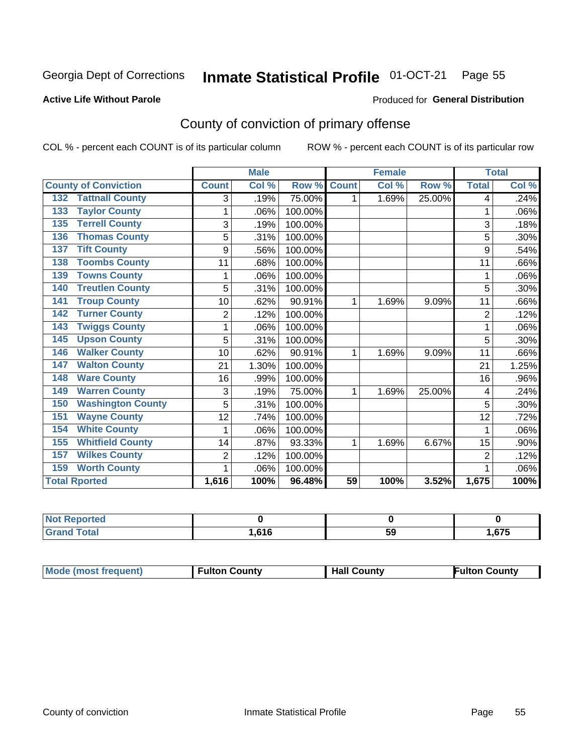Georgia Dept of Corrections **Inmate Statistical Profile** 01-OCT-21

**Active Life Without Parole**

Produced for **General Distribution**

## County of conviction of primary offense

COL % - percent each COUNT is of its particular column

ROW % - percent each COUNT is of its particular row

| County of Conviction | Male | | | Female | | | Total | |
|---|---|---|---|---|---|---|---|---|
| | Count | Col % | Row % | Count | Col % | Row % | Total | Col % |
| 132 Tattnall County | 3 | .19% | 75.00% | 1 | 1.69% | 25.00% | 4 | .24% |
| 133 Taylor County | 1 | .06% | 100.00% | | | | 1 | .06% |
| 135 Terrell County | 3 | .19% | 100.00% | | | | 3 | .18% |
| 136 Thomas County | 5 | .31% | 100.00% | | | | 5 | .30% |
| 137 Tift County | 9 | .56% | 100.00% | | | | 9 | .54% |
| 138 Toombs County | 11 | .68% | 100.00% | | | | 11 | .66% |
| 139 Towns County | 1 | .06% | 100.00% | | | | 1 | .06% |
| 140 Treutlen County | 5 | .31% | 100.00% | | | | 5 | .30% |
| 141 Troup County | 10 | .62% | 90.91% | 1 | 1.69% | 9.09% | 11 | .66% |
| 142 Turner County | 2 | .12% | 100.00% | | | | 2 | .12% |
| 143 Twiggs County | 1 | .06% | 100.00% | | | | 1 | .06% |
| 145 Upson County | 5 | .31% | 100.00% | | | | 5 | .30% |
| 146 Walker County | 10 | .62% | 90.91% | 1 | 1.69% | 9.09% | 11 | .66% |
| 147 Walton County | 21 | 1.30% | 100.00% | | | | 21 | 1.25% |
| 148 Ware County | 16 | .99% | 100.00% | | | | 16 | .96% |
| 149 Warren County | 3 | .19% | 75.00% | 1 | 1.69% | 25.00% | 4 | .24% |
| 150 Washington County | 5 | .31% | 100.00% | | | | 5 | .30% |
| 151 Wayne County | 12 | .74% | 100.00% | | | | 12 | .72% |
| 154 White County | 1 | .06% | 100.00% | | | | 1 | .06% |
| 155 Whitfield County | 14 | .87% | 93.33% | 1 | 1.69% | 6.67% | 15 | .90% |
| 157 Wilkes County | 2 | .12% | 100.00% | | | | 2 | .12% |
| 159 Worth County | 1 | .06% | 100.00% | | | | 1 | .06% |
| **Total Rported** | **1,616** | **100%** | **96.48%** | **59** | **100%** | **3.52%** | **1,675** | **100%** |

| | Male | Female | Total |
|---|---|---|---|
| Not Reported | **0** | **0** | **0** |
| Grand Total | **1,616** | **59** | **1,675** |

| | Male | Female | Total |
|---|---|---|---|
| Mode (most frequent) | **Fulton County** | **Hall County** | **Fulton County** |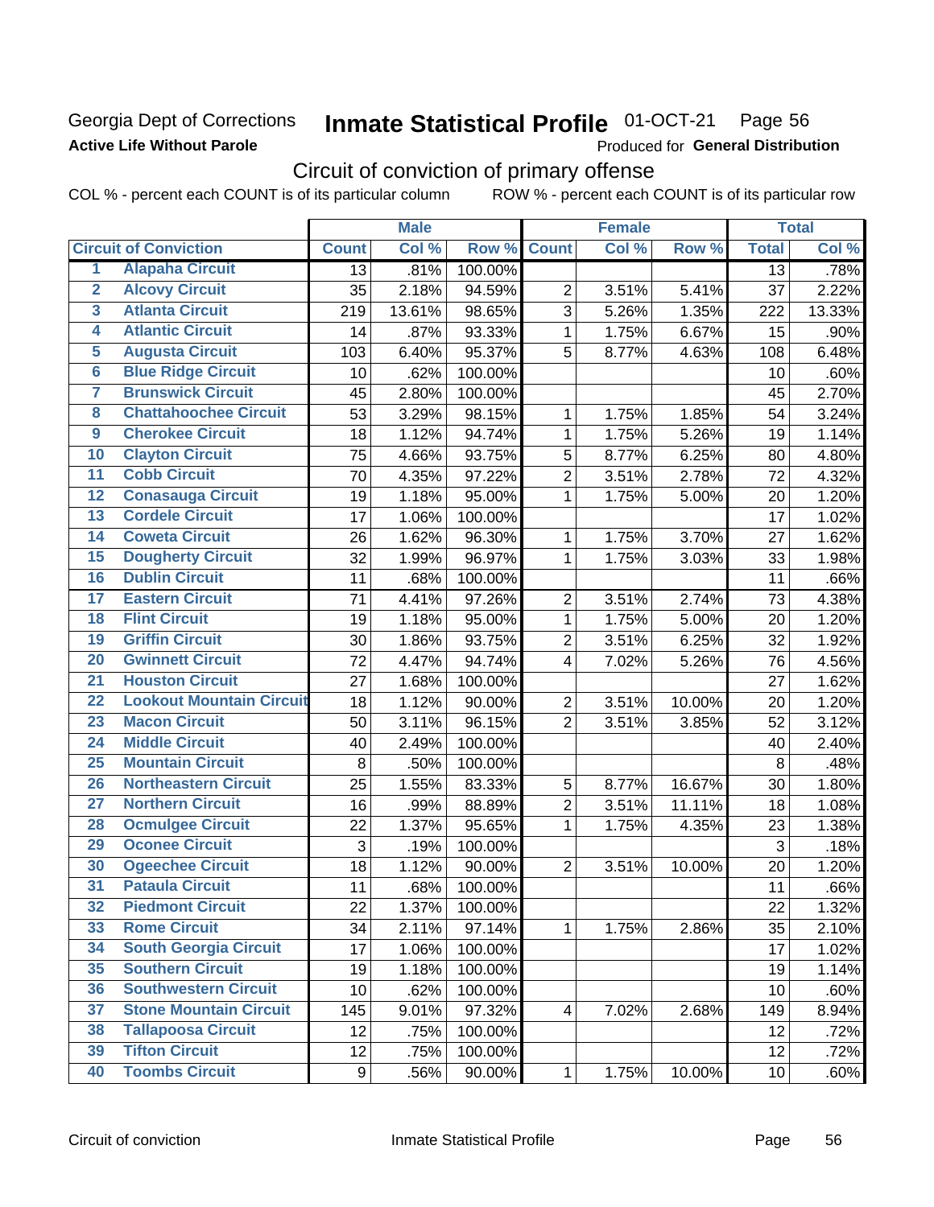Georgia Dept of Corrections
**Active Life Without Parole**

# Inmate Statistical Profile 01-OCT-21 Page 56

Produced for **General Distribution**

## Circuit of conviction of primary offense

COL % - percent each COUNT is of its particular column ROW % - percent each COUNT is of its particular row

| | | Male | | | Female | | | Total | |
|---|---|---|---|---|---|---|---|---|---|
| **Circuit of Conviction** | | **Count** | **Col %** | **Row %** | **Count** | **Col %** | **Row %** | **Total** | **Col %** |
| 1 | Alapaha Circuit | 13 | .81% | 100.00% | | | | 13 | .78% |
| 2 | Alcovy Circuit | 35 | 2.18% | 94.59% | 2 | 3.51% | 5.41% | 37 | 2.22% |
| 3 | Atlanta Circuit | 219 | 13.61% | 98.65% | 3 | 5.26% | 1.35% | 222 | 13.33% |
| 4 | Atlantic Circuit | 14 | .87% | 93.33% | 1 | 1.75% | 6.67% | 15 | .90% |
| 5 | Augusta Circuit | 103 | 6.40% | 95.37% | 5 | 8.77% | 4.63% | 108 | 6.48% |
| 6 | Blue Ridge Circuit | 10 | .62% | 100.00% | | | | 10 | .60% |
| 7 | Brunswick Circuit | 45 | 2.80% | 100.00% | | | | 45 | 2.70% |
| 8 | Chattahoochee Circuit | 53 | 3.29% | 98.15% | 1 | 1.75% | 1.85% | 54 | 3.24% |
| 9 | Cherokee Circuit | 18 | 1.12% | 94.74% | 1 | 1.75% | 5.26% | 19 | 1.14% |
| 10 | Clayton Circuit | 75 | 4.66% | 93.75% | 5 | 8.77% | 6.25% | 80 | 4.80% |
| 11 | Cobb Circuit | 70 | 4.35% | 97.22% | 2 | 3.51% | 2.78% | 72 | 4.32% |
| 12 | Conasauga Circuit | 19 | 1.18% | 95.00% | 1 | 1.75% | 5.00% | 20 | 1.20% |
| 13 | Cordele Circuit | 17 | 1.06% | 100.00% | | | | 17 | 1.02% |
| 14 | Coweta Circuit | 26 | 1.62% | 96.30% | 1 | 1.75% | 3.70% | 27 | 1.62% |
| 15 | Dougherty Circuit | 32 | 1.99% | 96.97% | 1 | 1.75% | 3.03% | 33 | 1.98% |
| 16 | Dublin Circuit | 11 | .68% | 100.00% | | | | 11 | .66% |
| 17 | Eastern Circuit | 71 | 4.41% | 97.26% | 2 | 3.51% | 2.74% | 73 | 4.38% |
| 18 | Flint Circuit | 19 | 1.18% | 95.00% | 1 | 1.75% | 5.00% | 20 | 1.20% |
| 19 | Griffin Circuit | 30 | 1.86% | 93.75% | 2 | 3.51% | 6.25% | 32 | 1.92% |
| 20 | Gwinnett Circuit | 72 | 4.47% | 94.74% | 4 | 7.02% | 5.26% | 76 | 4.56% |
| 21 | Houston Circuit | 27 | 1.68% | 100.00% | | | | 27 | 1.62% |
| 22 | Lookout Mountain Circuit | 18 | 1.12% | 90.00% | 2 | 3.51% | 10.00% | 20 | 1.20% |
| 23 | Macon Circuit | 50 | 3.11% | 96.15% | 2 | 3.51% | 3.85% | 52 | 3.12% |
| 24 | Middle Circuit | 40 | 2.49% | 100.00% | | | | 40 | 2.40% |
| 25 | Mountain Circuit | 8 | .50% | 100.00% | | | | 8 | .48% |
| 26 | Northeastern Circuit | 25 | 1.55% | 83.33% | 5 | 8.77% | 16.67% | 30 | 1.80% |
| 27 | Northern Circuit | 16 | .99% | 88.89% | 2 | 3.51% | 11.11% | 18 | 1.08% |
| 28 | Ocmulgee Circuit | 22 | 1.37% | 95.65% | 1 | 1.75% | 4.35% | 23 | 1.38% |
| 29 | Oconee Circuit | 3 | .19% | 100.00% | | | | 3 | .18% |
| 30 | Ogeechee Circuit | 18 | 1.12% | 90.00% | 2 | 3.51% | 10.00% | 20 | 1.20% |
| 31 | Pataula Circuit | 11 | .68% | 100.00% | | | | 11 | .66% |
| 32 | Piedmont Circuit | 22 | 1.37% | 100.00% | | | | 22 | 1.32% |
| 33 | Rome Circuit | 34 | 2.11% | 97.14% | 1 | 1.75% | 2.86% | 35 | 2.10% |
| 34 | South Georgia Circuit | 17 | 1.06% | 100.00% | | | | 17 | 1.02% |
| 35 | Southern Circuit | 19 | 1.18% | 100.00% | | | | 19 | 1.14% |
| 36 | Southwestern Circuit | 10 | .62% | 100.00% | | | | 10 | .60% |
| 37 | Stone Mountain Circuit | 145 | 9.01% | 97.32% | 4 | 7.02% | 2.68% | 149 | 8.94% |
| 38 | Tallapoosa Circuit | 12 | .75% | 100.00% | | | | 12 | .72% |
| 39 | Tifton Circuit | 12 | .75% | 100.00% | | | | 12 | .72% |
| 40 | Toombs Circuit | 9 | .56% | 90.00% | 1 | 1.75% | 10.00% | 10 | .60% |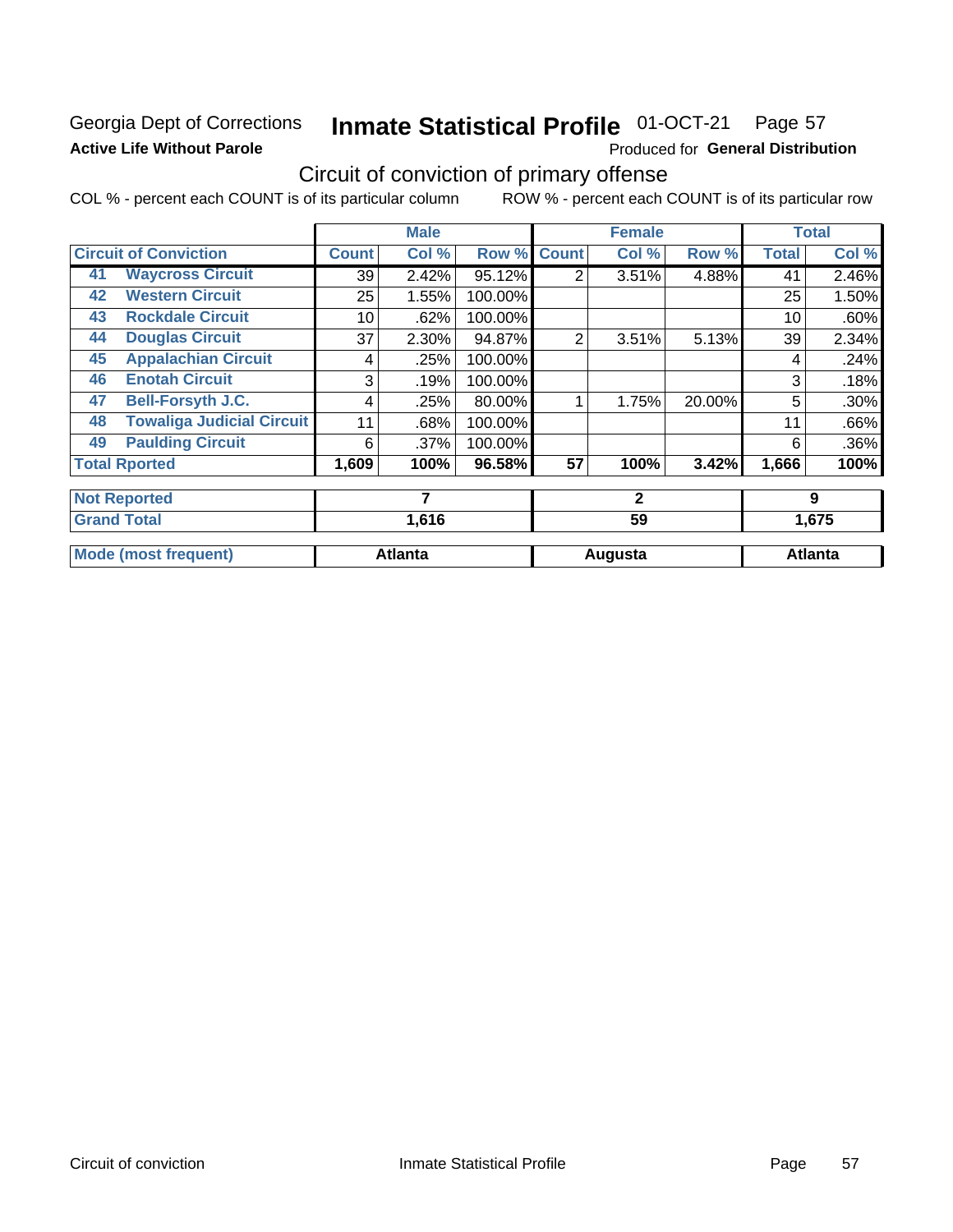Georgia Dept of Corrections **Inmate Statistical Profile** 01-OCT-21

**Active Life Without Parole** Produced for **General Distribution**

## Circuit of conviction of primary offense

COL % - percent each COUNT is of its particular column ROW % - percent each COUNT is of its particular row

| | | Male | | | Female | | | Total | |
|---|---|---|---|---|---|---|---|---|---|
| **Circuit of Conviction** | | **Count** | **Col %** | **Row %** | **Count** | **Col %** | **Row %** | **Total** | **Col %** |
| 41 | **Waycross Circuit** | 39 | 2.42% | 95.12% | 2 | 3.51% | 4.88% | 41 | 2.46% |
| 42 | **Western Circuit** | 25 | 1.55% | 100.00% | | | | 25 | 1.50% |
| 43 | **Rockdale Circuit** | 10 | .62% | 100.00% | | | | 10 | .60% |
| 44 | **Douglas Circuit** | 37 | 2.30% | 94.87% | 2 | 3.51% | 5.13% | 39 | 2.34% |
| 45 | **Appalachian Circuit** | 4 | .25% | 100.00% | | | | 4 | .24% |
| 46 | **Enotah Circuit** | 3 | .19% | 100.00% | | | | 3 | .18% |
| 47 | **Bell-Forsyth J.C.** | 4 | .25% | 80.00% | 1 | 1.75% | 20.00% | 5 | .30% |
| 48 | **Towaliga Judicial Circuit** | 11 | .68% | 100.00% | | | | 11 | .66% |
| 49 | **Paulding Circuit** | 6 | .37% | 100.00% | | | | 6 | .36% |
| **Total Rported** | | **1,609** | **100%** | **96.58%** | **57** | **100%** | **3.42%** | **1,666** | **100%** |
| **Not Reported** | | **7** | | | **2** | | | **9** | |
| **Grand Total** | | **1,616** | | | **59** | | | **1,675** | |
| **Mode (most frequent)** | | **Atlanta** | | | **Augusta** | | | **Atlanta** | |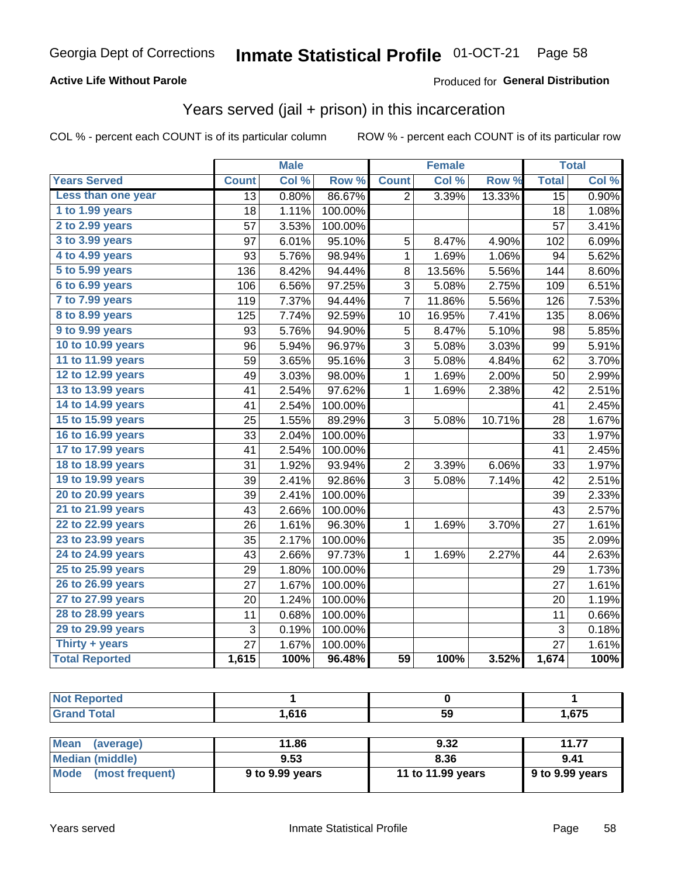Georgia Dept of Corrections **Inmate Statistical Profile** 01-OCT-21

**Active Life Without Parole**

Produced for **General Distribution**

## Years served (jail + prison) in this incarceration

COL % - percent each COUNT is of its particular column ROW % - percent each COUNT is of its particular row

| | Male | | | Female | | | Total | |
|---|---|---|---|---|---|---|---|---|
| **Years Served** | **Count** | **Col %** | **Row %** | **Count** | **Col %** | **Row %** | **Total** | **Col %** |
| Less than one year | 13 | 0.80% | 86.67% | 2 | 3.39% | 13.33% | 15 | 0.90% |
| 1 to 1.99 years | 18 | 1.11% | 100.00% | | | | 18 | 1.08% |
| 2 to 2.99 years | 57 | 3.53% | 100.00% | | | | 57 | 3.41% |
| 3 to 3.99 years | 97 | 6.01% | 95.10% | 5 | 8.47% | 4.90% | 102 | 6.09% |
| 4 to 4.99 years | 93 | 5.76% | 98.94% | 1 | 1.69% | 1.06% | 94 | 5.62% |
| 5 to 5.99 years | 136 | 8.42% | 94.44% | 8 | 13.56% | 5.56% | 144 | 8.60% |
| 6 to 6.99 years | 106 | 6.56% | 97.25% | 3 | 5.08% | 2.75% | 109 | 6.51% |
| 7 to 7.99 years | 119 | 7.37% | 94.44% | 7 | 11.86% | 5.56% | 126 | 7.53% |
| 8 to 8.99 years | 125 | 7.74% | 92.59% | 10 | 16.95% | 7.41% | 135 | 8.06% |
| 9 to 9.99 years | 93 | 5.76% | 94.90% | 5 | 8.47% | 5.10% | 98 | 5.85% |
| 10 to 10.99 years | 96 | 5.94% | 96.97% | 3 | 5.08% | 3.03% | 99 | 5.91% |
| 11 to 11.99 years | 59 | 3.65% | 95.16% | 3 | 5.08% | 4.84% | 62 | 3.70% |
| 12 to 12.99 years | 49 | 3.03% | 98.00% | 1 | 1.69% | 2.00% | 50 | 2.99% |
| 13 to 13.99 years | 41 | 2.54% | 97.62% | 1 | 1.69% | 2.38% | 42 | 2.51% |
| 14 to 14.99 years | 41 | 2.54% | 100.00% | | | | 41 | 2.45% |
| 15 to 15.99 years | 25 | 1.55% | 89.29% | 3 | 5.08% | 10.71% | 28 | 1.67% |
| 16 to 16.99 years | 33 | 2.04% | 100.00% | | | | 33 | 1.97% |
| 17 to 17.99 years | 41 | 2.54% | 100.00% | | | | 41 | 2.45% |
| 18 to 18.99 years | 31 | 1.92% | 93.94% | 2 | 3.39% | 6.06% | 33 | 1.97% |
| 19 to 19.99 years | 39 | 2.41% | 92.86% | 3 | 5.08% | 7.14% | 42 | 2.51% |
| 20 to 20.99 years | 39 | 2.41% | 100.00% | | | | 39 | 2.33% |
| 21 to 21.99 years | 43 | 2.66% | 100.00% | | | | 43 | 2.57% |
| 22 to 22.99 years | 26 | 1.61% | 96.30% | 1 | 1.69% | 3.70% | 27 | 1.61% |
| 23 to 23.99 years | 35 | 2.17% | 100.00% | | | | 35 | 2.09% |
| 24 to 24.99 years | 43 | 2.66% | 97.73% | 1 | 1.69% | 2.27% | 44 | 2.63% |
| 25 to 25.99 years | 29 | 1.80% | 100.00% | | | | 29 | 1.73% |
| 26 to 26.99 years | 27 | 1.67% | 100.00% | | | | 27 | 1.61% |
| 27 to 27.99 years | 20 | 1.24% | 100.00% | | | | 20 | 1.19% |
| 28 to 28.99 years | 11 | 0.68% | 100.00% | | | | 11 | 0.66% |
| 29 to 29.99 years | 3 | 0.19% | 100.00% | | | | 3 | 0.18% |
| Thirty + years | 27 | 1.67% | 100.00% | | | | 27 | 1.61% |
| **Total Reported** | **1,615** | **100%** | **96.48%** | **59** | **100%** | **3.52%** | **1,674** | **100%** |

| | Male | Female | Total |
|---|---|---|---|
| Not Reported | 1 | 0 | 1 |
| Grand Total | 1,616 | 59 | 1,675 |

| | Male | Female | Total |
|---|---|---|---|
| Mean (average) | 11.86 | 9.32 | 11.77 |
| Median (middle) | 9.53 | 8.36 | 9.41 |
| Mode (most frequent) | 9 to 9.99 years | 11 to 11.99 years | 9 to 9.99 years |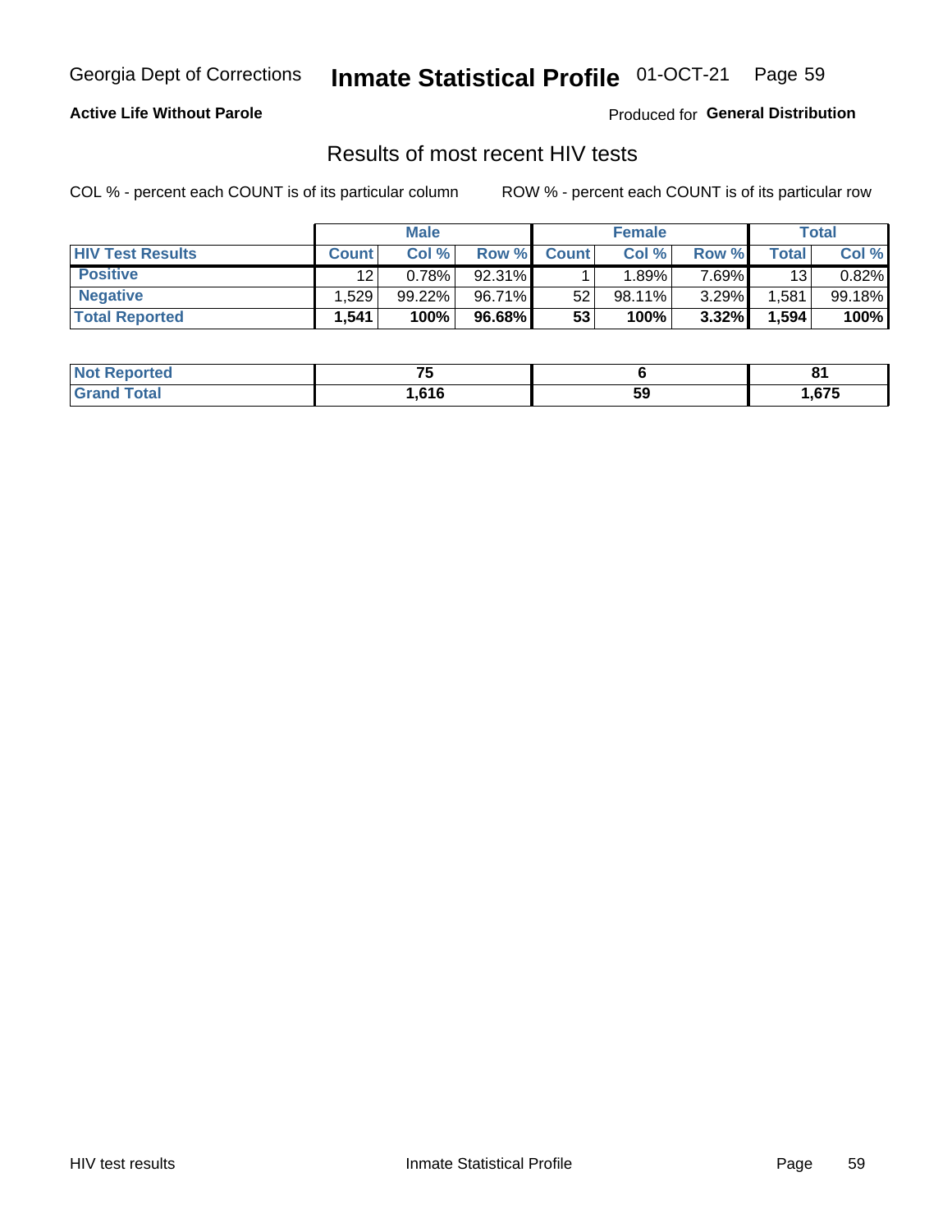Georgia Dept of Corrections **Inmate Statistical Profile** 01-OCT-21

**Active Life Without Parole**

Produced for **General Distribution**

## Results of most recent HIV tests

COL % - percent each COUNT is of its particular column

ROW % - percent each COUNT is of its particular row

| | Male | | | Female | | | Total | |
|---|---|---|---|---|---|---|---|---|
| **HIV Test Results** | **Count** | **Col %** | **Row %** | **Count** | **Col %** | **Row %** | **Total** | **Col %** |
| **Positive** | 12 | 0.78% | 92.31% | 1 | 1.89% | 7.69% | 13 | 0.82% |
| **Negative** | 1,529 | 99.22% | 96.71% | 52 | 98.11% | 3.29% | 1,581 | 99.18% |
| **Total Reported** | **1,541** | **100%** | **96.68%** | **53** | **100%** | **3.32%** | **1,594** | **100%** |

| | Male | Female | Total |
|---|---|---|---|
| **Not Reported** | **75** | **6** | **81** |
| **Grand Total** | **1,616** | **59** | **1,675** |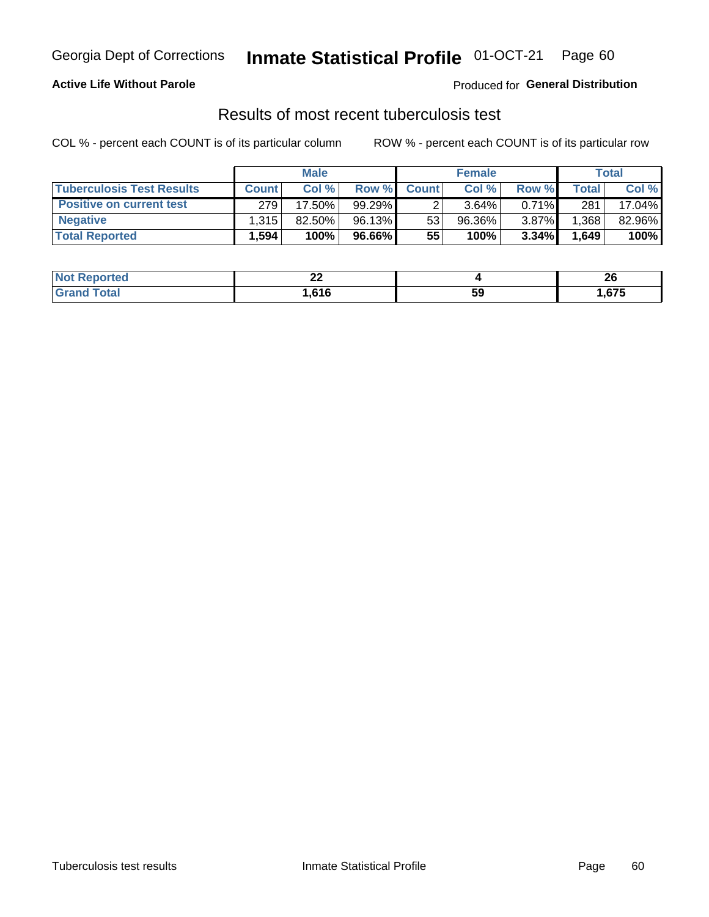Georgia Dept of Corrections **Inmate Statistical Profile** 01-OCT-21

**Active Life Without Parole**

Produced for **General Distribution**

## Results of most recent tuberculosis test

COL % - percent each COUNT is of its particular column

ROW % - percent each COUNT is of its particular row

| | Male | | | Female | | | Total | |
|---|---|---|---|---|---|---|---|---|
| **Tuberculosis Test Results** | **Count** | **Col %** | **Row %** | **Count** | **Col %** | **Row %** | **Total** | **Col %** |
| **Positive on current test** | 279 | 17.50% | 99.29% | 2 | 3.64% | 0.71% | 281 | 17.04% |
| **Negative** | 1,315 | 82.50% | 96.13% | 53 | 96.36% | 3.87% | 1,368 | 82.96% |
| **Total Reported** | **1,594** | **100%** | **96.66%** | **55** | **100%** | **3.34%** | **1,649** | **100%** |

| | Male | Female | Total |
|---|---|---|---|
| **Not Reported** | **22** | **4** | **26** |
| **Grand Total** | **1,616** | **59** | **1,675** |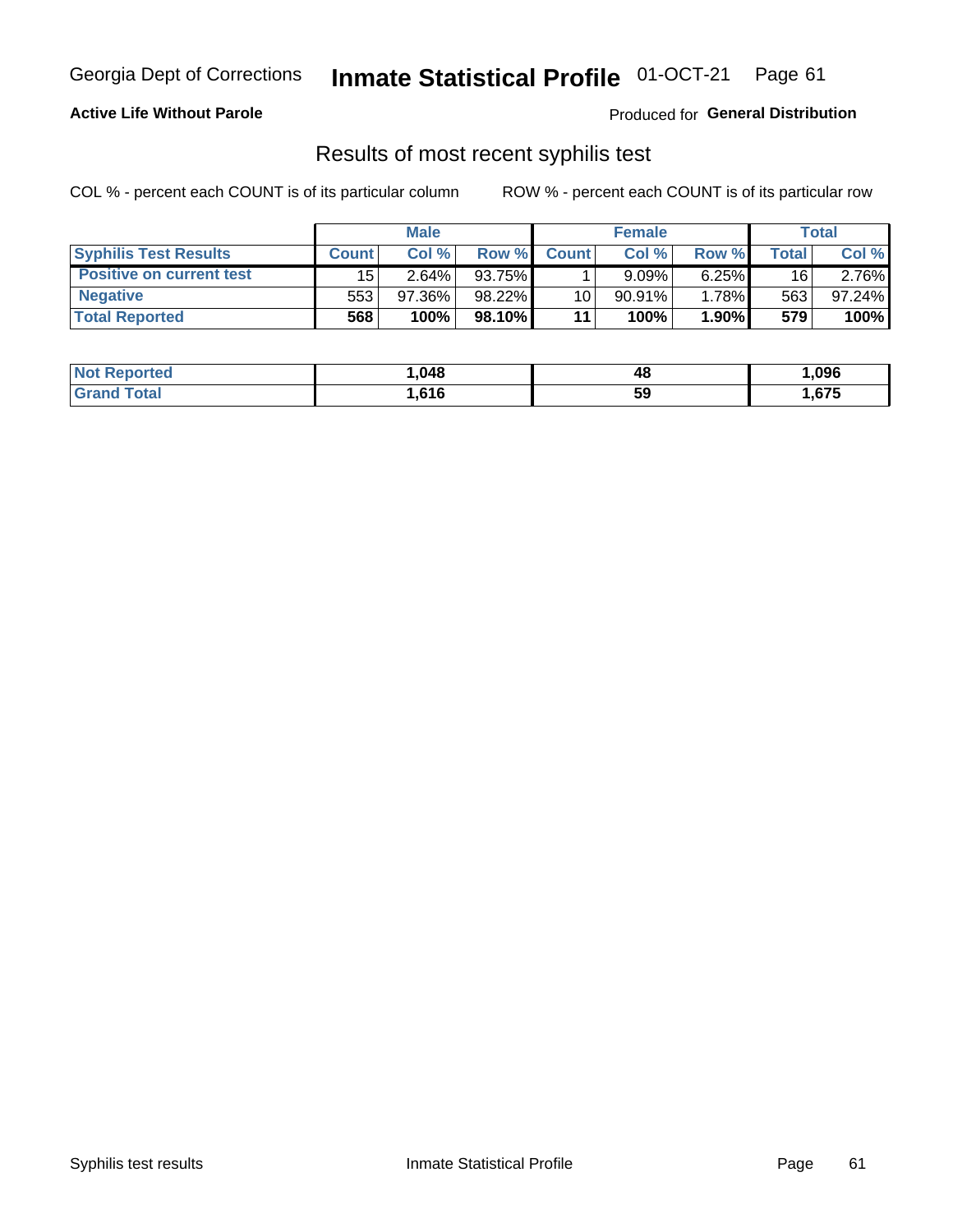Georgia Dept of Corrections **Inmate Statistical Profile** 01-OCT-21

**Active Life Without Parole**

Produced for **General Distribution**

## Results of most recent syphilis test

COL % - percent each COUNT is of its particular column ROW % - percent each COUNT is of its particular row

| | Male | | | Female | | | Total | |
|---|---|---|---|---|---|---|---|---|
| **Syphilis Test Results** | **Count** | **Col %** | **Row %** | **Count** | **Col %** | **Row %** | **Total** | **Col %** |
| **Positive on current test** | 15 | 2.64% | 93.75% | 1 | 9.09% | 6.25% | 16 | 2.76% |
| **Negative** | 553 | 97.36% | 98.22% | 10 | 90.91% | 1.78% | 563 | 97.24% |
| **Total Reported** | **568** | **100%** | **98.10%** | **11** | **100%** | **1.90%** | **579** | **100%** |

| | Male | Female | Total |
|---|---|---|---|
| **Not Reported** | **1,048** | **48** | **1,096** |
| **Grand Total** | **1,616** | **59** | **1,675** |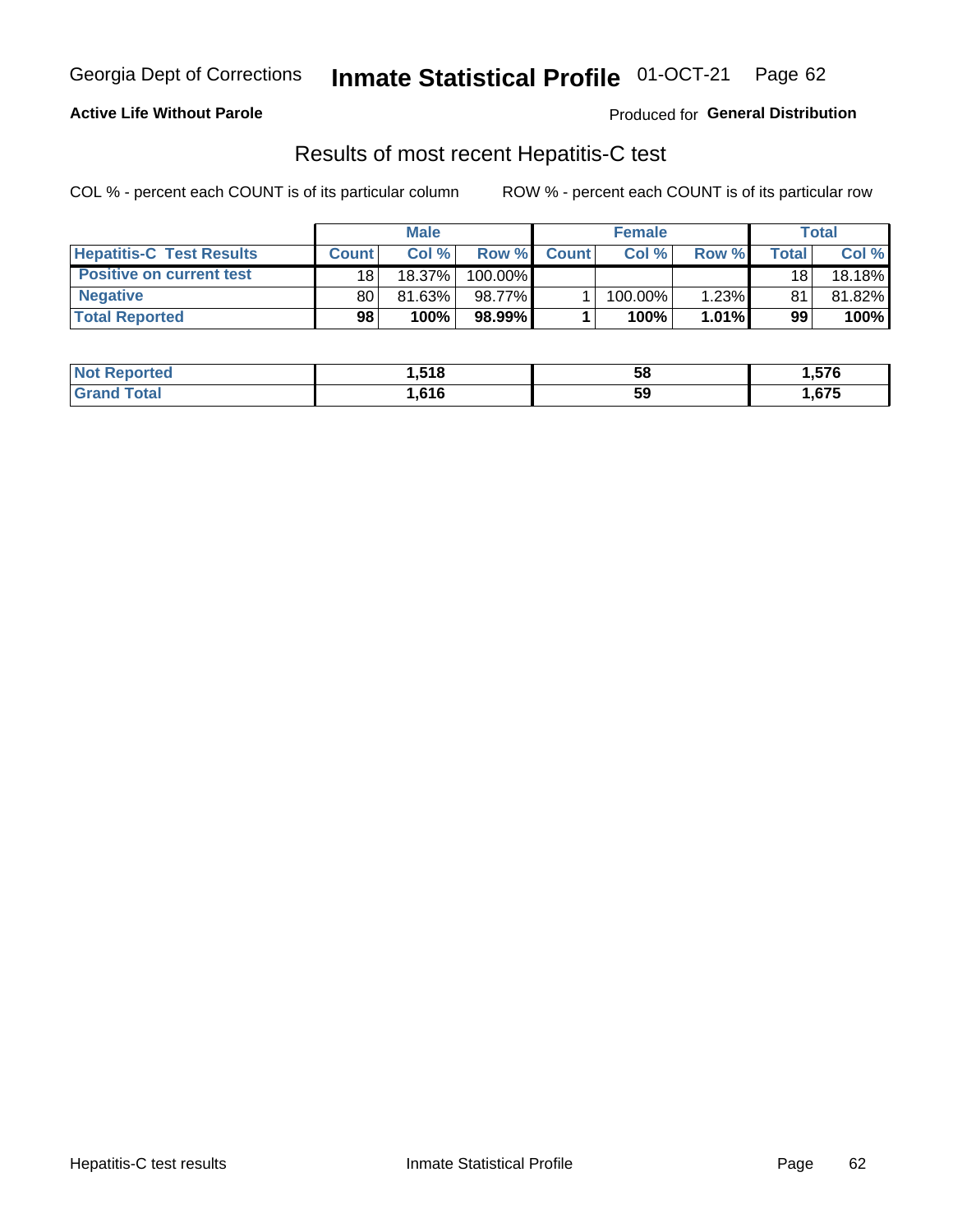Georgia Dept of Corrections **Inmate Statistical Profile** 01-OCT-21

**Active Life Without Parole**

Produced for **General Distribution**

## Results of most recent Hepatitis-C test

COL % - percent each COUNT is of its particular column

ROW % - percent each COUNT is of its particular row

| | Male | | | Female | | | Total | |
|---|---|---|---|---|---|---|---|---|
| **Hepatitis-C Test Results** | **Count** | **Col %** | **Row %** | **Count** | **Col %** | **Row %** | **Total** | **Col %** |
| **Positive on current test** | 18 | 18.37% | 100.00% | | | | 18 | 18.18% |
| **Negative** | 80 | 81.63% | 98.77% | 1 | 100.00% | 1.23% | 81 | 81.82% |
| **Total Reported** | **98** | **100%** | **98.99%** | **1** | **100%** | **1.01%** | **99** | **100%** |

| | Male | Female | Total |
|---|---|---|---|
| **Not Reported** | **1,518** | **58** | **1,576** |
| **Grand Total** | **1,616** | **59** | **1,675** |

Hepatitis-C test results